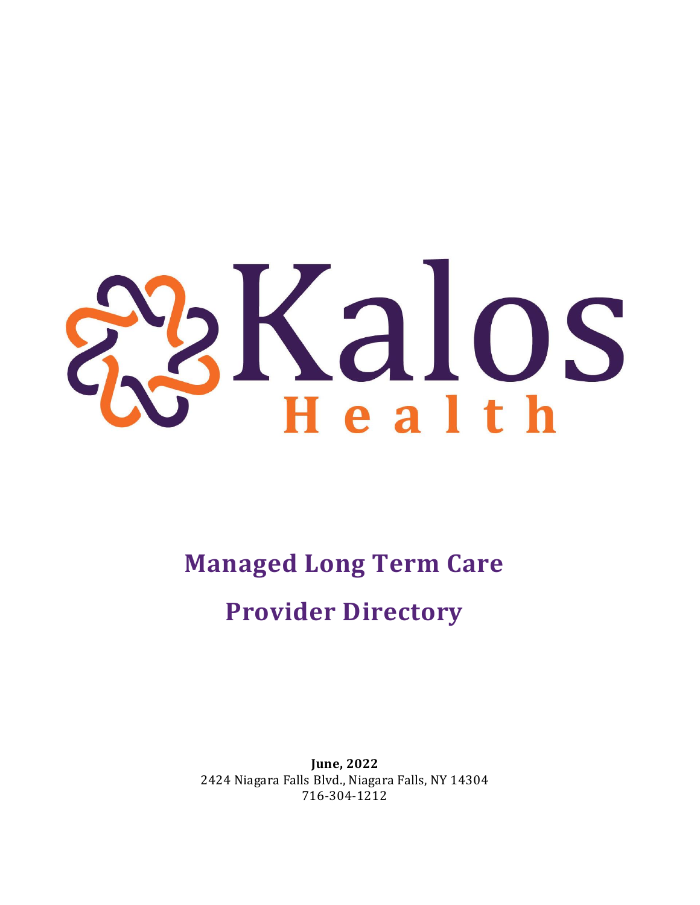# Kalos Health

## Managed Long Term Care

## Provider Directory

**June, 2022**
2424 Niagara Falls Blvd., Niagara Falls, NY 14304
716-304-1212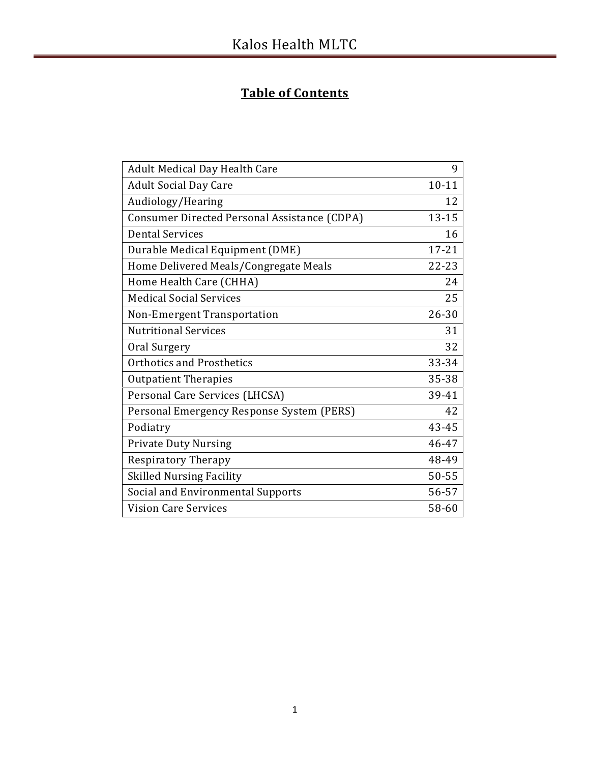# Table of Contents

| | |
|---|---|
| Adult Medical Day Health Care | 9 |
| Adult Social Day Care | 10-11 |
| Audiology/Hearing | 12 |
| Consumer Directed Personal Assistance (CDPA) | 13-15 |
| Dental Services | 16 |
| Durable Medical Equipment (DME) | 17-21 |
| Home Delivered Meals/Congregate Meals | 22-23 |
| Home Health Care (CHHA) | 24 |
| Medical Social Services | 25 |
| Non-Emergent Transportation | 26-30 |
| Nutritional Services | 31 |
| Oral Surgery | 32 |
| Orthotics and Prosthetics | 33-34 |
| Outpatient Therapies | 35-38 |
| Personal Care Services (LHCSA) | 39-41 |
| Personal Emergency Response System (PERS) | 42 |
| Podiatry | 43-45 |
| Private Duty Nursing | 46-47 |
| Respiratory Therapy | 48-49 |
| Skilled Nursing Facility | 50-55 |
| Social and Environmental Supports | 56-57 |
| Vision Care Services | 58-60 |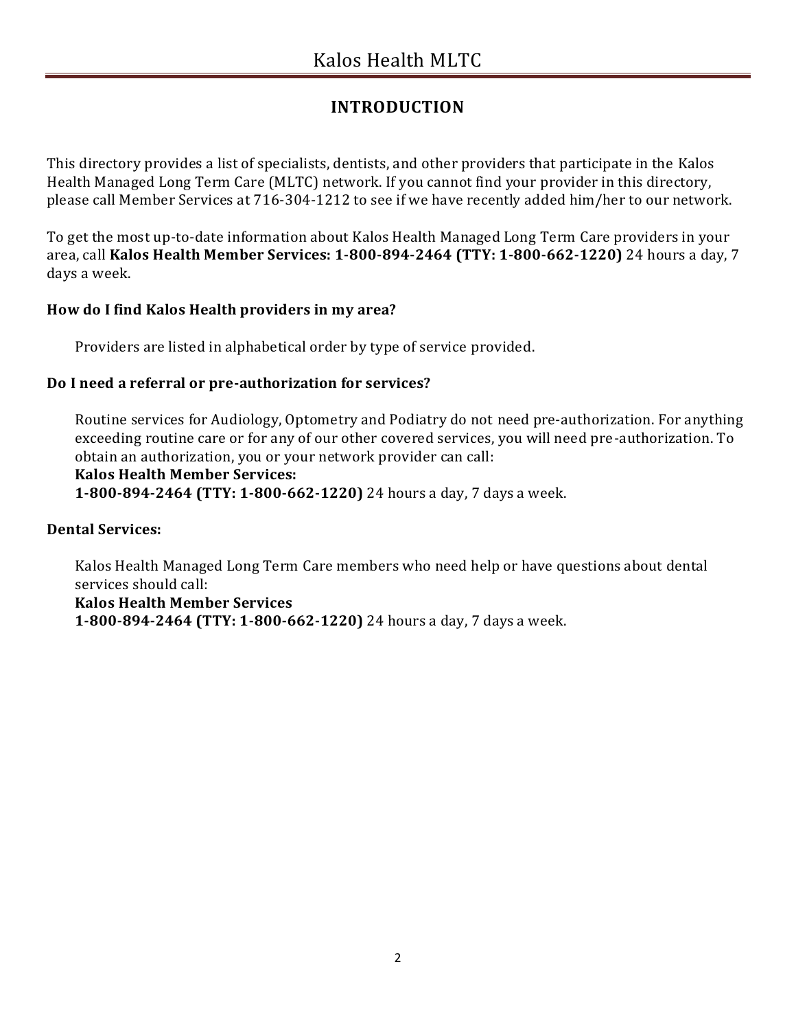# INTRODUCTION

This directory provides a list of specialists, dentists, and other providers that participate in the Kalos Health Managed Long Term Care (MLTC) network. If you cannot find your provider in this directory, please call Member Services at 716-304-1212 to see if we have recently added him/her to our network.

To get the most up-to-date information about Kalos Health Managed Long Term Care providers in your area, call **Kalos Health Member Services: 1-800-894-2464 (TTY: 1-800-662-1220)** 24 hours a day, 7 days a week.

### How do I find Kalos Health providers in my area?

Providers are listed in alphabetical order by type of service provided.

### Do I need a referral or pre-authorization for services?

Routine services for Audiology, Optometry and Podiatry do not need pre-authorization. For anything exceeding routine care or for any of our other covered services, you will need pre-authorization. To obtain an authorization, you or your network provider can call:
**Kalos Health Member Services:**
**1-800-894-2464 (TTY: 1-800-662-1220)** 24 hours a day, 7 days a week.

### Dental Services:

Kalos Health Managed Long Term Care members who need help or have questions about dental services should call:
**Kalos Health Member Services**
**1-800-894-2464 (TTY: 1-800-662-1220)** 24 hours a day, 7 days a week.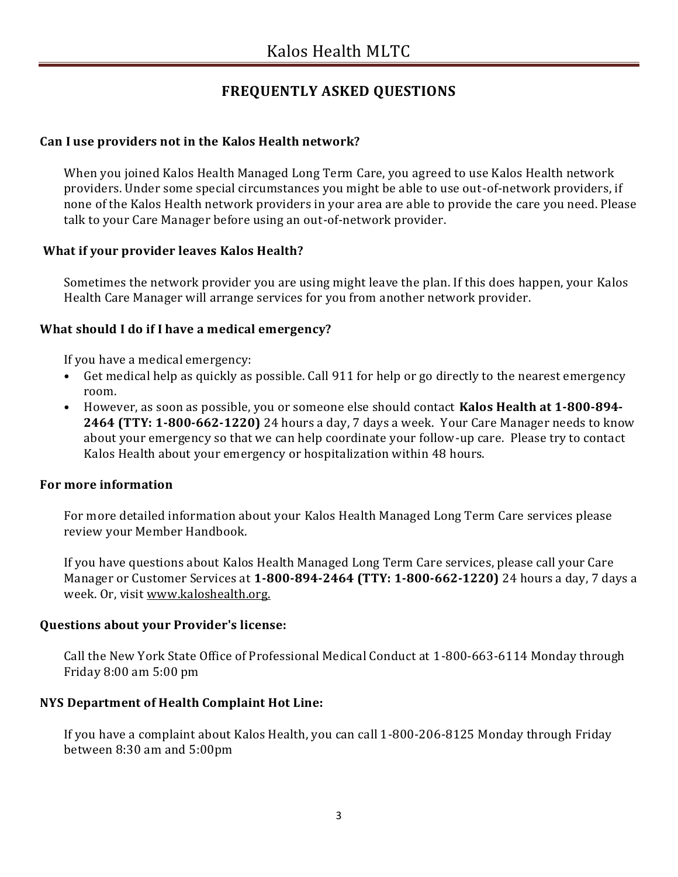## FREQUENTLY ASKED QUESTIONS

**Can I use providers not in the Kalos Health network?**

When you joined Kalos Health Managed Long Term Care, you agreed to use Kalos Health network providers. Under some special circumstances you might be able to use out-of-network providers, if none of the Kalos Health network providers in your area are able to provide the care you need. Please talk to your Care Manager before using an out-of-network provider.

**What if your provider leaves Kalos Health?**

Sometimes the network provider you are using might leave the plan. If this does happen, your Kalos Health Care Manager will arrange services for you from another network provider.

**What should I do if I have a medical emergency?**

If you have a medical emergency:

- Get medical help as quickly as possible. Call 911 for help or go directly to the nearest emergency room.
- However, as soon as possible, you or someone else should contact **Kalos Health at 1-800-894-2464 (TTY: 1-800-662-1220)** 24 hours a day, 7 days a week. Your Care Manager needs to know about your emergency so that we can help coordinate your follow-up care. Please try to contact Kalos Health about your emergency or hospitalization within 48 hours.

**For more information**

For more detailed information about your Kalos Health Managed Long Term Care services please review your Member Handbook.

If you have questions about Kalos Health Managed Long Term Care services, please call your Care Manager or Customer Services at **1-800-894-2464 (TTY: 1-800-662-1220)** 24 hours a day, 7 days a week. Or, visit www.kaloshealth.org.

**Questions about your Provider's license:**

Call the New York State Office of Professional Medical Conduct at 1-800-663-6114 Monday through Friday 8:00 am 5:00 pm

**NYS Department of Health Complaint Hot Line:**

If you have a complaint about Kalos Health, you can call 1-800-206-8125 Monday through Friday between 8:30 am and 5:00pm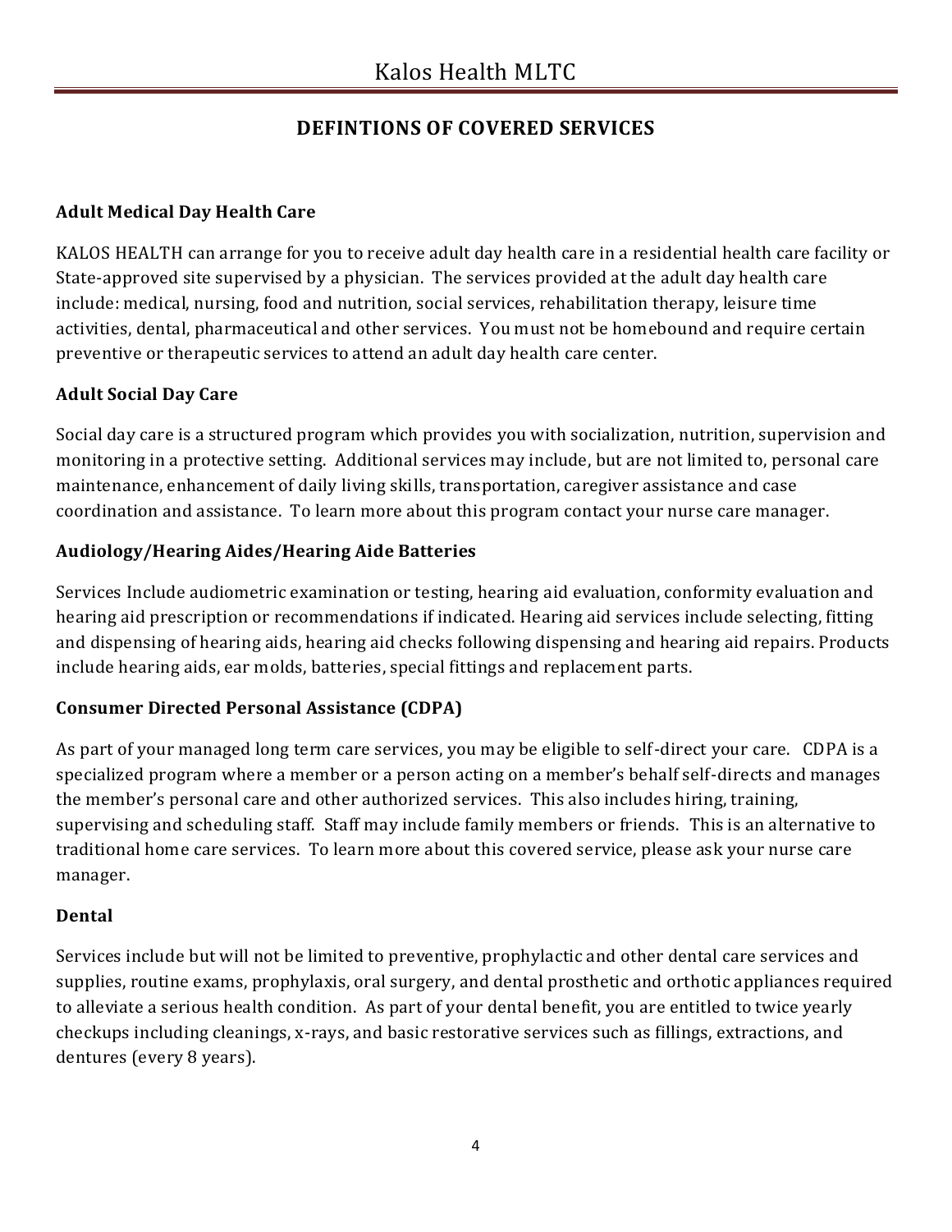## DEFINTIONS OF COVERED SERVICES

**Adult Medical Day Health Care**

KALOS HEALTH can arrange for you to receive adult day health care in a residential health care facility or State-approved site supervised by a physician. The services provided at the adult day health care include: medical, nursing, food and nutrition, social services, rehabilitation therapy, leisure time activities, dental, pharmaceutical and other services. You must not be homebound and require certain preventive or therapeutic services to attend an adult day health care center.

**Adult Social Day Care**

Social day care is a structured program which provides you with socialization, nutrition, supervision and monitoring in a protective setting. Additional services may include, but are not limited to, personal care maintenance, enhancement of daily living skills, transportation, caregiver assistance and case coordination and assistance. To learn more about this program contact your nurse care manager.

**Audiology/Hearing Aides/Hearing Aide Batteries**

Services Include audiometric examination or testing, hearing aid evaluation, conformity evaluation and hearing aid prescription or recommendations if indicated. Hearing aid services include selecting, fitting and dispensing of hearing aids, hearing aid checks following dispensing and hearing aid repairs. Products include hearing aids, ear molds, batteries, special fittings and replacement parts.

**Consumer Directed Personal Assistance (CDPA)**

As part of your managed long term care services, you may be eligible to self-direct your care. CDPA is a specialized program where a member or a person acting on a member's behalf self-directs and manages the member's personal care and other authorized services. This also includes hiring, training, supervising and scheduling staff. Staff may include family members or friends. This is an alternative to traditional home care services. To learn more about this covered service, please ask your nurse care manager.

**Dental**

Services include but will not be limited to preventive, prophylactic and other dental care services and supplies, routine exams, prophylaxis, oral surgery, and dental prosthetic and orthotic appliances required to alleviate a serious health condition. As part of your dental benefit, you are entitled to twice yearly checkups including cleanings, x-rays, and basic restorative services such as fillings, extractions, and dentures (every 8 years).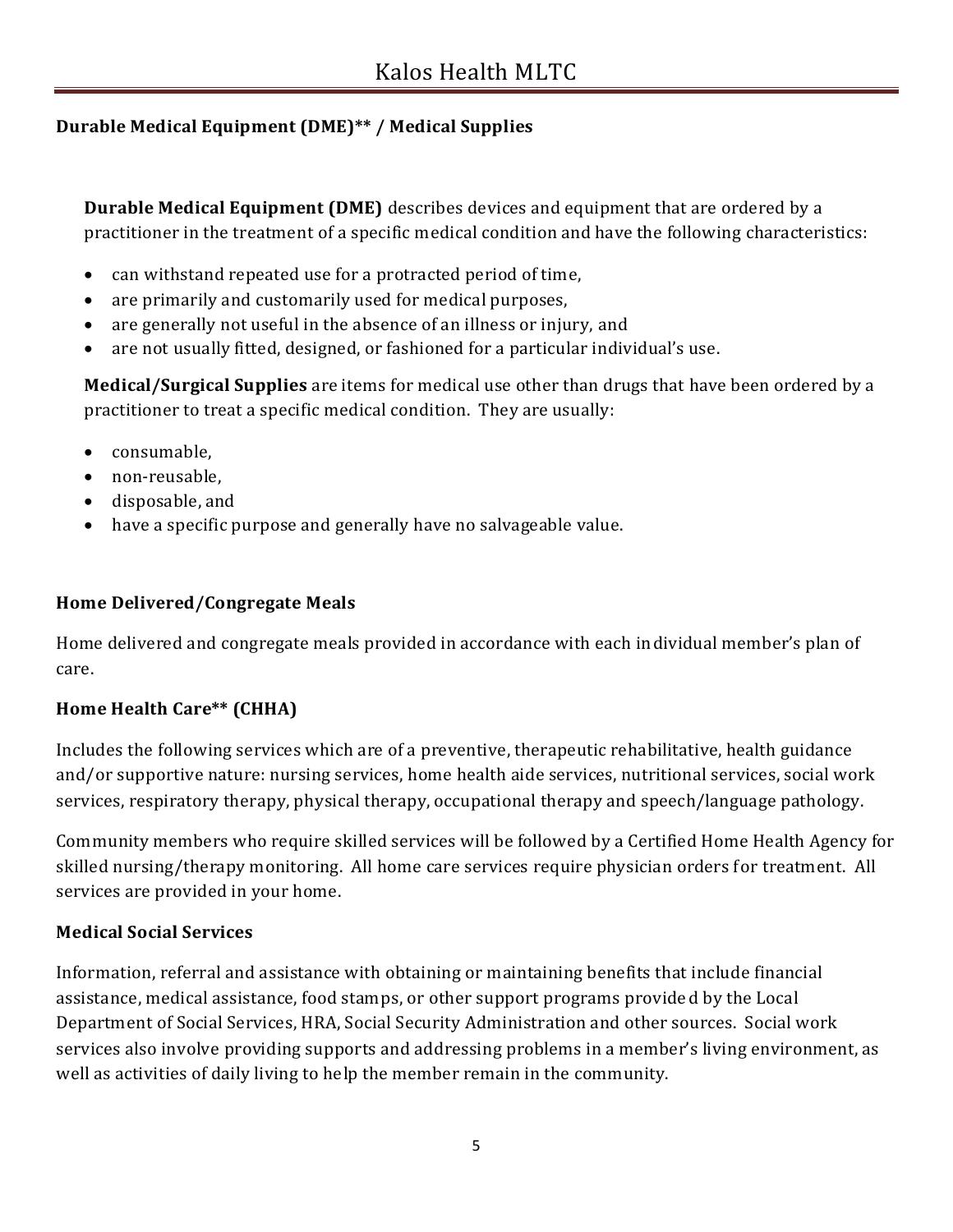### Durable Medical Equipment (DME)** / Medical Supplies

**Durable Medical Equipment (DME)** describes devices and equipment that are ordered by a practitioner in the treatment of a specific medical condition and have the following characteristics:

- can withstand repeated use for a protracted period of time,
- are primarily and customarily used for medical purposes,
- are generally not useful in the absence of an illness or injury, and
- are not usually fitted, designed, or fashioned for a particular individual's use.

**Medical/Surgical Supplies** are items for medical use other than drugs that have been ordered by a practitioner to treat a specific medical condition. They are usually:

- consumable,
- non-reusable,
- disposable, and
- have a specific purpose and generally have no salvageable value.

### Home Delivered/Congregate Meals

Home delivered and congregate meals provided in accordance with each individual member's plan of care.

### Home Health Care** (CHHA)

Includes the following services which are of a preventive, therapeutic rehabilitative, health guidance and/or supportive nature: nursing services, home health aide services, nutritional services, social work services, respiratory therapy, physical therapy, occupational therapy and speech/language pathology.

Community members who require skilled services will be followed by a Certified Home Health Agency for skilled nursing/therapy monitoring. All home care services require physician orders for treatment. All services are provided in your home.

### Medical Social Services

Information, referral and assistance with obtaining or maintaining benefits that include financial assistance, medical assistance, food stamps, or other support programs provided by the Local Department of Social Services, HRA, Social Security Administration and other sources. Social work services also involve providing supports and addressing problems in a member's living environment, as well as activities of daily living to help the member remain in the community.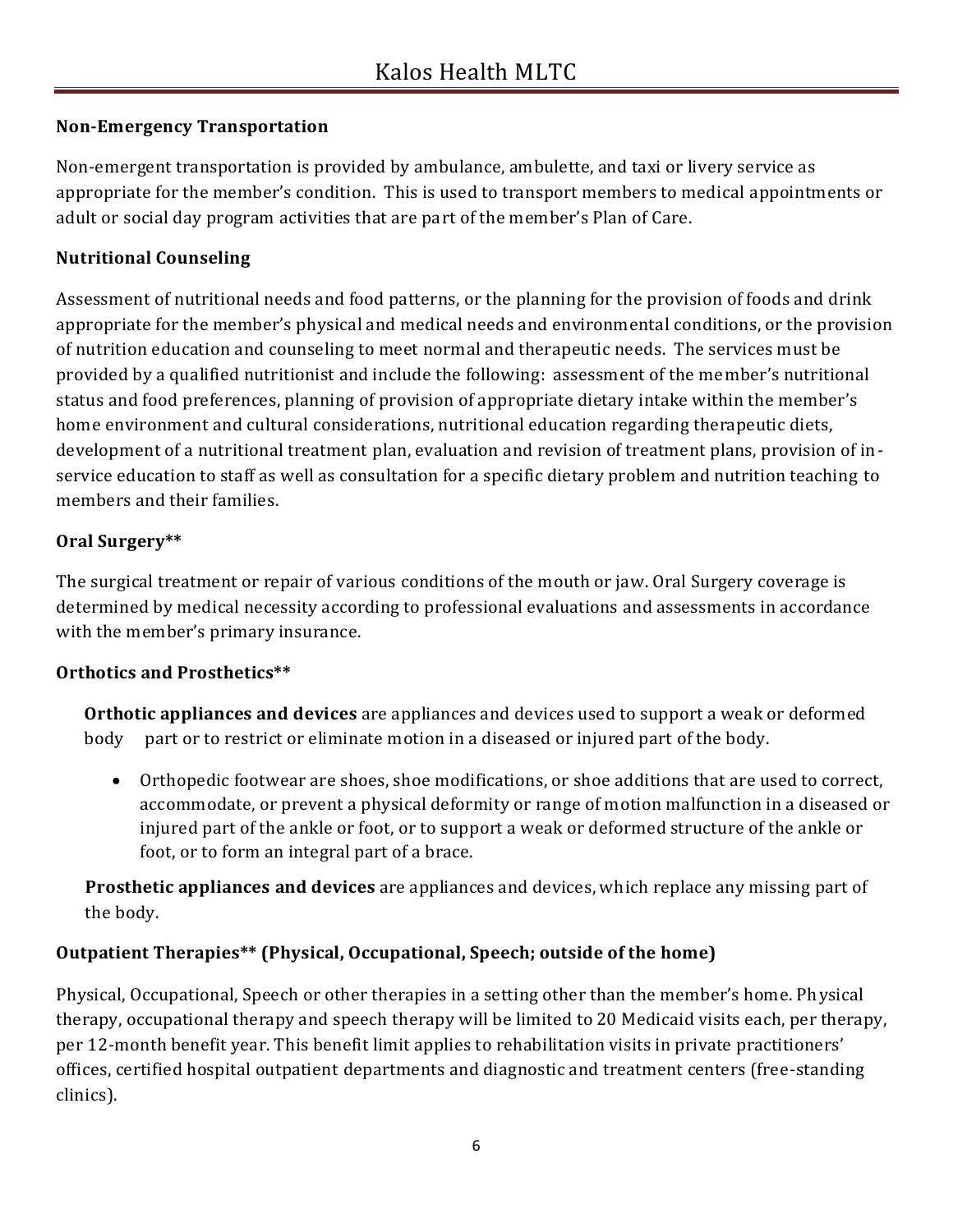**Non-Emergency Transportation**

Non-emergent transportation is provided by ambulance, ambulette, and taxi or livery service as appropriate for the member's condition. This is used to transport members to medical appointments or adult or social day program activities that are part of the member's Plan of Care.

**Nutritional Counseling**

Assessment of nutritional needs and food patterns, or the planning for the provision of foods and drink appropriate for the member's physical and medical needs and environmental conditions, or the provision of nutrition education and counseling to meet normal and therapeutic needs. The services must be provided by a qualified nutritionist and include the following: assessment of the member's nutritional status and food preferences, planning of provision of appropriate dietary intake within the member's home environment and cultural considerations, nutritional education regarding therapeutic diets, development of a nutritional treatment plan, evaluation and revision of treatment plans, provision of in-service education to staff as well as consultation for a specific dietary problem and nutrition teaching to members and their families.

**Oral Surgery****

The surgical treatment or repair of various conditions of the mouth or jaw. Oral Surgery coverage is determined by medical necessity according to professional evaluations and assessments in accordance with the member's primary insurance.

**Orthotics and Prosthetics****

**Orthotic appliances and devices** are appliances and devices used to support a weak or deformed body part or to restrict or eliminate motion in a diseased or injured part of the body.

- Orthopedic footwear are shoes, shoe modifications, or shoe additions that are used to correct, accommodate, or prevent a physical deformity or range of motion malfunction in a diseased or injured part of the ankle or foot, or to support a weak or deformed structure of the ankle or foot, or to form an integral part of a brace.

**Prosthetic appliances and devices** are appliances and devices, which replace any missing part of the body.

**Outpatient Therapies** (Physical, Occupational, Speech; outside of the home)**

Physical, Occupational, Speech or other therapies in a setting other than the member's home. Physical therapy, occupational therapy and speech therapy will be limited to 20 Medicaid visits each, per therapy, per 12-month benefit year. This benefit limit applies to rehabilitation visits in private practitioners' offices, certified hospital outpatient departments and diagnostic and treatment centers (free-standing clinics).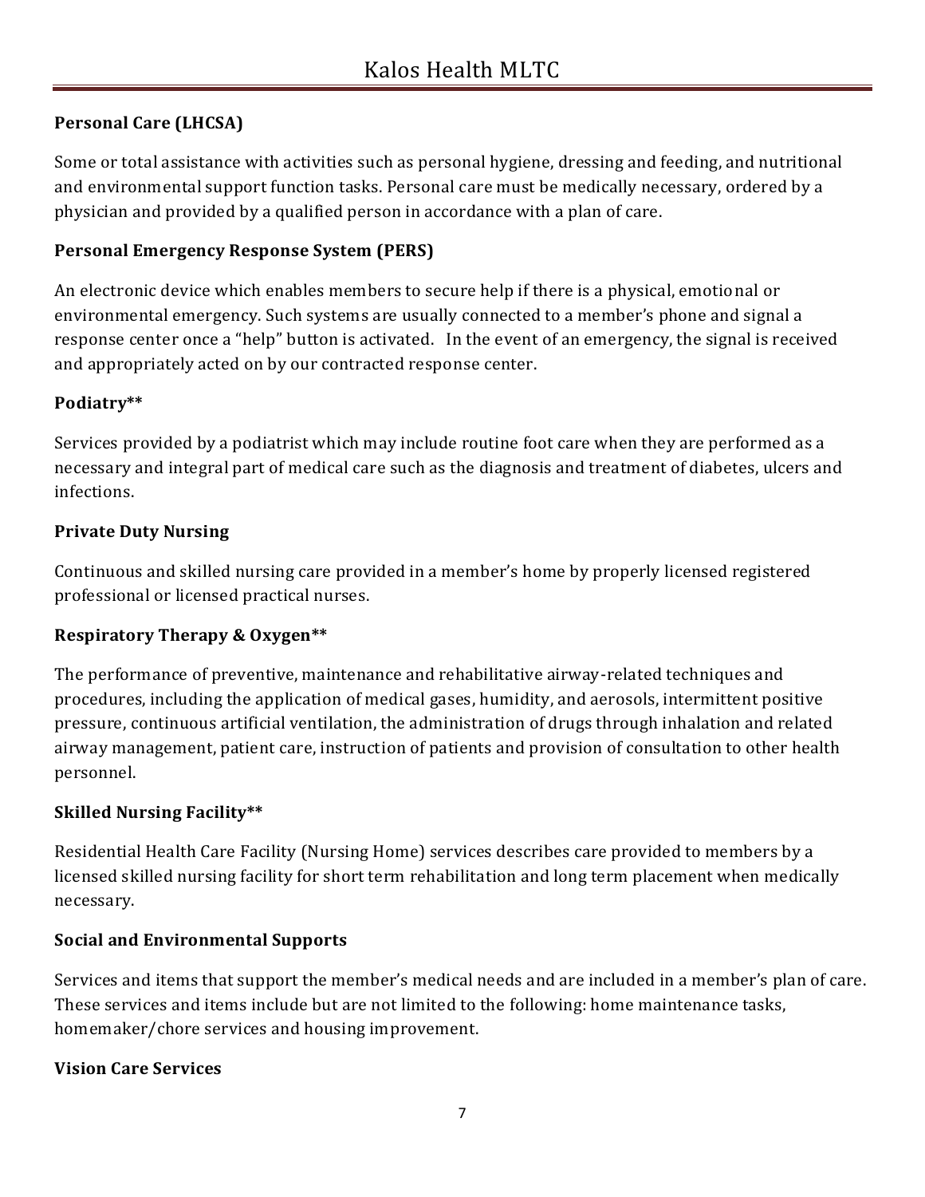**Personal Care (LHCSA)**

Some or total assistance with activities such as personal hygiene, dressing and feeding, and nutritional and environmental support function tasks. Personal care must be medically necessary, ordered by a physician and provided by a qualified person in accordance with a plan of care.

**Personal Emergency Response System (PERS)**

An electronic device which enables members to secure help if there is a physical, emotional or environmental emergency. Such systems are usually connected to a member's phone and signal a response center once a "help" button is activated. In the event of an emergency, the signal is received and appropriately acted on by our contracted response center.

**Podiatry****

Services provided by a podiatrist which may include routine foot care when they are performed as a necessary and integral part of medical care such as the diagnosis and treatment of diabetes, ulcers and infections.

**Private Duty Nursing**

Continuous and skilled nursing care provided in a member's home by properly licensed registered professional or licensed practical nurses.

**Respiratory Therapy & Oxygen****

The performance of preventive, maintenance and rehabilitative airway-related techniques and procedures, including the application of medical gases, humidity, and aerosols, intermittent positive pressure, continuous artificial ventilation, the administration of drugs through inhalation and related airway management, patient care, instruction of patients and provision of consultation to other health personnel.

**Skilled Nursing Facility****

Residential Health Care Facility (Nursing Home) services describes care provided to members by a licensed skilled nursing facility for short term rehabilitation and long term placement when medically necessary.

**Social and Environmental Supports**

Services and items that support the member's medical needs and are included in a member's plan of care. These services and items include but are not limited to the following: home maintenance tasks, homemaker/chore services and housing improvement.

**Vision Care Services**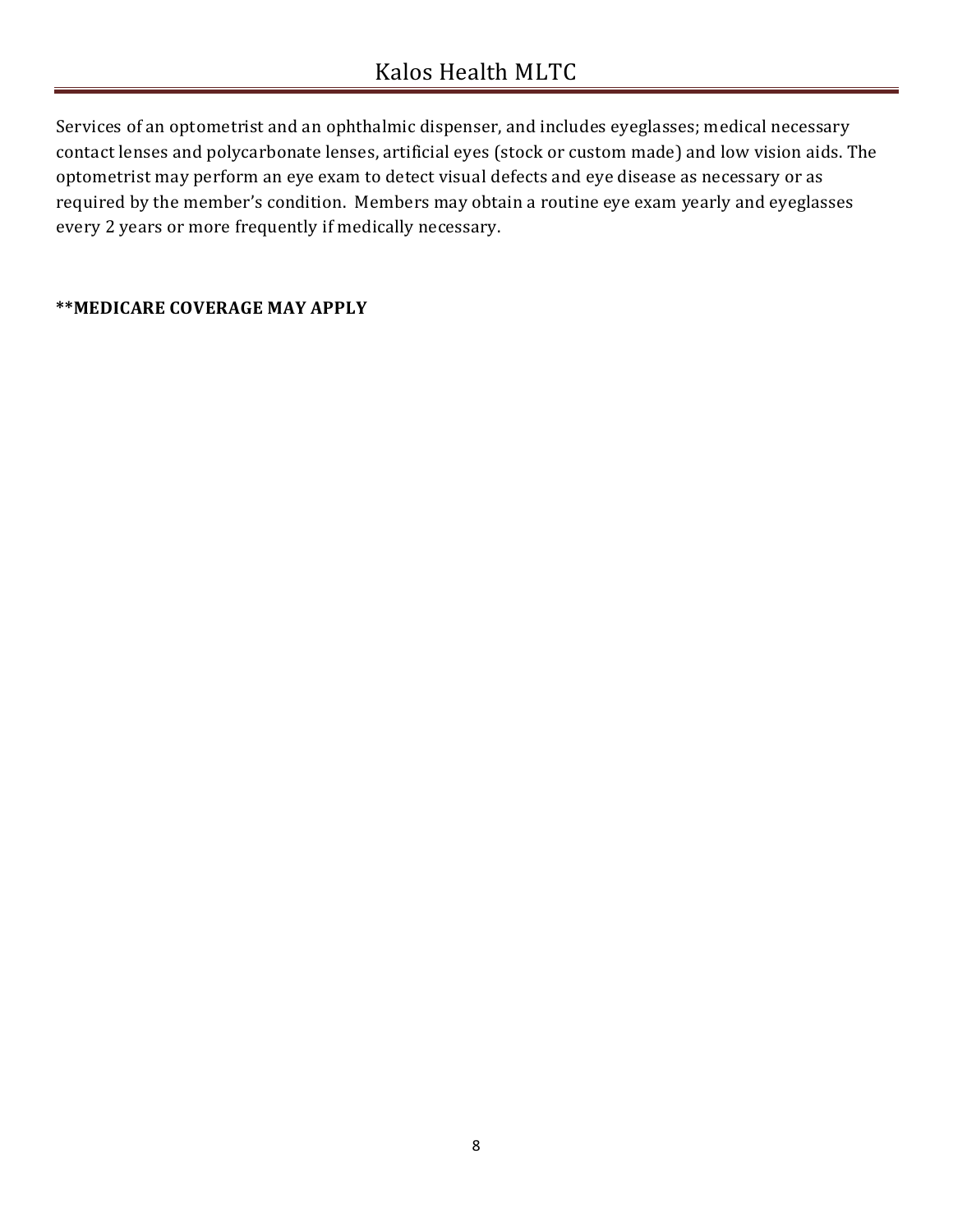Services of an optometrist and an ophthalmic dispenser, and includes eyeglasses; medical necessary contact lenses and polycarbonate lenses, artificial eyes (stock or custom made) and low vision aids. The optometrist may perform an eye exam to detect visual defects and eye disease as necessary or as required by the member's condition. Members may obtain a routine eye exam yearly and eyeglasses every 2 years or more frequently if medically necessary.

**\*\*MEDICARE COVERAGE MAY APPLY**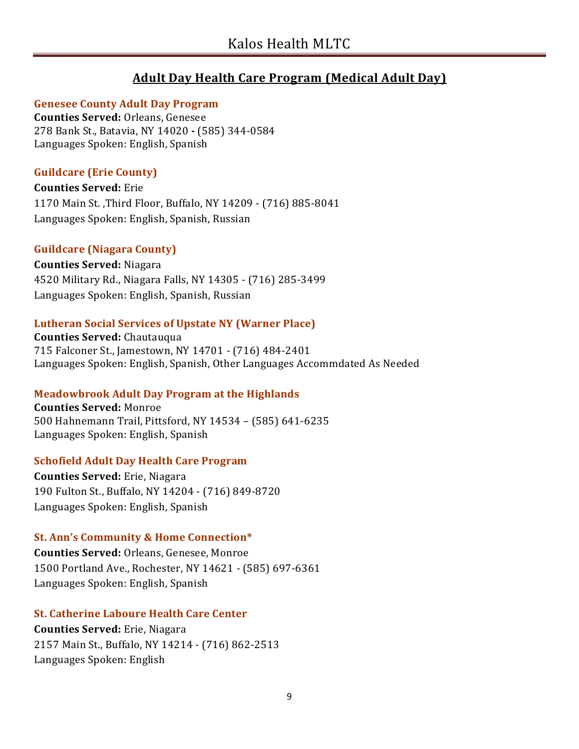## Adult Day Health Care Program (Medical Adult Day)

### Genesee County Adult Day Program

**Counties Served:** Orleans, Genesee
278 Bank St., Batavia, NY 14020 - (585) 344-0584
Languages Spoken: English, Spanish

### Guildcare (Erie County)

**Counties Served:** Erie
1170 Main St. ,Third Floor, Buffalo, NY 14209 - (716) 885-8041
Languages Spoken: English, Spanish, Russian

### Guildcare (Niagara County)

**Counties Served:** Niagara
4520 Military Rd., Niagara Falls, NY 14305 - (716) 285-3499
Languages Spoken: English, Spanish, Russian

### Lutheran Social Services of Upstate NY (Warner Place)

**Counties Served:** Chautauqua
715 Falconer St., Jamestown, NY 14701 - (716) 484-2401
Languages Spoken: English, Spanish, Other Languages Accommdated As Needed

### Meadowbrook Adult Day Program at the Highlands

**Counties Served:** Monroe
500 Hahnemann Trail, Pittsford, NY 14534 – (585) 641-6235
Languages Spoken: English, Spanish

### Schofield Adult Day Health Care Program

**Counties Served:** Erie, Niagara
190 Fulton St., Buffalo, NY 14204 - (716) 849-8720
Languages Spoken: English, Spanish

### St. Ann's Community & Home Connection*

**Counties Served:** Orleans, Genesee, Monroe
1500 Portland Ave., Rochester, NY 14621 - (585) 697-6361
Languages Spoken: English, Spanish

### St. Catherine Laboure Health Care Center

**Counties Served:** Erie, Niagara
2157 Main St., Buffalo, NY 14214 - (716) 862-2513
Languages Spoken: English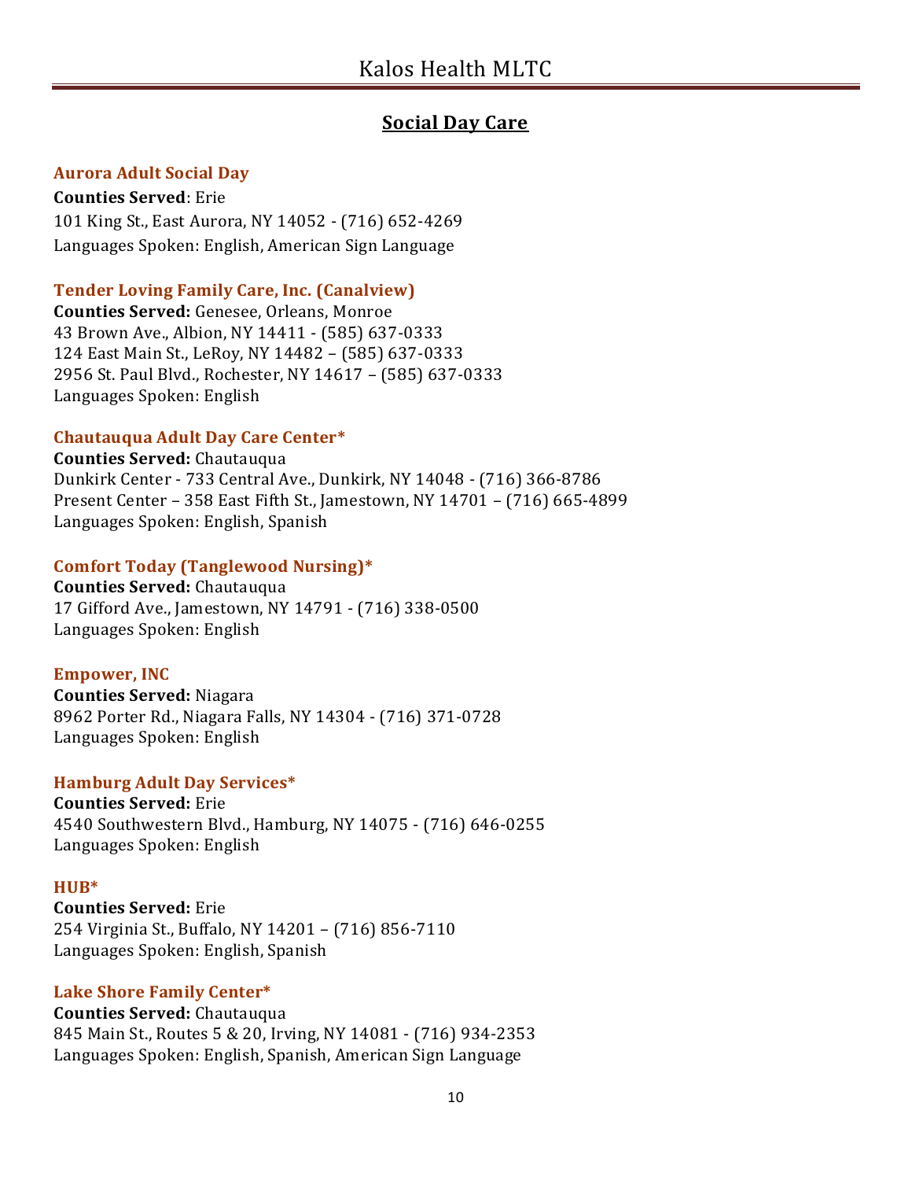## Social Day Care

### Aurora Adult Social Day

**Counties Served**: Erie
101 King St., East Aurora, NY 14052 - (716) 652-4269
Languages Spoken: English, American Sign Language

### Tender Loving Family Care, Inc. (Canalview)

**Counties Served:** Genesee, Orleans, Monroe
43 Brown Ave., Albion, NY 14411 - (585) 637-0333
124 East Main St., LeRoy, NY 14482 – (585) 637-0333
2956 St. Paul Blvd., Rochester, NY 14617 – (585) 637-0333
Languages Spoken: English

### Chautauqua Adult Day Care Center*

**Counties Served:** Chautauqua
Dunkirk Center - 733 Central Ave., Dunkirk, NY 14048 - (716) 366-8786
Present Center – 358 East Fifth St., Jamestown, NY 14701 – (716) 665-4899
Languages Spoken: English, Spanish

### Comfort Today (Tanglewood Nursing)*

**Counties Served:** Chautauqua
17 Gifford Ave., Jamestown, NY 14791 - (716) 338-0500
Languages Spoken: English

### Empower, INC

**Counties Served:** Niagara
8962 Porter Rd., Niagara Falls, NY 14304 - (716) 371-0728
Languages Spoken: English

### Hamburg Adult Day Services*

**Counties Served:** Erie
4540 Southwestern Blvd., Hamburg, NY 14075 - (716) 646-0255
Languages Spoken: English

### HUB*

**Counties Served:** Erie
254 Virginia St., Buffalo, NY 14201 – (716) 856-7110
Languages Spoken: English, Spanish

### Lake Shore Family Center*

**Counties Served:** Chautauqua
845 Main St., Routes 5 & 20, Irving, NY 14081 - (716) 934-2353
Languages Spoken: English, Spanish, American Sign Language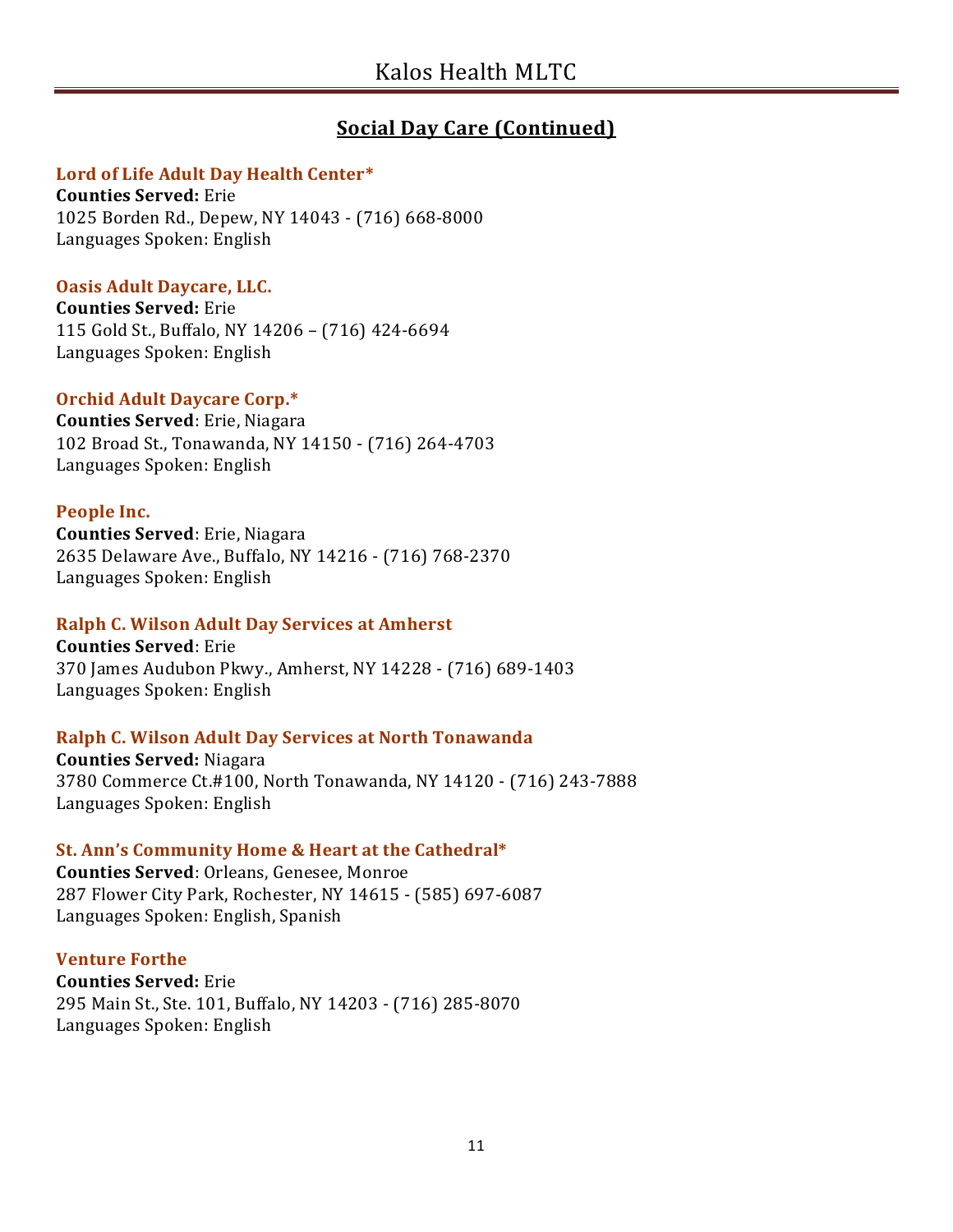## Social Day Care (Continued)

### Lord of Life Adult Day Health Center*
**Counties Served:** Erie
1025 Borden Rd., Depew, NY 14043 - (716) 668-8000
Languages Spoken: English

### Oasis Adult Daycare, LLC.
**Counties Served:** Erie
115 Gold St., Buffalo, NY 14206 – (716) 424-6694
Languages Spoken: English

### Orchid Adult Daycare Corp.*
**Counties Served**: Erie, Niagara
102 Broad St., Tonawanda, NY 14150 - (716) 264-4703
Languages Spoken: English

### People Inc.
**Counties Served**: Erie, Niagara
2635 Delaware Ave., Buffalo, NY 14216 - (716) 768-2370
Languages Spoken: English

### Ralph C. Wilson Adult Day Services at Amherst
**Counties Served**: Erie
370 James Audubon Pkwy., Amherst, NY 14228 - (716) 689-1403
Languages Spoken: English

### Ralph C. Wilson Adult Day Services at North Tonawanda
**Counties Served:** Niagara
3780 Commerce Ct.#100, North Tonawanda, NY 14120 - (716) 243-7888
Languages Spoken: English

### St. Ann's Community Home & Heart at the Cathedral*
**Counties Served**: Orleans, Genesee, Monroe
287 Flower City Park, Rochester, NY 14615 - (585) 697-6087
Languages Spoken: English, Spanish

### Venture Forthe
**Counties Served:** Erie
295 Main St., Ste. 101, Buffalo, NY 14203 - (716) 285-8070
Languages Spoken: English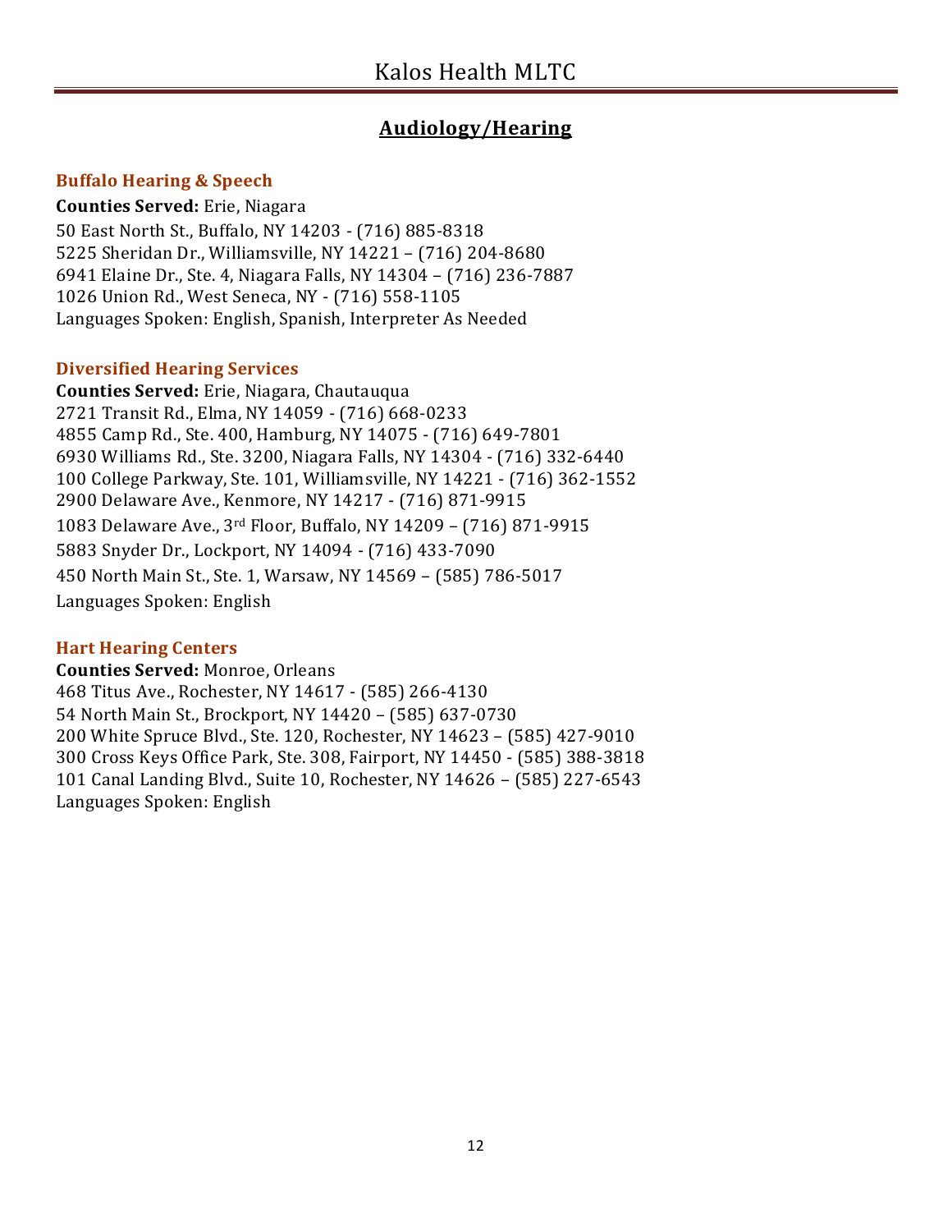## Audiology/Hearing

### Buffalo Hearing & Speech

**Counties Served:** Erie, Niagara

50 East North St., Buffalo, NY 14203 - (716) 885-8318
5225 Sheridan Dr., Williamsville, NY 14221 – (716) 204-8680
6941 Elaine Dr., Ste. 4, Niagara Falls, NY 14304 – (716) 236-7887
1026 Union Rd., West Seneca, NY - (716) 558-1105
Languages Spoken: English, Spanish, Interpreter As Needed

### Diversified Hearing Services

**Counties Served:** Erie, Niagara, Chautauqua

2721 Transit Rd., Elma, NY 14059 - (716) 668-0233
4855 Camp Rd., Ste. 400, Hamburg, NY 14075 - (716) 649-7801
6930 Williams Rd., Ste. 3200, Niagara Falls, NY 14304 - (716) 332-6440
100 College Parkway, Ste. 101, Williamsville, NY 14221 - (716) 362-1552
2900 Delaware Ave., Kenmore, NY 14217 - (716) 871-9915
1083 Delaware Ave., 3rd Floor, Buffalo, NY 14209 – (716) 871-9915
5883 Snyder Dr., Lockport, NY 14094 - (716) 433-7090
450 North Main St., Ste. 1, Warsaw, NY 14569 – (585) 786-5017
Languages Spoken: English

### Hart Hearing Centers

**Counties Served:** Monroe, Orleans

468 Titus Ave., Rochester, NY 14617 - (585) 266-4130
54 North Main St., Brockport, NY 14420 – (585) 637-0730
200 White Spruce Blvd., Ste. 120, Rochester, NY 14623 – (585) 427-9010
300 Cross Keys Office Park, Ste. 308, Fairport, NY 14450 - (585) 388-3818
101 Canal Landing Blvd., Suite 10, Rochester, NY 14626 – (585) 227-6543
Languages Spoken: English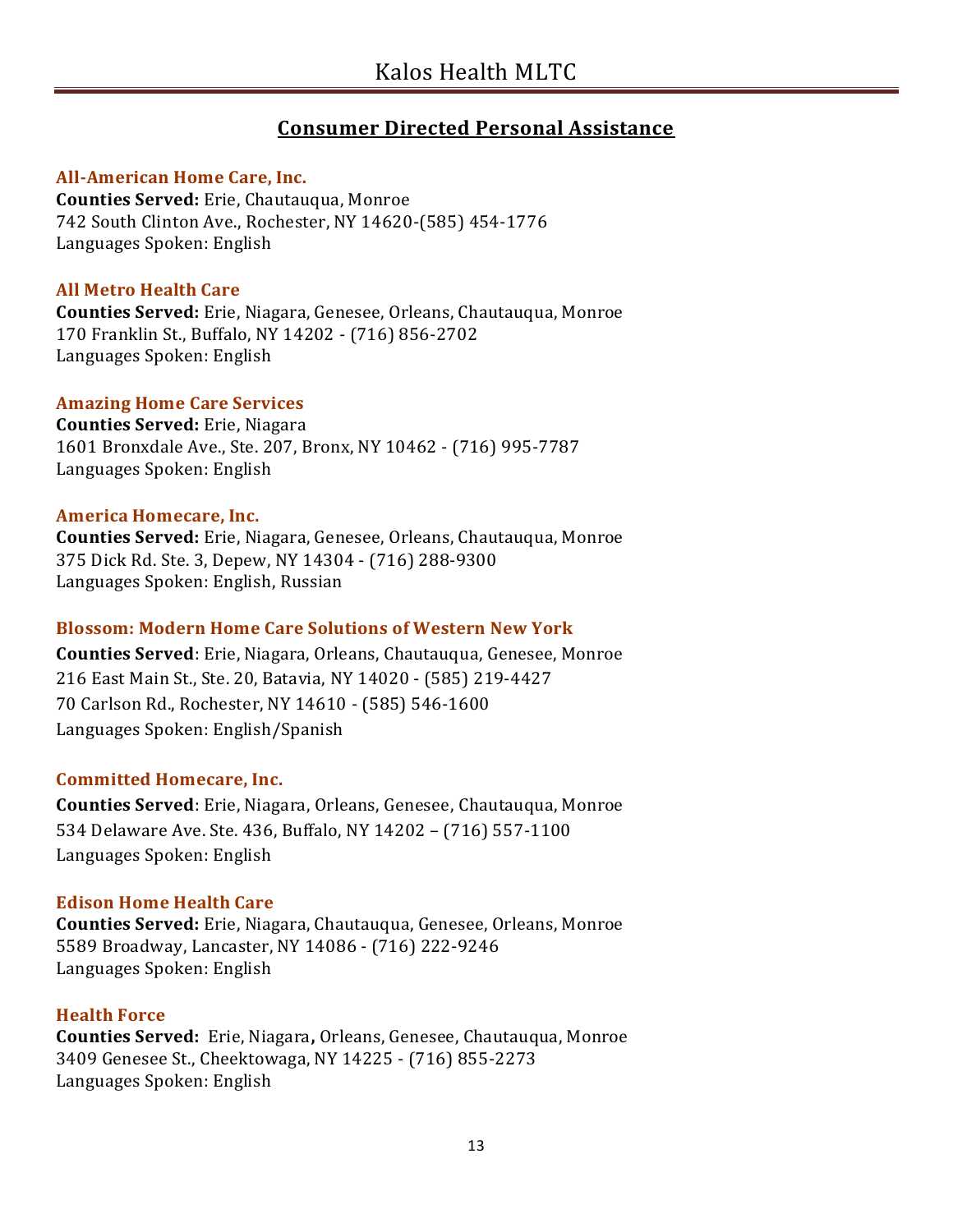## Consumer Directed Personal Assistance

### All-American Home Care, Inc.

**Counties Served:** Erie, Chautauqua, Monroe
742 South Clinton Ave., Rochester, NY 14620-(585) 454-1776
Languages Spoken: English

### All Metro Health Care

**Counties Served:** Erie, Niagara, Genesee, Orleans, Chautauqua, Monroe
170 Franklin St., Buffalo, NY 14202 - (716) 856-2702
Languages Spoken: English

### Amazing Home Care Services

**Counties Served:** Erie, Niagara
1601 Bronxdale Ave., Ste. 207, Bronx, NY 10462 - (716) 995-7787
Languages Spoken: English

### America Homecare, Inc.

**Counties Served:** Erie, Niagara, Genesee, Orleans, Chautauqua, Monroe
375 Dick Rd. Ste. 3, Depew, NY 14304 - (716) 288-9300
Languages Spoken: English, Russian

### Blossom: Modern Home Care Solutions of Western New York

**Counties Served**: Erie, Niagara, Orleans, Chautauqua, Genesee, Monroe
216 East Main St., Ste. 20, Batavia, NY 14020 - (585) 219-4427
70 Carlson Rd., Rochester, NY 14610 - (585) 546-1600
Languages Spoken: English/Spanish

### Committed Homecare, Inc.

**Counties Served**: Erie, Niagara, Orleans, Genesee, Chautauqua, Monroe
534 Delaware Ave. Ste. 436, Buffalo, NY 14202 – (716) 557-1100
Languages Spoken: English

### Edison Home Health Care

**Counties Served:** Erie, Niagara, Chautauqua, Genesee, Orleans, Monroe
5589 Broadway, Lancaster, NY 14086 - (716) 222-9246
Languages Spoken: English

### Health Force

**Counties Served:** Erie, Niagara**,** Orleans, Genesee, Chautauqua, Monroe
3409 Genesee St., Cheektowaga, NY 14225 - (716) 855-2273
Languages Spoken: English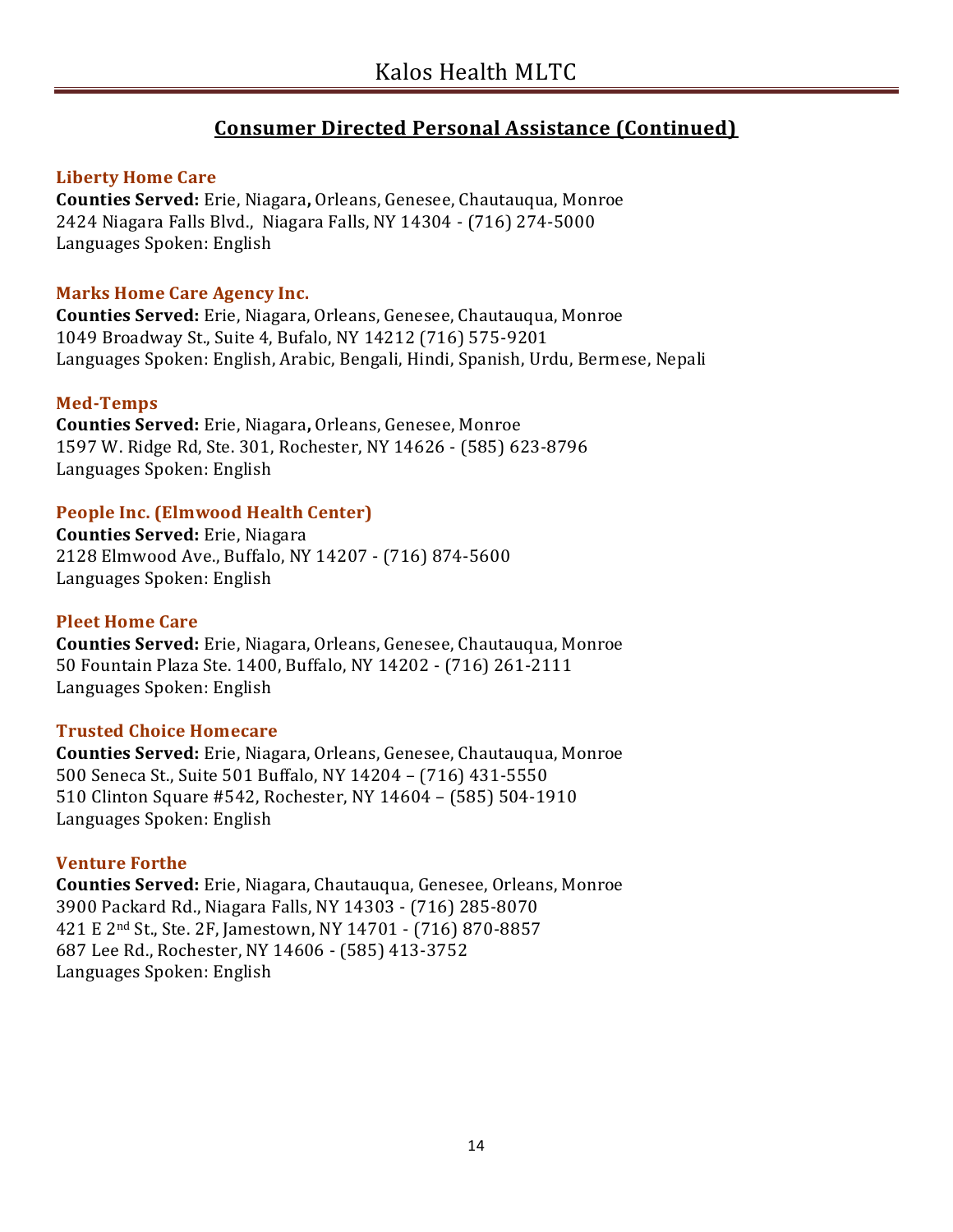## Consumer Directed Personal Assistance (Continued)

### Liberty Home Care

**Counties Served:** Erie, Niagara**,** Orleans, Genesee, Chautauqua, Monroe
2424 Niagara Falls Blvd., Niagara Falls, NY 14304 - (716) 274-5000
Languages Spoken: English

### Marks Home Care Agency Inc.

**Counties Served:** Erie, Niagara, Orleans, Genesee, Chautauqua, Monroe
1049 Broadway St., Suite 4, Bufalo, NY 14212 (716) 575-9201
Languages Spoken: English, Arabic, Bengali, Hindi, Spanish, Urdu, Bermese, Nepali

### Med-Temps

**Counties Served:** Erie, Niagara**,** Orleans, Genesee, Monroe
1597 W. Ridge Rd, Ste. 301, Rochester, NY 14626 - (585) 623-8796
Languages Spoken: English

### People Inc. (Elmwood Health Center)

**Counties Served:** Erie, Niagara
2128 Elmwood Ave., Buffalo, NY 14207 - (716) 874-5600
Languages Spoken: English

### Pleet Home Care

**Counties Served:** Erie, Niagara, Orleans, Genesee, Chautauqua, Monroe
50 Fountain Plaza Ste. 1400, Buffalo, NY 14202 - (716) 261-2111
Languages Spoken: English

### Trusted Choice Homecare

**Counties Served:** Erie, Niagara, Orleans, Genesee, Chautauqua, Monroe
500 Seneca St., Suite 501 Buffalo, NY 14204 – (716) 431-5550
510 Clinton Square #542, Rochester, NY 14604 – (585) 504-1910
Languages Spoken: English

### Venture Forthe

**Counties Served:** Erie, Niagara, Chautauqua, Genesee, Orleans, Monroe
3900 Packard Rd., Niagara Falls, NY 14303 - (716) 285-8070
421 E 2nd St., Ste. 2F, Jamestown, NY 14701 - (716) 870-8857
687 Lee Rd., Rochester, NY 14606 - (585) 413-3752
Languages Spoken: English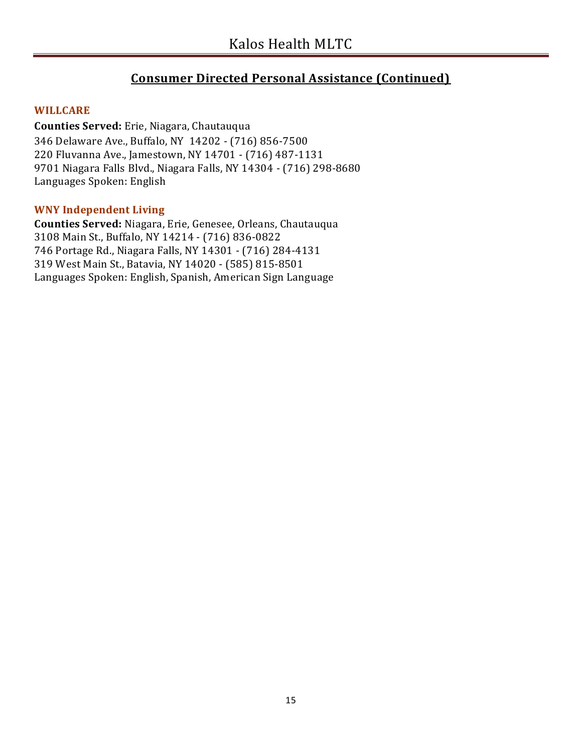## Consumer Directed Personal Assistance (Continued)

### WILLCARE

**Counties Served:** Erie, Niagara, Chautauqua
346 Delaware Ave., Buffalo, NY 14202 - (716) 856-7500
220 Fluvanna Ave., Jamestown, NY 14701 - (716) 487-1131
9701 Niagara Falls Blvd., Niagara Falls, NY 14304 - (716) 298-8680
Languages Spoken: English

### WNY Independent Living

**Counties Served:** Niagara, Erie, Genesee, Orleans, Chautauqua
3108 Main St., Buffalo, NY 14214 - (716) 836-0822
746 Portage Rd., Niagara Falls, NY 14301 - (716) 284-4131
319 West Main St., Batavia, NY 14020 - (585) 815-8501
Languages Spoken: English, Spanish, American Sign Language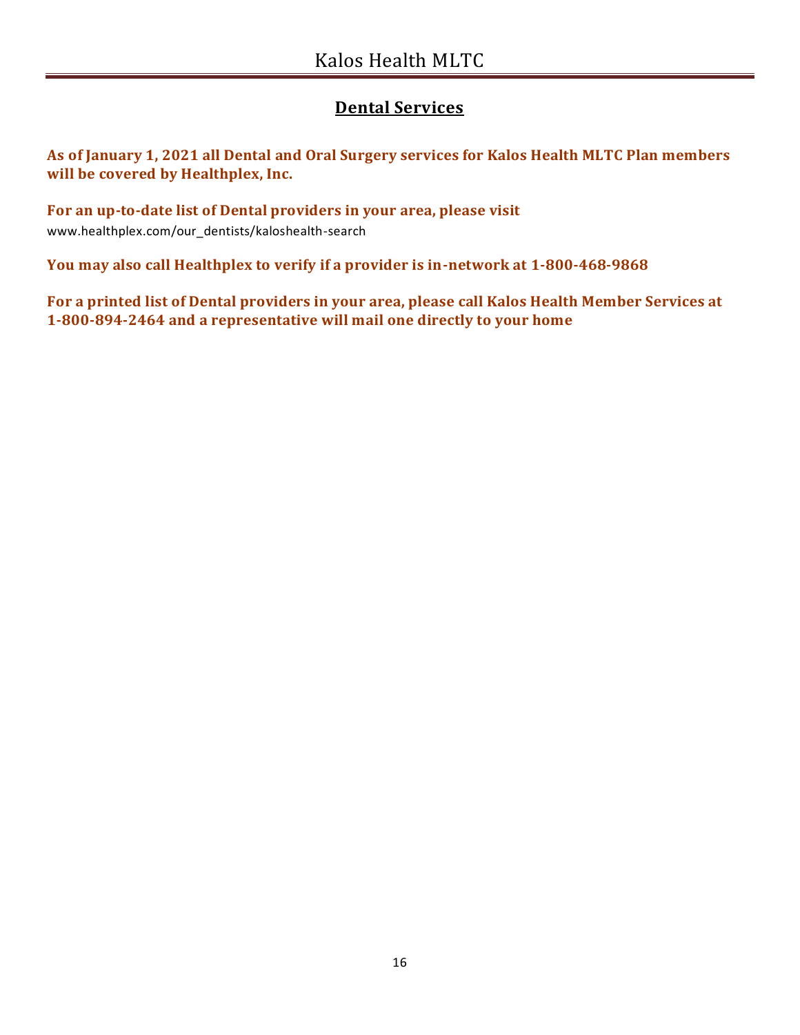## Dental Services

**As of January 1, 2021 all Dental and Oral Surgery services for Kalos Health MLTC Plan members will be covered by Healthplex, Inc.**

**For an up-to-date list of Dental providers in your area, please visit**
www.healthplex.com/our_dentists/kaloshealth-search

**You may also call Healthplex to verify if a provider is in-network at 1-800-468-9868**

**For a printed list of Dental providers in your area, please call Kalos Health Member Services at 1-800-894-2464 and a representative will mail one directly to your home**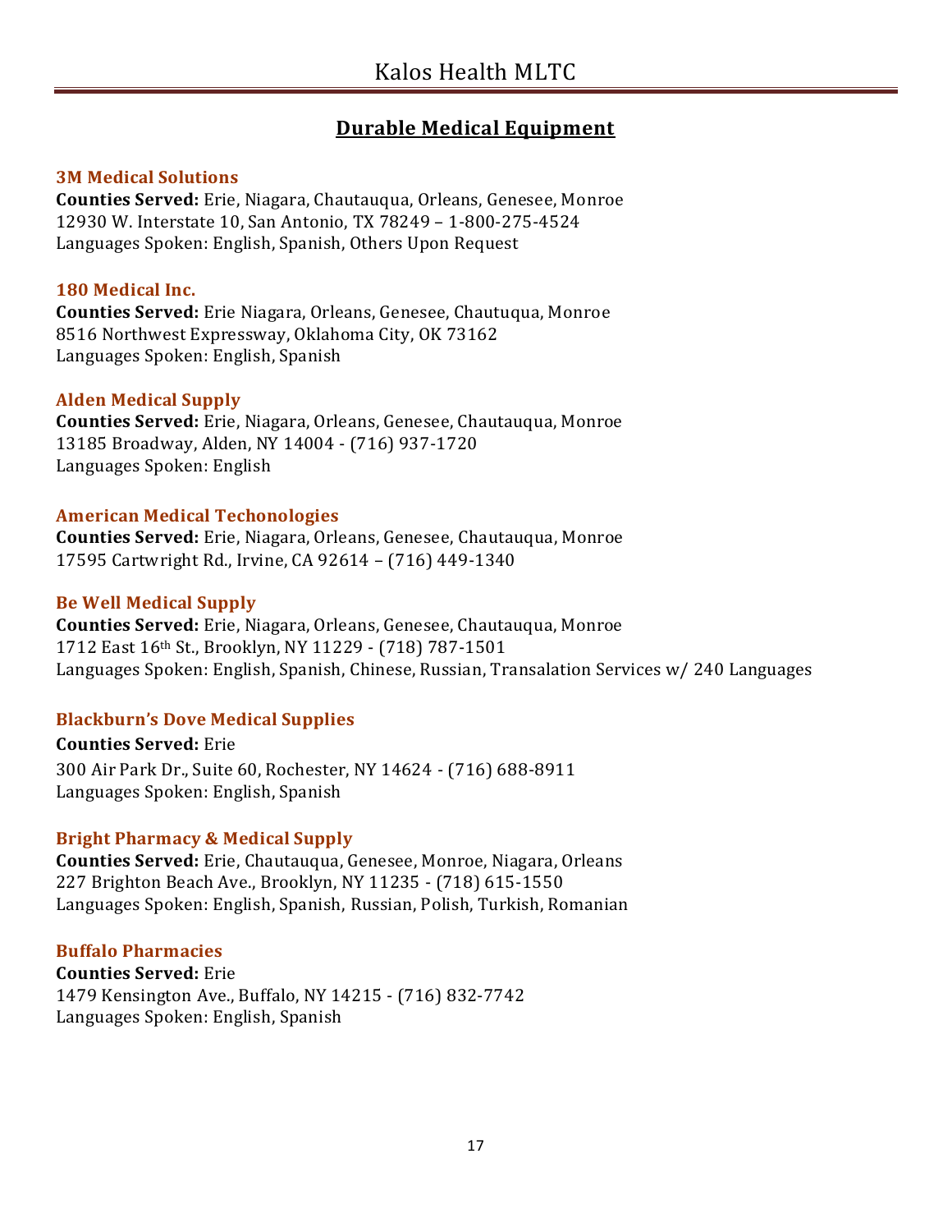## Durable Medical Equipment

### 3M Medical Solutions
**Counties Served:** Erie, Niagara, Chautauqua, Orleans, Genesee, Monroe
12930 W. Interstate 10, San Antonio, TX 78249 – 1-800-275-4524
Languages Spoken: English, Spanish, Others Upon Request

### 180 Medical Inc.
**Counties Served:** Erie Niagara, Orleans, Genesee, Chautuqua, Monroe
8516 Northwest Expressway, Oklahoma City, OK 73162
Languages Spoken: English, Spanish

### Alden Medical Supply
**Counties Served:** Erie, Niagara, Orleans, Genesee, Chautauqua, Monroe
13185 Broadway, Alden, NY 14004 - (716) 937-1720
Languages Spoken: English

### American Medical Techonologies
**Counties Served:** Erie, Niagara, Orleans, Genesee, Chautauqua, Monroe
17595 Cartwright Rd., Irvine, CA 92614 – (716) 449-1340

### Be Well Medical Supply
**Counties Served:** Erie, Niagara, Orleans, Genesee, Chautauqua, Monroe
1712 East 16th St., Brooklyn, NY 11229 - (718) 787-1501
Languages Spoken: English, Spanish, Chinese, Russian, Transalation Services w/ 240 Languages

### Blackburn's Dove Medical Supplies
**Counties Served:** Erie
300 Air Park Dr., Suite 60, Rochester, NY 14624 - (716) 688-8911
Languages Spoken: English, Spanish

### Bright Pharmacy & Medical Supply
**Counties Served:** Erie, Chautauqua, Genesee, Monroe, Niagara, Orleans
227 Brighton Beach Ave., Brooklyn, NY 11235 - (718) 615-1550
Languages Spoken: English, Spanish, Russian, Polish, Turkish, Romanian

### Buffalo Pharmacies
**Counties Served:** Erie
1479 Kensington Ave., Buffalo, NY 14215 - (716) 832-7742
Languages Spoken: English, Spanish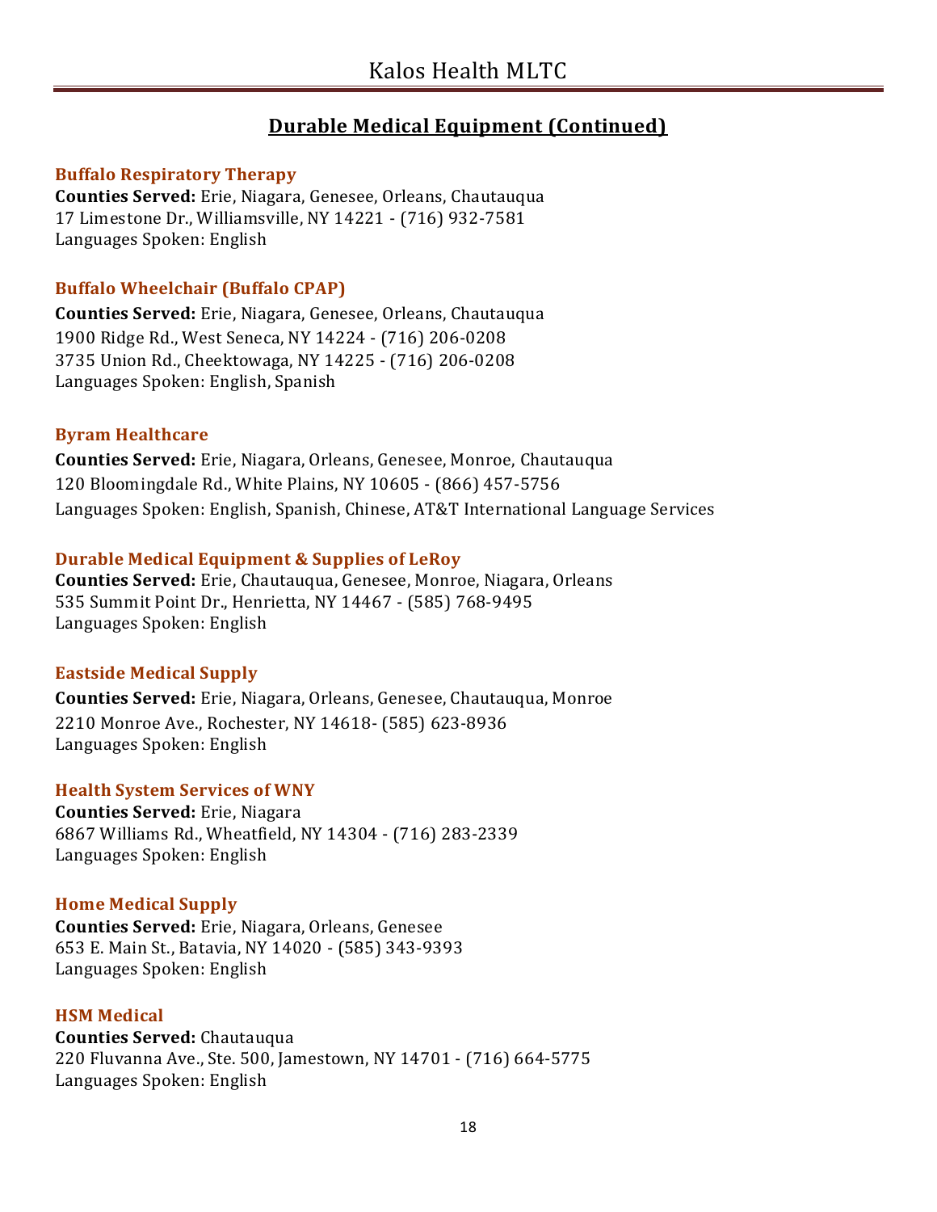## Durable Medical Equipment (Continued)

### Buffalo Respiratory Therapy
**Counties Served:** Erie, Niagara, Genesee, Orleans, Chautauqua
17 Limestone Dr., Williamsville, NY 14221 - (716) 932-7581
Languages Spoken: English

### Buffalo Wheelchair (Buffalo CPAP)
**Counties Served:** Erie, Niagara, Genesee, Orleans, Chautauqua
1900 Ridge Rd., West Seneca, NY 14224 - (716) 206-0208
3735 Union Rd., Cheektowaga, NY 14225 - (716) 206-0208
Languages Spoken: English, Spanish

### Byram Healthcare
**Counties Served:** Erie, Niagara, Orleans, Genesee, Monroe, Chautauqua
120 Bloomingdale Rd., White Plains, NY 10605 - (866) 457-5756
Languages Spoken: English, Spanish, Chinese, AT&T International Language Services

### Durable Medical Equipment & Supplies of LeRoy
**Counties Served:** Erie, Chautauqua, Genesee, Monroe, Niagara, Orleans
535 Summit Point Dr., Henrietta, NY 14467 - (585) 768-9495
Languages Spoken: English

### Eastside Medical Supply
**Counties Served:** Erie, Niagara, Orleans, Genesee, Chautauqua, Monroe
2210 Monroe Ave., Rochester, NY 14618- (585) 623-8936
Languages Spoken: English

### Health System Services of WNY
**Counties Served:** Erie, Niagara
6867 Williams Rd., Wheatfield, NY 14304 - (716) 283-2339
Languages Spoken: English

### Home Medical Supply
**Counties Served:** Erie, Niagara, Orleans, Genesee
653 E. Main St., Batavia, NY 14020 - (585) 343-9393
Languages Spoken: English

### HSM Medical
**Counties Served:** Chautauqua
220 Fluvanna Ave., Ste. 500, Jamestown, NY 14701 - (716) 664-5775
Languages Spoken: English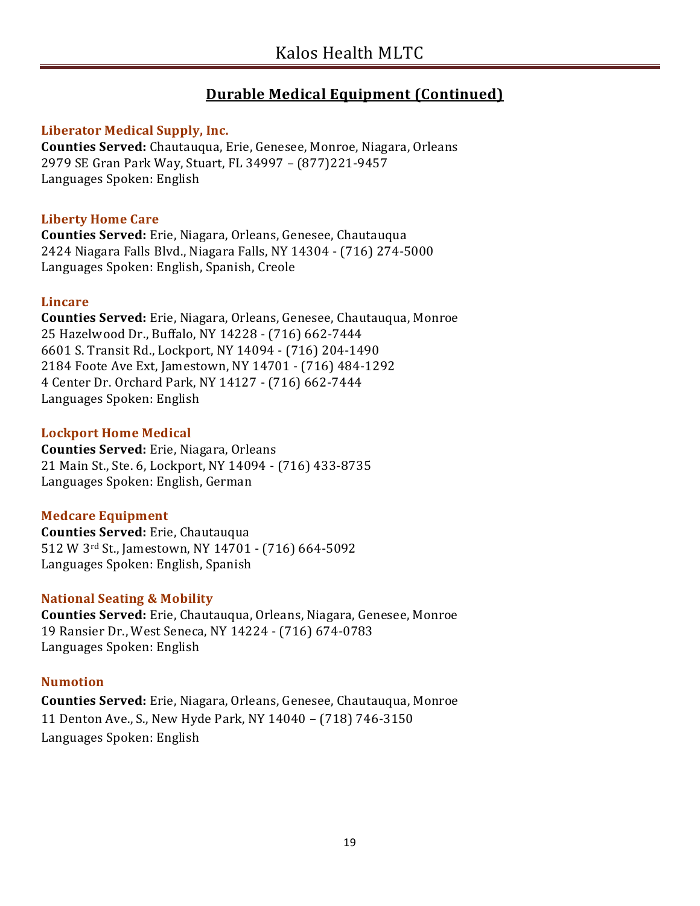## Durable Medical Equipment (Continued)

### Liberator Medical Supply, Inc.

**Counties Served:** Chautauqua, Erie, Genesee, Monroe, Niagara, Orleans
2979 SE Gran Park Way, Stuart, FL 34997 – (877)221-9457
Languages Spoken: English

### Liberty Home Care

**Counties Served:** Erie, Niagara, Orleans, Genesee, Chautauqua
2424 Niagara Falls Blvd., Niagara Falls, NY 14304 - (716) 274-5000
Languages Spoken: English, Spanish, Creole

### Lincare

**Counties Served:** Erie, Niagara, Orleans, Genesee, Chautauqua, Monroe
25 Hazelwood Dr., Buffalo, NY 14228 - (716) 662-7444
6601 S. Transit Rd., Lockport, NY 14094 - (716) 204-1490
2184 Foote Ave Ext, Jamestown, NY 14701 - (716) 484-1292
4 Center Dr. Orchard Park, NY 14127 - (716) 662-7444
Languages Spoken: English

### Lockport Home Medical

**Counties Served:** Erie, Niagara, Orleans
21 Main St., Ste. 6, Lockport, NY 14094 - (716) 433-8735
Languages Spoken: English, German

### Medcare Equipment

**Counties Served:** Erie, Chautauqua
512 W 3rd St., Jamestown, NY 14701 - (716) 664-5092
Languages Spoken: English, Spanish

### National Seating & Mobility

**Counties Served:** Erie, Chautauqua, Orleans, Niagara, Genesee, Monroe
19 Ransier Dr., West Seneca, NY 14224 - (716) 674-0783
Languages Spoken: English

### Numotion

**Counties Served:** Erie, Niagara, Orleans, Genesee, Chautauqua, Monroe
11 Denton Ave., S., New Hyde Park, NY 14040 – (718) 746-3150
Languages Spoken: English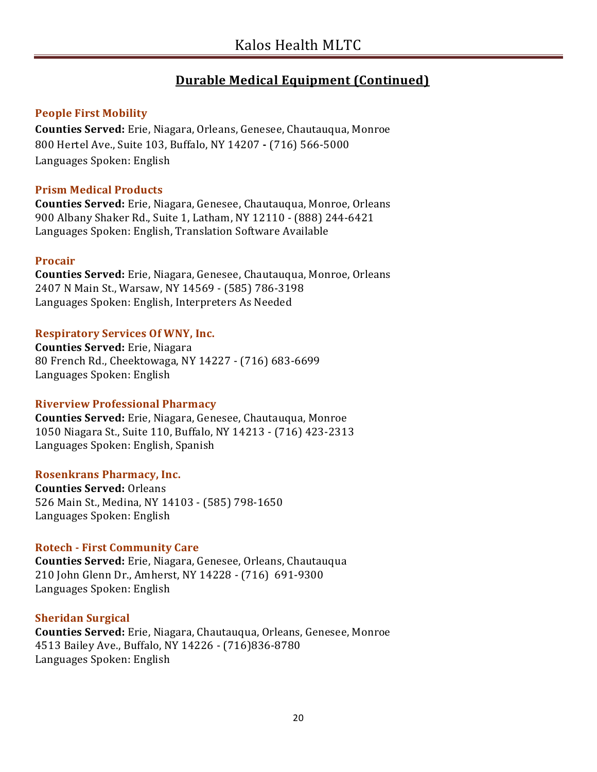## Durable Medical Equipment (Continued)

### People First Mobility
**Counties Served:** Erie, Niagara, Orleans, Genesee, Chautauqua, Monroe
800 Hertel Ave., Suite 103, Buffalo, NY 14207 **-** (716) 566-5000
Languages Spoken: English

### Prism Medical Products
**Counties Served:** Erie, Niagara, Genesee, Chautauqua, Monroe, Orleans
900 Albany Shaker Rd., Suite 1, Latham, NY 12110 - (888) 244-6421
Languages Spoken: English, Translation Software Available

### Procair
**Counties Served:** Erie, Niagara, Genesee, Chautauqua, Monroe, Orleans
2407 N Main St., Warsaw, NY 14569 - (585) 786-3198
Languages Spoken: English, Interpreters As Needed

### Respiratory Services Of WNY, Inc.
**Counties Served:** Erie, Niagara
80 French Rd., Cheektowaga, NY 14227 - (716) 683-6699
Languages Spoken: English

### Riverview Professional Pharmacy
**Counties Served:** Erie, Niagara, Genesee, Chautauqua, Monroe
1050 Niagara St., Suite 110, Buffalo, NY 14213 - (716) 423-2313
Languages Spoken: English, Spanish

### Rosenkrans Pharmacy, Inc.
**Counties Served:** Orleans
526 Main St., Medina, NY 14103 - (585) 798-1650
Languages Spoken: English

### Rotech - First Community Care
**Counties Served:** Erie, Niagara, Genesee, Orleans, Chautauqua
210 John Glenn Dr., Amherst, NY 14228 - (716) 691-9300
Languages Spoken: English

### Sheridan Surgical
**Counties Served:** Erie, Niagara, Chautauqua, Orleans, Genesee, Monroe
4513 Bailey Ave., Buffalo, NY 14226 - (716)836-8780
Languages Spoken: English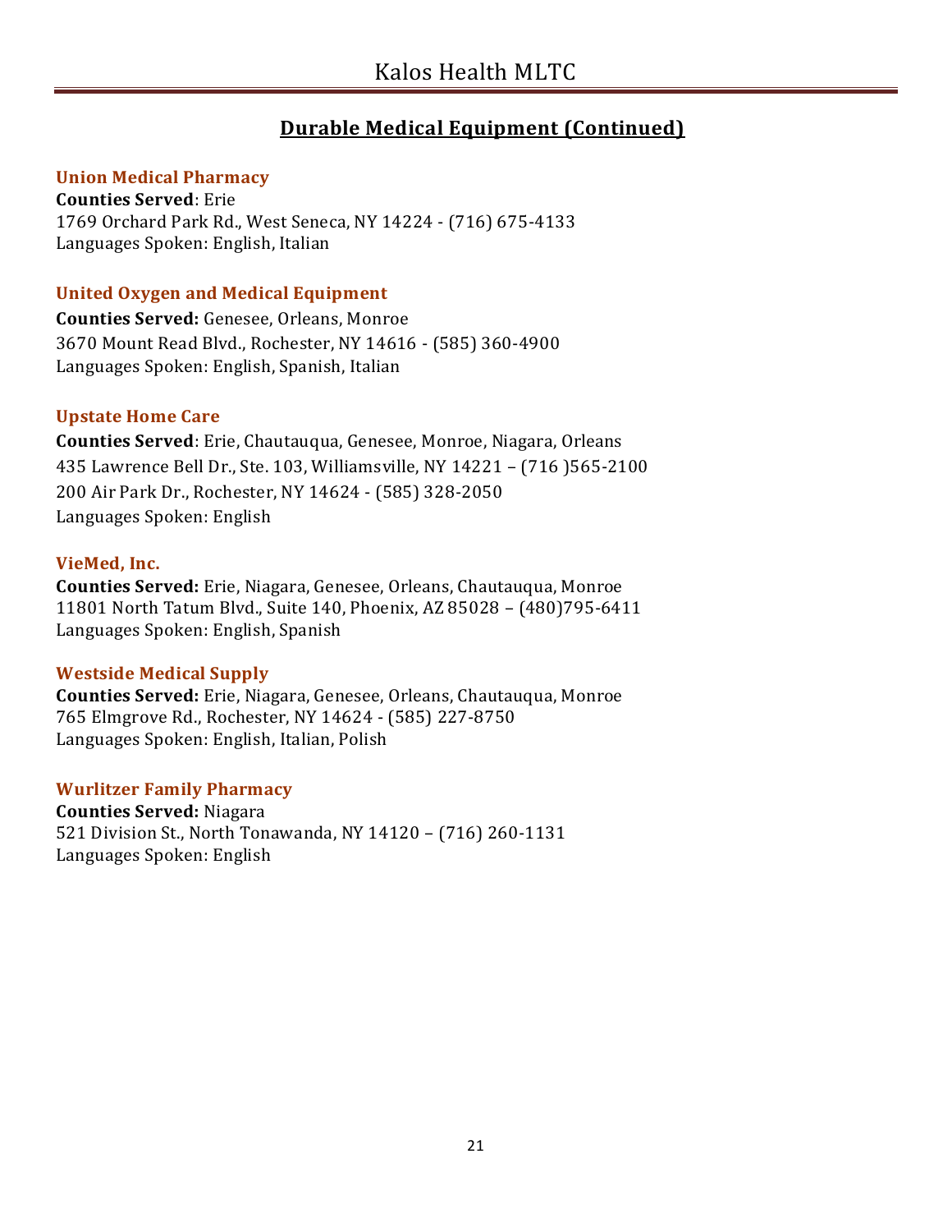## Durable Medical Equipment (Continued)

### Union Medical Pharmacy

**Counties Served**: Erie
1769 Orchard Park Rd., West Seneca, NY 14224 - (716) 675-4133
Languages Spoken: English, Italian

### United Oxygen and Medical Equipment

**Counties Served:** Genesee, Orleans, Monroe
3670 Mount Read Blvd., Rochester, NY 14616 - (585) 360-4900
Languages Spoken: English, Spanish, Italian

### Upstate Home Care

**Counties Served**: Erie, Chautauqua, Genesee, Monroe, Niagara, Orleans
435 Lawrence Bell Dr., Ste. 103, Williamsville, NY 14221 – (716 )565-2100
200 Air Park Dr., Rochester, NY 14624 - (585) 328-2050
Languages Spoken: English

### VieMed, Inc.

**Counties Served:** Erie, Niagara, Genesee, Orleans, Chautauqua, Monroe
11801 North Tatum Blvd., Suite 140, Phoenix, AZ 85028 – (480)795-6411
Languages Spoken: English, Spanish

### Westside Medical Supply

**Counties Served:** Erie, Niagara, Genesee, Orleans, Chautauqua, Monroe
765 Elmgrove Rd., Rochester, NY 14624 - (585) 227-8750
Languages Spoken: English, Italian, Polish

### Wurlitzer Family Pharmacy

**Counties Served:** Niagara
521 Division St., North Tonawanda, NY 14120 – (716) 260-1131
Languages Spoken: English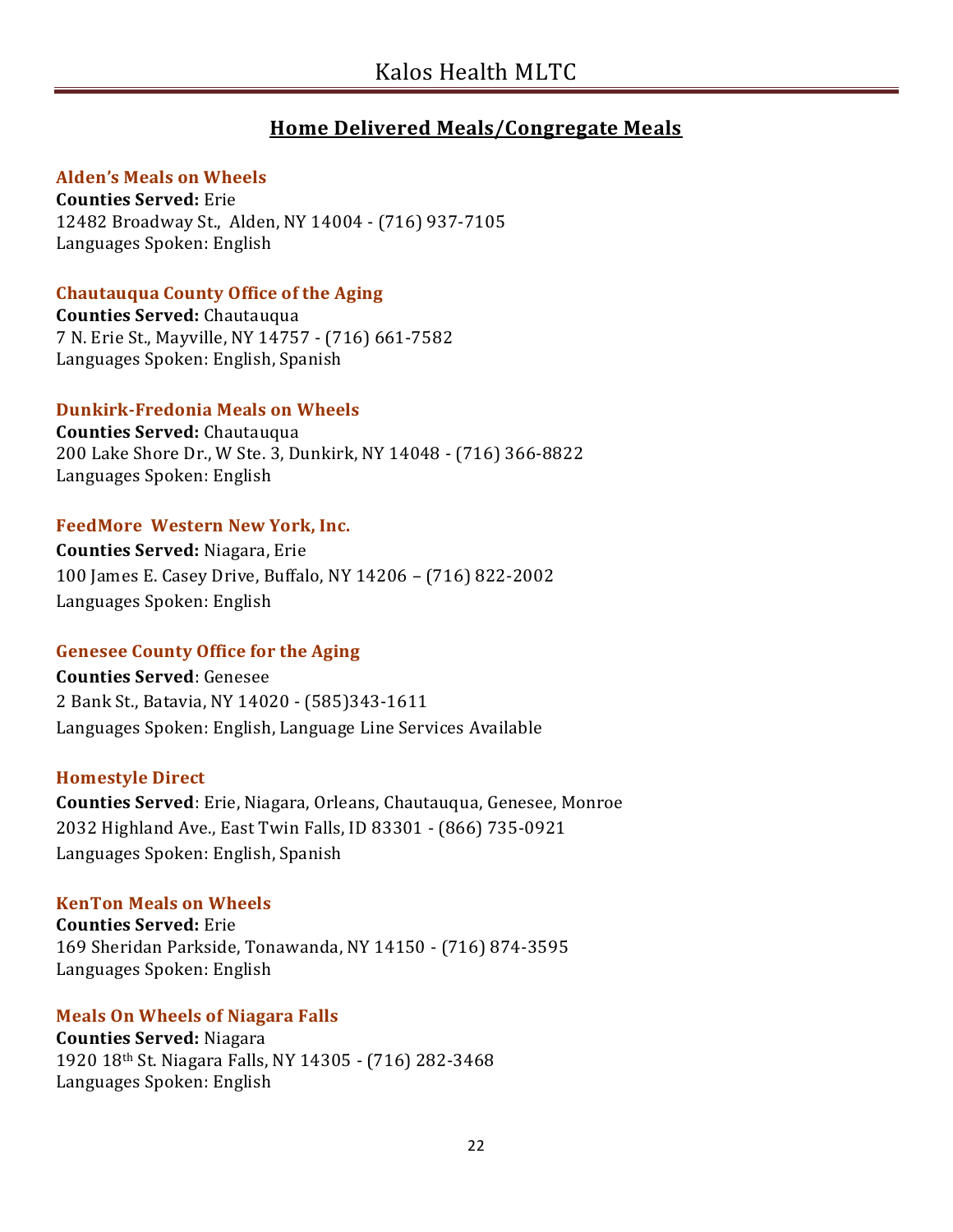## Home Delivered Meals/Congregate Meals

### Alden's Meals on Wheels

**Counties Served:** Erie
12482 Broadway St., Alden, NY 14004 - (716) 937-7105
Languages Spoken: English

### Chautauqua County Office of the Aging

**Counties Served:** Chautauqua
7 N. Erie St., Mayville, NY 14757 - (716) 661-7582
Languages Spoken: English, Spanish

### Dunkirk-Fredonia Meals on Wheels

**Counties Served:** Chautauqua
200 Lake Shore Dr., W Ste. 3, Dunkirk, NY 14048 - (716) 366-8822
Languages Spoken: English

### FeedMore Western New York, Inc.

**Counties Served:** Niagara, Erie
100 James E. Casey Drive, Buffalo, NY 14206 – (716) 822-2002
Languages Spoken: English

### Genesee County Office for the Aging

**Counties Served**: Genesee
2 Bank St., Batavia, NY 14020 - (585)343-1611
Languages Spoken: English, Language Line Services Available

### Homestyle Direct

**Counties Served**: Erie, Niagara, Orleans, Chautauqua, Genesee, Monroe
2032 Highland Ave., East Twin Falls, ID 83301 - (866) 735-0921
Languages Spoken: English, Spanish

### KenTon Meals on Wheels

**Counties Served:** Erie
169 Sheridan Parkside, Tonawanda, NY 14150 - (716) 874-3595
Languages Spoken: English

### Meals On Wheels of Niagara Falls

**Counties Served:** Niagara
1920 18th St. Niagara Falls, NY 14305 - (716) 282-3468
Languages Spoken: English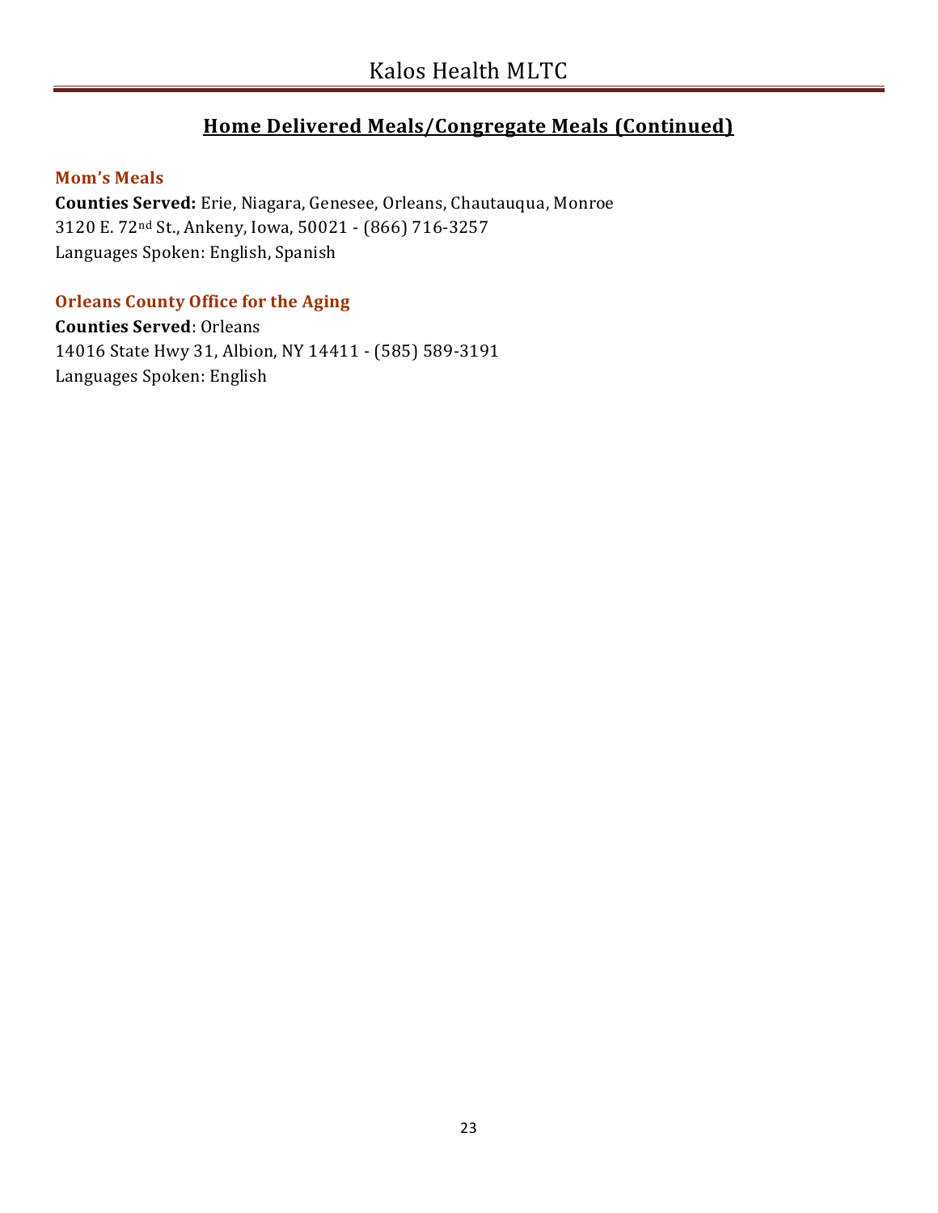## Home Delivered Meals/Congregate Meals (Continued)

### Mom's Meals

**Counties Served:** Erie, Niagara, Genesee, Orleans, Chautauqua, Monroe
3120 E. 72nd St., Ankeny, Iowa, 50021 - (866) 716-3257
Languages Spoken: English, Spanish

### Orleans County Office for the Aging

**Counties Served**: Orleans
14016 State Hwy 31, Albion, NY 14411 - (585) 589-3191
Languages Spoken: English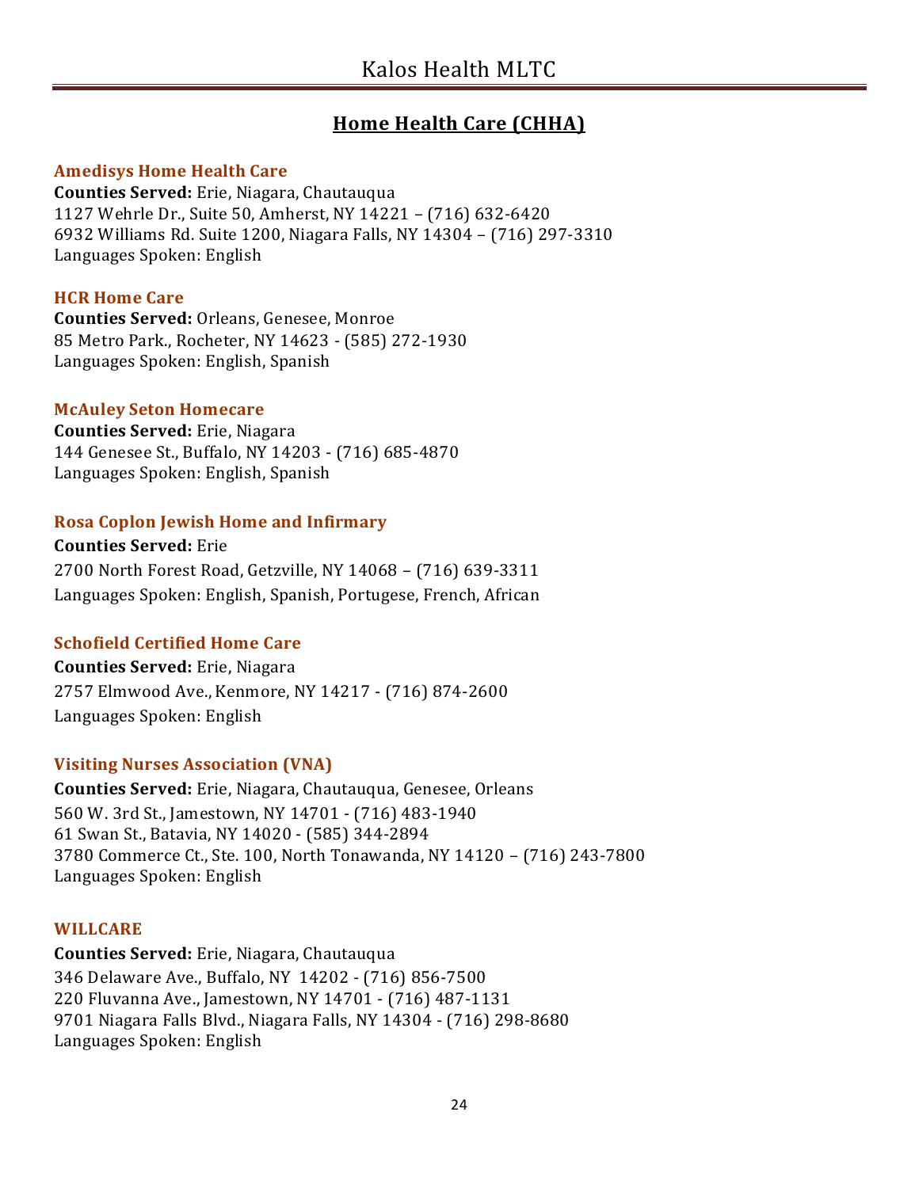## Home Health Care (CHHA)

### Amedisys Home Health Care

**Counties Served:** Erie, Niagara, Chautauqua
1127 Wehrle Dr., Suite 50, Amherst, NY 14221 – (716) 632-6420
6932 Williams Rd. Suite 1200, Niagara Falls, NY 14304 – (716) 297-3310
Languages Spoken: English

### HCR Home Care

**Counties Served:** Orleans, Genesee, Monroe
85 Metro Park., Rocheter, NY 14623 - (585) 272-1930
Languages Spoken: English, Spanish

### McAuley Seton Homecare

**Counties Served:** Erie, Niagara
144 Genesee St., Buffalo, NY 14203 - (716) 685-4870
Languages Spoken: English, Spanish

### Rosa Coplon Jewish Home and Infirmary

**Counties Served:** Erie
2700 North Forest Road, Getzville, NY 14068 – (716) 639-3311
Languages Spoken: English, Spanish, Portugese, French, African

### Schofield Certified Home Care

**Counties Served:** Erie, Niagara
2757 Elmwood Ave., Kenmore, NY 14217 - (716) 874-2600
Languages Spoken: English

### Visiting Nurses Association (VNA)

**Counties Served:** Erie, Niagara, Chautauqua, Genesee, Orleans
560 W. 3rd St., Jamestown, NY 14701 - (716) 483-1940
61 Swan St., Batavia, NY 14020 - (585) 344-2894
3780 Commerce Ct., Ste. 100, North Tonawanda, NY 14120 – (716) 243-7800
Languages Spoken: English

### WILLCARE

**Counties Served:** Erie, Niagara, Chautauqua
346 Delaware Ave., Buffalo, NY 14202 - (716) 856-7500
220 Fluvanna Ave., Jamestown, NY 14701 - (716) 487-1131
9701 Niagara Falls Blvd., Niagara Falls, NY 14304 - (716) 298-8680
Languages Spoken: English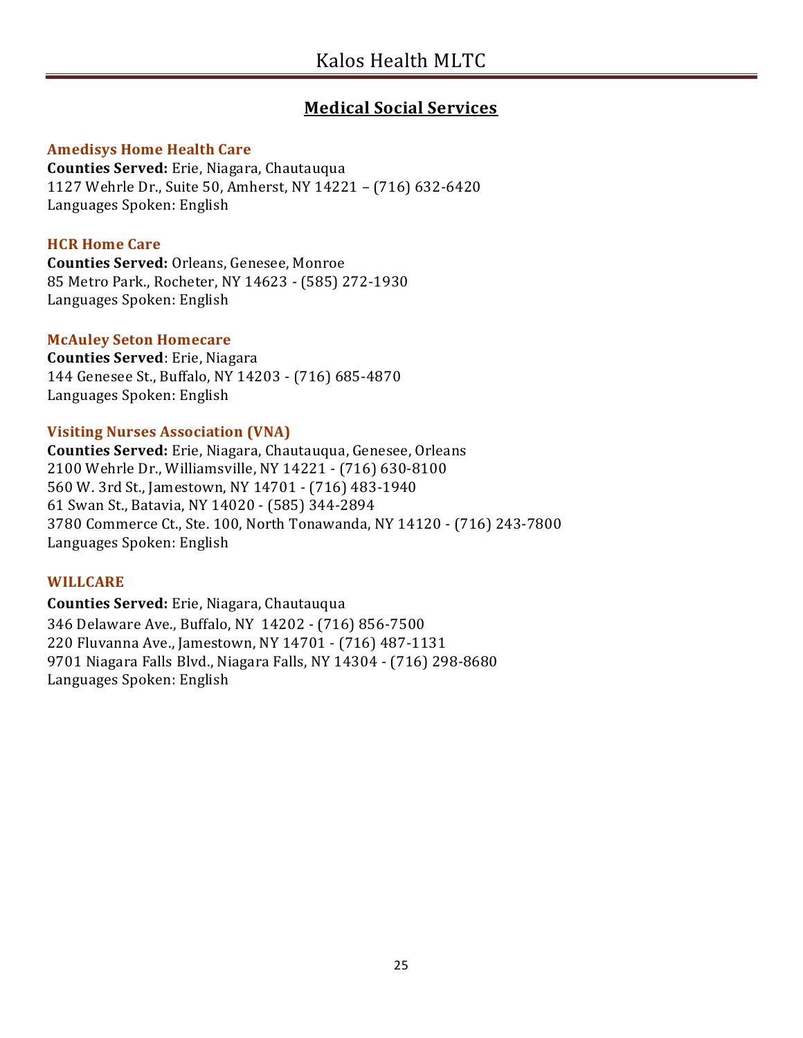## Medical Social Services

### Amedisys Home Health Care

**Counties Served:** Erie, Niagara, Chautauqua
1127 Wehrle Dr., Suite 50, Amherst, NY 14221 – (716) 632-6420
Languages Spoken: English

### HCR Home Care

**Counties Served:** Orleans, Genesee, Monroe
85 Metro Park., Rocheter, NY 14623 - (585) 272-1930
Languages Spoken: English

### McAuley Seton Homecare

**Counties Served**: Erie, Niagara
144 Genesee St., Buffalo, NY 14203 - (716) 685-4870
Languages Spoken: English

### Visiting Nurses Association (VNA)

**Counties Served:** Erie, Niagara, Chautauqua, Genesee, Orleans
2100 Wehrle Dr., Williamsville, NY 14221 - (716) 630-8100
560 W. 3rd St., Jamestown, NY 14701 - (716) 483-1940
61 Swan St., Batavia, NY 14020 - (585) 344-2894
3780 Commerce Ct., Ste. 100, North Tonawanda, NY 14120 - (716) 243-7800
Languages Spoken: English

### WILLCARE

**Counties Served:** Erie, Niagara, Chautauqua
346 Delaware Ave., Buffalo, NY 14202 - (716) 856-7500
220 Fluvanna Ave., Jamestown, NY 14701 - (716) 487-1131
9701 Niagara Falls Blvd., Niagara Falls, NY 14304 - (716) 298-8680
Languages Spoken: English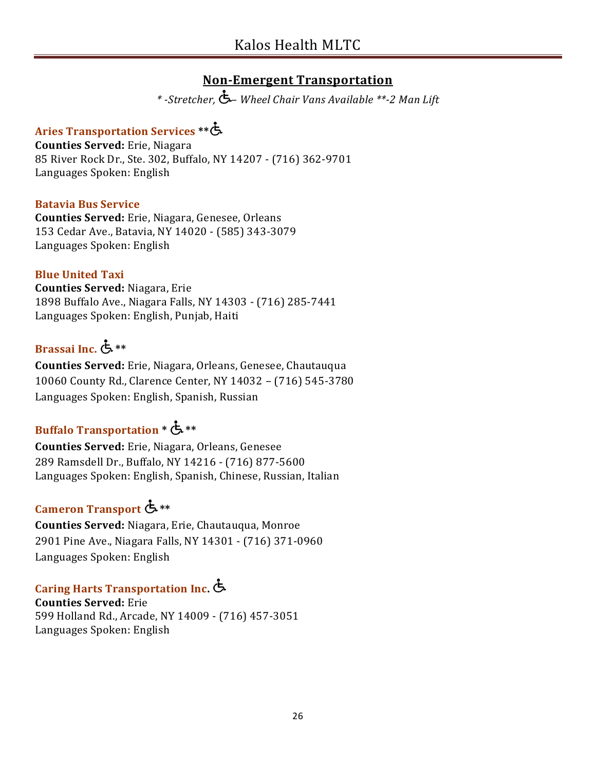## Non-Emergent Transportation

*\* -Stretcher, ♿– Wheel Chair Vans Available \*\*-2 Man Lift*

**Aries Transportation Services** \*\*♿
**Counties Served:** Erie, Niagara
85 River Rock Dr., Ste. 302, Buffalo, NY 14207 - (716) 362-9701
Languages Spoken: English

**Batavia Bus Service**
**Counties Served:** Erie, Niagara, Genesee, Orleans
153 Cedar Ave., Batavia, NY 14020 - (585) 343-3079
Languages Spoken: English

**Blue United Taxi**
**Counties Served:** Niagara, Erie
1898 Buffalo Ave., Niagara Falls, NY 14303 - (716) 285-7441
Languages Spoken: English, Punjab, Haiti

**Brassai Inc.** ♿ \*\*
**Counties Served:** Erie, Niagara, Orleans, Genesee, Chautauqua
10060 County Rd., Clarence Center, NY 14032 – (716) 545-3780
Languages Spoken: English, Spanish, Russian

**Buffalo Transportation** \* ♿ \*\*
**Counties Served:** Erie, Niagara, Orleans, Genesee
289 Ramsdell Dr., Buffalo, NY 14216 - (716) 877-5600
Languages Spoken: English, Spanish, Chinese, Russian, Italian

**Cameron Transport** ♿ \*\*
**Counties Served:** Niagara, Erie, Chautauqua, Monroe
2901 Pine Ave., Niagara Falls, NY 14301 - (716) 371-0960
Languages Spoken: English

**Caring Harts Transportation Inc.** ♿
**Counties Served:** Erie
599 Holland Rd., Arcade, NY 14009 - (716) 457-3051
Languages Spoken: English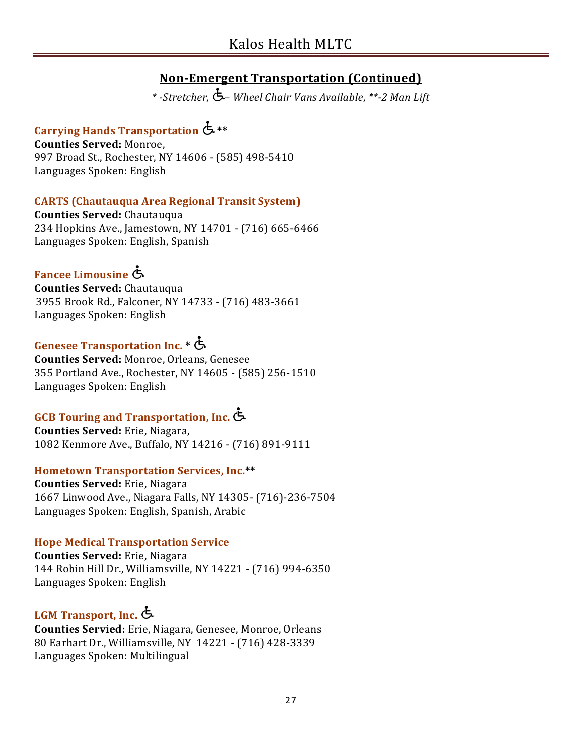## Non-Emergent Transportation (Continued)

*\* -Stretcher, ♿– Wheel Chair Vans Available, \*\*-2 Man Lift*

### Carrying Hands Transportation ♿ **

**Counties Served:** Monroe,
997 Broad St., Rochester, NY 14606 - (585) 498-5410
Languages Spoken: English

### CARTS (Chautauqua Area Regional Transit System)

**Counties Served:** Chautauqua
234 Hopkins Ave., Jamestown, NY 14701 - (716) 665-6466
Languages Spoken: English, Spanish

### Fancee Limousine ♿

**Counties Served:** Chautauqua
3955 Brook Rd., Falconer, NY 14733 - (716) 483-3661
Languages Spoken: English

### Genesee Transportation Inc. * ♿

**Counties Served:** Monroe, Orleans, Genesee
355 Portland Ave., Rochester, NY 14605 - (585) 256-1510
Languages Spoken: English

### GCB Touring and Transportation, Inc. ♿

**Counties Served:** Erie, Niagara,
1082 Kenmore Ave., Buffalo, NY 14216 - (716) 891-9111

### Hometown Transportation Services, Inc.**

**Counties Served:** Erie, Niagara
1667 Linwood Ave., Niagara Falls, NY 14305- (716)-236-7504
Languages Spoken: English, Spanish, Arabic

### Hope Medical Transportation Service

**Counties Served:** Erie, Niagara
144 Robin Hill Dr., Williamsville, NY 14221 - (716) 994-6350
Languages Spoken: English

### LGM Transport, Inc. ♿

**Counties Servied:** Erie, Niagara, Genesee, Monroe, Orleans
80 Earhart Dr., Williamsville, NY 14221 - (716) 428-3339
Languages Spoken: Multilingual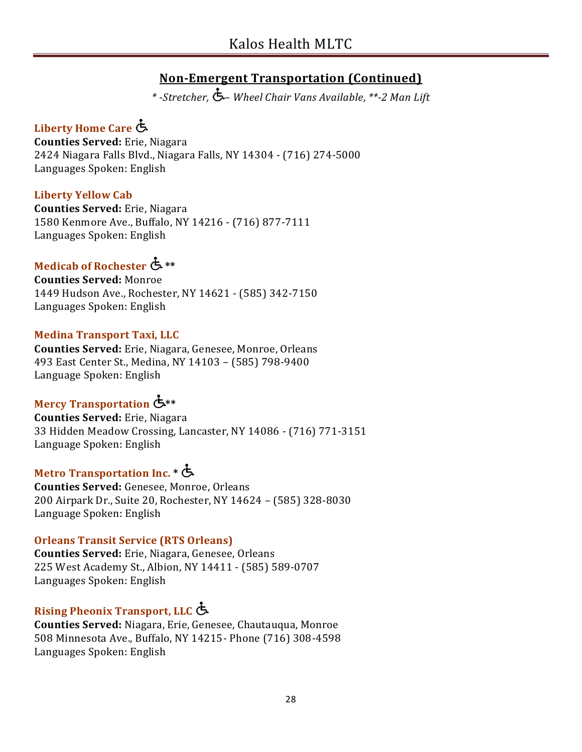## Non-Emergent Transportation (Continued)

*\* -Stretcher, ♿– Wheel Chair Vans Available, \*\*-2 Man Lift*

### Liberty Home Care ♿

**Counties Served:** Erie, Niagara
2424 Niagara Falls Blvd., Niagara Falls, NY 14304 - (716) 274-5000
Languages Spoken: English

### Liberty Yellow Cab

**Counties Served:** Erie, Niagara
1580 Kenmore Ave., Buffalo, NY 14216 - (716) 877-7111
Languages Spoken: English

### Medicab of Rochester ♿ **

**Counties Served:** Monroe
1449 Hudson Ave., Rochester, NY 14621 - (585) 342-7150
Languages Spoken: English

### Medina Transport Taxi, LLC

**Counties Served:** Erie, Niagara, Genesee, Monroe, Orleans
493 East Center St., Medina, NY 14103 – (585) 798-9400
Language Spoken: English

### Mercy Transportation ♿**

**Counties Served:** Erie, Niagara
33 Hidden Meadow Crossing, Lancaster, NY 14086 - (716) 771-3151
Language Spoken: English

### Metro Transportation Inc. * ♿

**Counties Served:** Genesee, Monroe, Orleans
200 Airpark Dr., Suite 20, Rochester, NY 14624 – (585) 328-8030
Language Spoken: English

### Orleans Transit Service (RTS Orleans)

**Counties Served:** Erie, Niagara, Genesee, Orleans
225 West Academy St., Albion, NY 14411 - (585) 589-0707
Languages Spoken: English

### Rising Pheonix Transport, LLC ♿

**Counties Served:** Niagara, Erie, Genesee, Chautauqua, Monroe
508 Minnesota Ave., Buffalo, NY 14215- Phone (716) 308-4598
Languages Spoken: English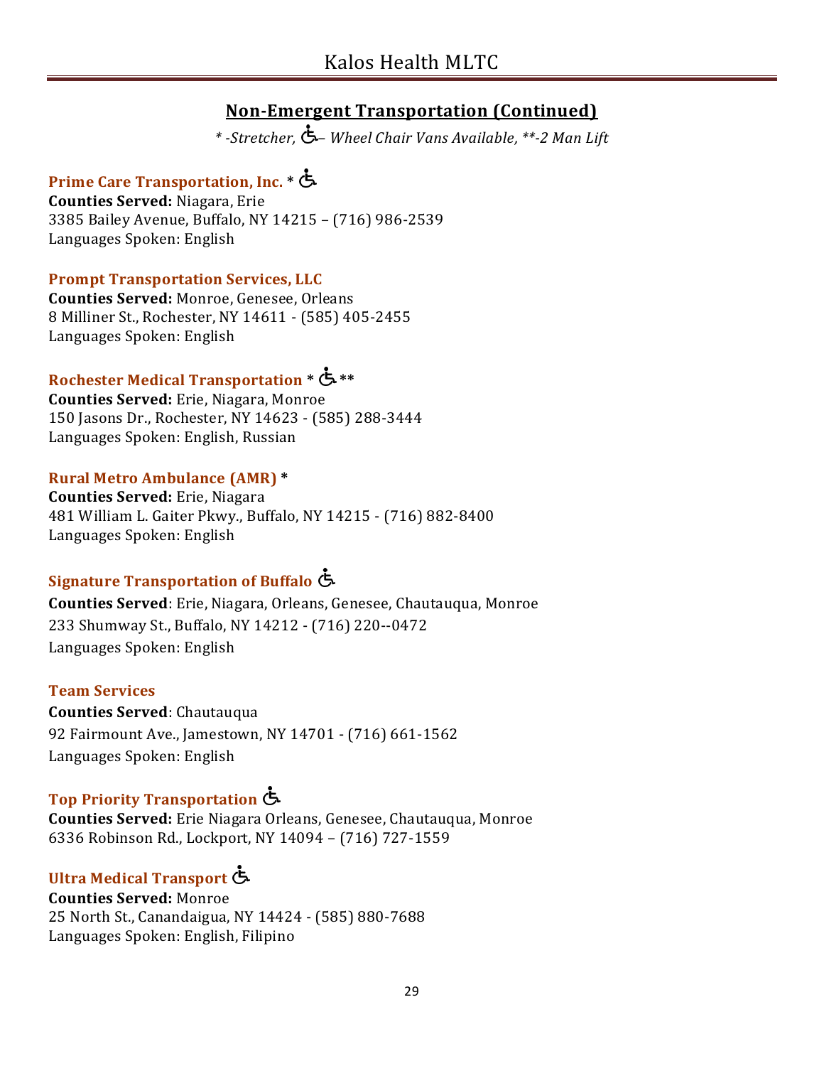## Non-Emergent Transportation (Continued)

*\* -Stretcher, ♿– Wheel Chair Vans Available, \*\*-2 Man Lift*

### Prime Care Transportation, Inc. * ♿

**Counties Served:** Niagara, Erie
3385 Bailey Avenue, Buffalo, NY 14215 – (716) 986-2539
Languages Spoken: English

### Prompt Transportation Services, LLC

**Counties Served:** Monroe, Genesee, Orleans
8 Milliner St., Rochester, NY 14611 - (585) 405-2455
Languages Spoken: English

### Rochester Medical Transportation * ♿ **

**Counties Served:** Erie, Niagara, Monroe
150 Jasons Dr., Rochester, NY 14623 - (585) 288-3444
Languages Spoken: English, Russian

### Rural Metro Ambulance (AMR) *

**Counties Served:** Erie, Niagara
481 William L. Gaiter Pkwy., Buffalo, NY 14215 - (716) 882-8400
Languages Spoken: English

### Signature Transportation of Buffalo ♿

**Counties Served**: Erie, Niagara, Orleans, Genesee, Chautauqua, Monroe
233 Shumway St., Buffalo, NY 14212 - (716) 220--0472
Languages Spoken: English

### Team Services

**Counties Served**: Chautauqua
92 Fairmount Ave., Jamestown, NY 14701 - (716) 661-1562
Languages Spoken: English

### Top Priority Transportation ♿

**Counties Served:** Erie Niagara Orleans, Genesee, Chautauqua, Monroe
6336 Robinson Rd., Lockport, NY 14094 – (716) 727-1559

### Ultra Medical Transport ♿

**Counties Served:** Monroe
25 North St., Canandaigua, NY 14424 - (585) 880-7688
Languages Spoken: English, Filipino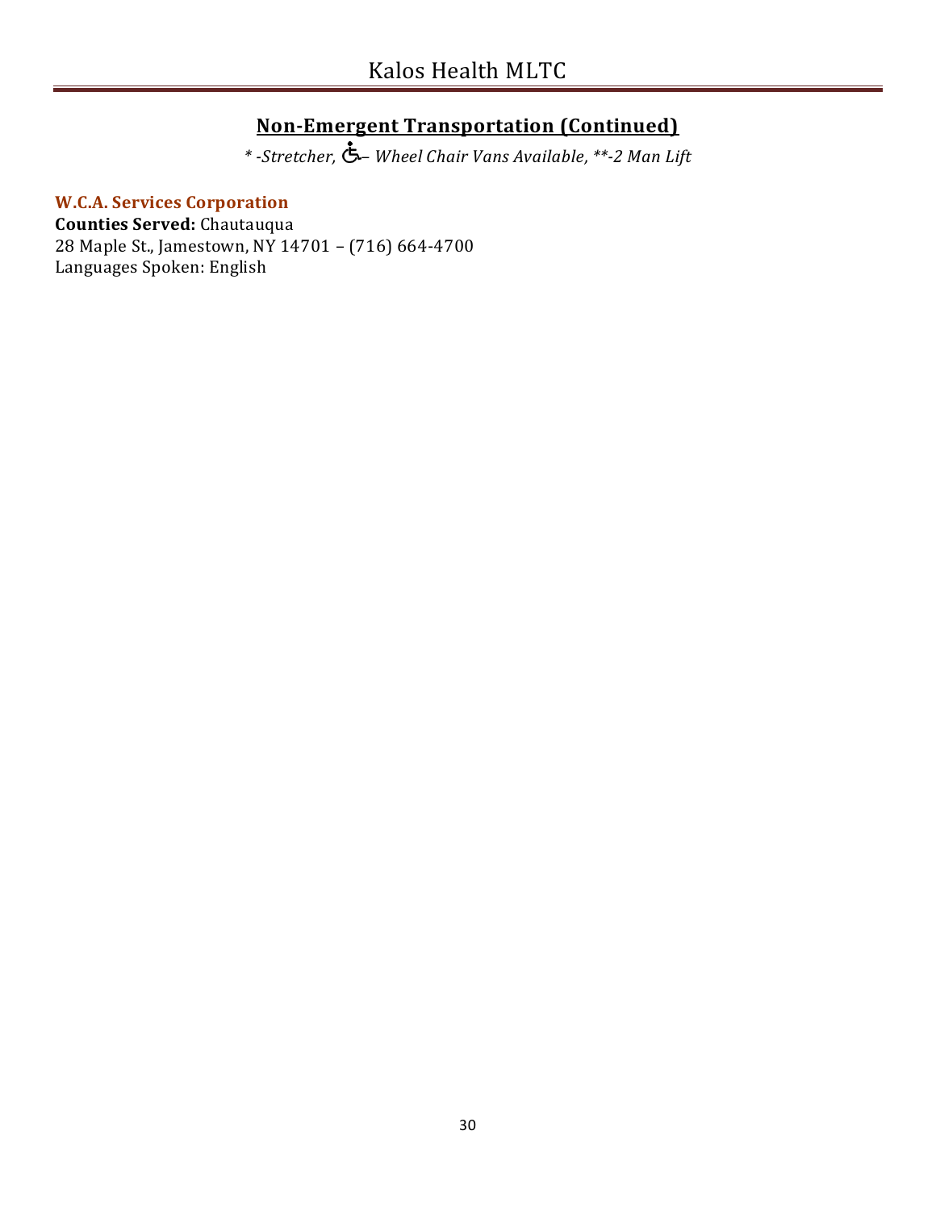## Non-Emergent Transportation (Continued)

*\* -Stretcher, ♿– Wheel Chair Vans Available, \*\*-2 Man Lift*

### W.C.A. Services Corporation

**Counties Served:** Chautauqua
28 Maple St., Jamestown, NY 14701 – (716) 664-4700
Languages Spoken: English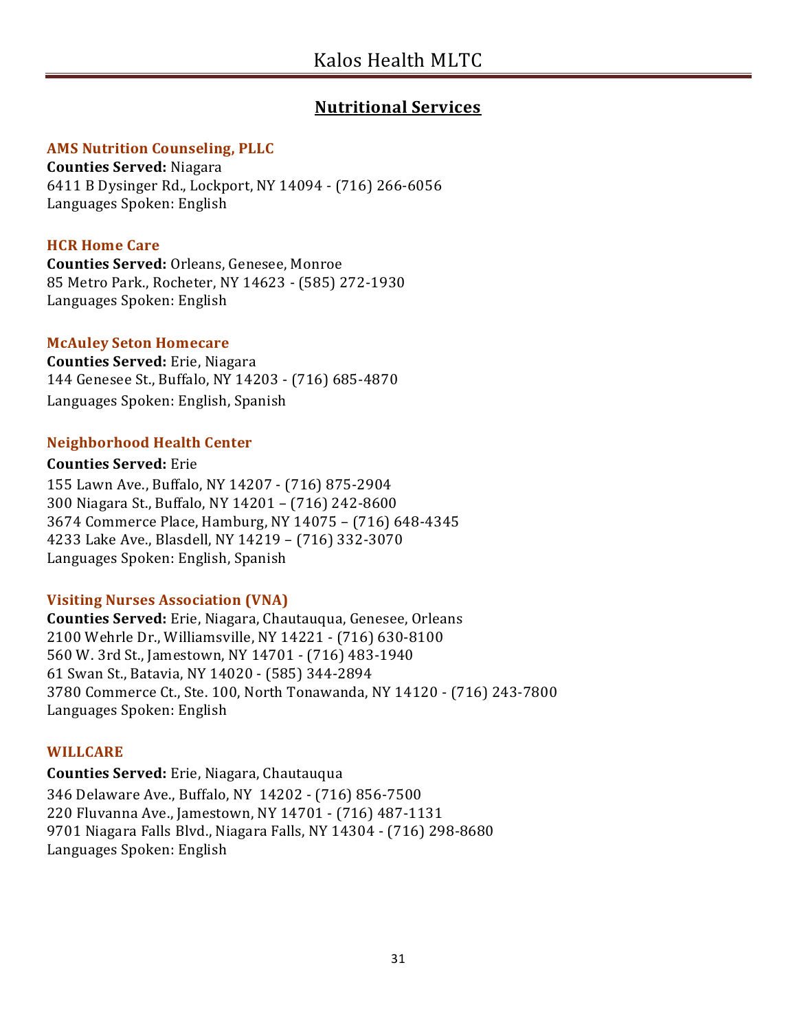## Nutritional Services

### AMS Nutrition Counseling, PLLC

**Counties Served:** Niagara
6411 B Dysinger Rd., Lockport, NY 14094 - (716) 266-6056
Languages Spoken: English

### HCR Home Care

**Counties Served:** Orleans, Genesee, Monroe
85 Metro Park., Rocheter, NY 14623 - (585) 272-1930
Languages Spoken: English

### McAuley Seton Homecare

**Counties Served:** Erie, Niagara
144 Genesee St., Buffalo, NY 14203 - (716) 685-4870
Languages Spoken: English, Spanish

### Neighborhood Health Center

**Counties Served:** Erie
155 Lawn Ave., Buffalo, NY 14207 - (716) 875-2904
300 Niagara St., Buffalo, NY 14201 – (716) 242-8600
3674 Commerce Place, Hamburg, NY 14075 – (716) 648-4345
4233 Lake Ave., Blasdell, NY 14219 – (716) 332-3070
Languages Spoken: English, Spanish

### Visiting Nurses Association (VNA)

**Counties Served:** Erie, Niagara, Chautauqua, Genesee, Orleans
2100 Wehrle Dr., Williamsville, NY 14221 - (716) 630-8100
560 W. 3rd St., Jamestown, NY 14701 - (716) 483-1940
61 Swan St., Batavia, NY 14020 - (585) 344-2894
3780 Commerce Ct., Ste. 100, North Tonawanda, NY 14120 - (716) 243-7800
Languages Spoken: English

### WILLCARE

**Counties Served:** Erie, Niagara, Chautauqua
346 Delaware Ave., Buffalo, NY 14202 - (716) 856-7500
220 Fluvanna Ave., Jamestown, NY 14701 - (716) 487-1131
9701 Niagara Falls Blvd., Niagara Falls, NY 14304 - (716) 298-8680
Languages Spoken: English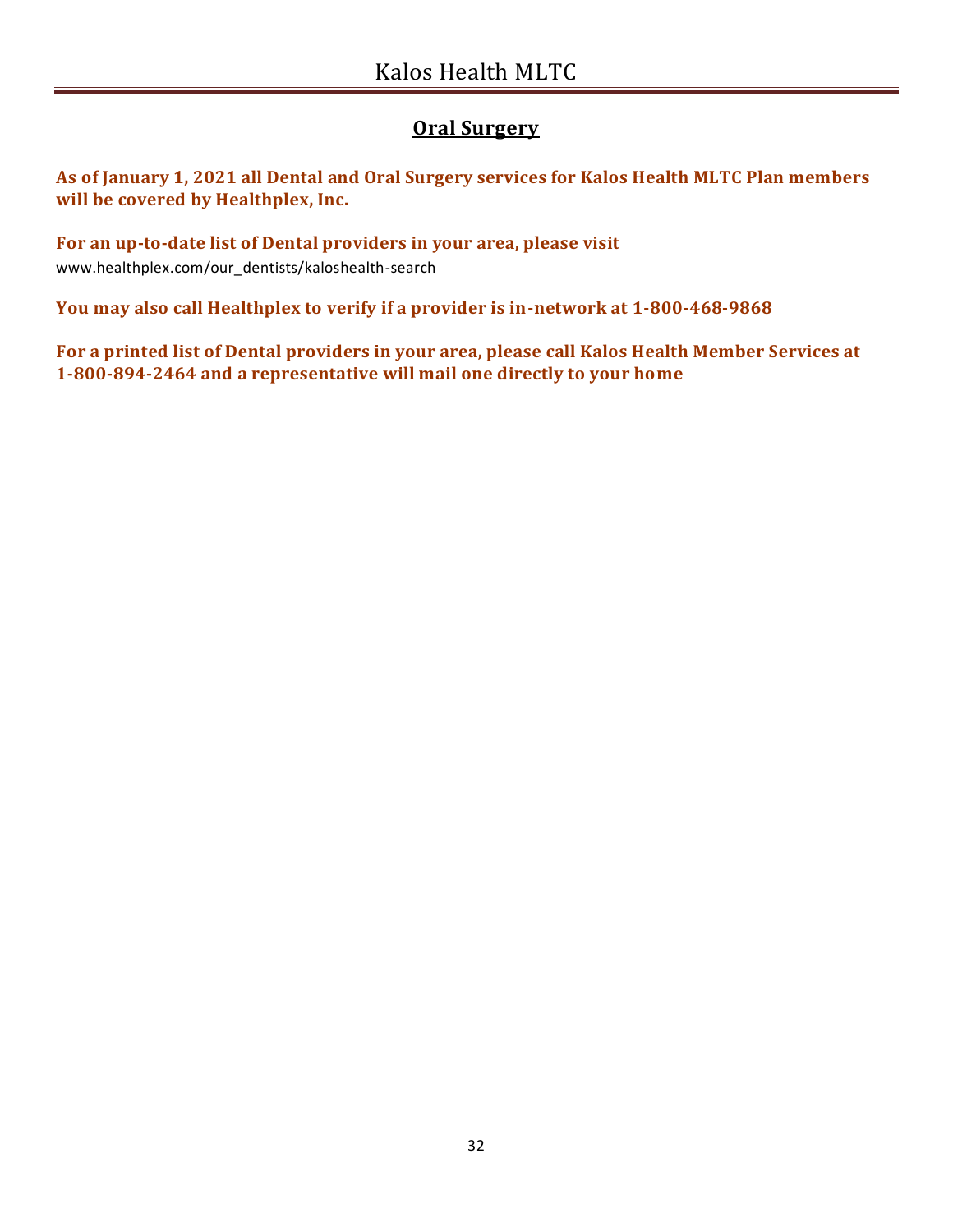## Oral Surgery

**As of January 1, 2021 all Dental and Oral Surgery services for Kalos Health MLTC Plan members will be covered by Healthplex, Inc.**

**For an up-to-date list of Dental providers in your area, please visit**
www.healthplex.com/our_dentists/kaloshealth-search

**You may also call Healthplex to verify if a provider is in-network at 1-800-468-9868**

**For a printed list of Dental providers in your area, please call Kalos Health Member Services at 1-800-894-2464 and a representative will mail one directly to your home**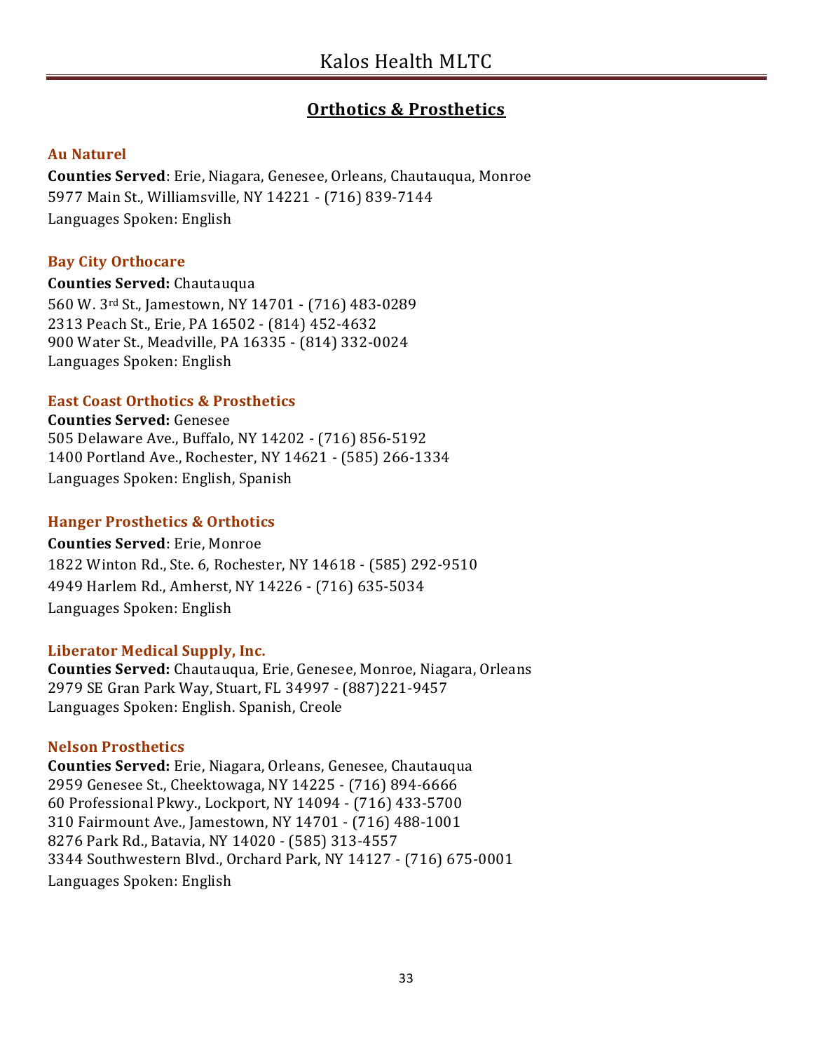## Orthotics & Prosthetics

### Au Naturel

**Counties Served**: Erie, Niagara, Genesee, Orleans, Chautauqua, Monroe
5977 Main St., Williamsville, NY 14221 - (716) 839-7144
Languages Spoken: English

### Bay City Orthocare

**Counties Served:** Chautauqua
560 W. 3rd St., Jamestown, NY 14701 - (716) 483-0289
2313 Peach St., Erie, PA 16502 - (814) 452-4632
900 Water St., Meadville, PA 16335 - (814) 332-0024
Languages Spoken: English

### East Coast Orthotics & Prosthetics

**Counties Served:** Genesee
505 Delaware Ave., Buffalo, NY 14202 - (716) 856-5192
1400 Portland Ave., Rochester, NY 14621 - (585) 266-1334
Languages Spoken: English, Spanish

### Hanger Prosthetics & Orthotics

**Counties Served**: Erie, Monroe
1822 Winton Rd., Ste. 6, Rochester, NY 14618 - (585) 292-9510
4949 Harlem Rd., Amherst, NY 14226 - (716) 635-5034
Languages Spoken: English

### Liberator Medical Supply, Inc.

**Counties Served:** Chautauqua, Erie, Genesee, Monroe, Niagara, Orleans
2979 SE Gran Park Way, Stuart, FL 34997 - (887)221-9457
Languages Spoken: English. Spanish, Creole

### Nelson Prosthetics

**Counties Served:** Erie, Niagara, Orleans, Genesee, Chautauqua
2959 Genesee St., Cheektowaga, NY 14225 - (716) 894-6666
60 Professional Pkwy., Lockport, NY 14094 - (716) 433-5700
310 Fairmount Ave., Jamestown, NY 14701 - (716) 488-1001
8276 Park Rd., Batavia, NY 14020 - (585) 313-4557
3344 Southwestern Blvd., Orchard Park, NY 14127 - (716) 675-0001
Languages Spoken: English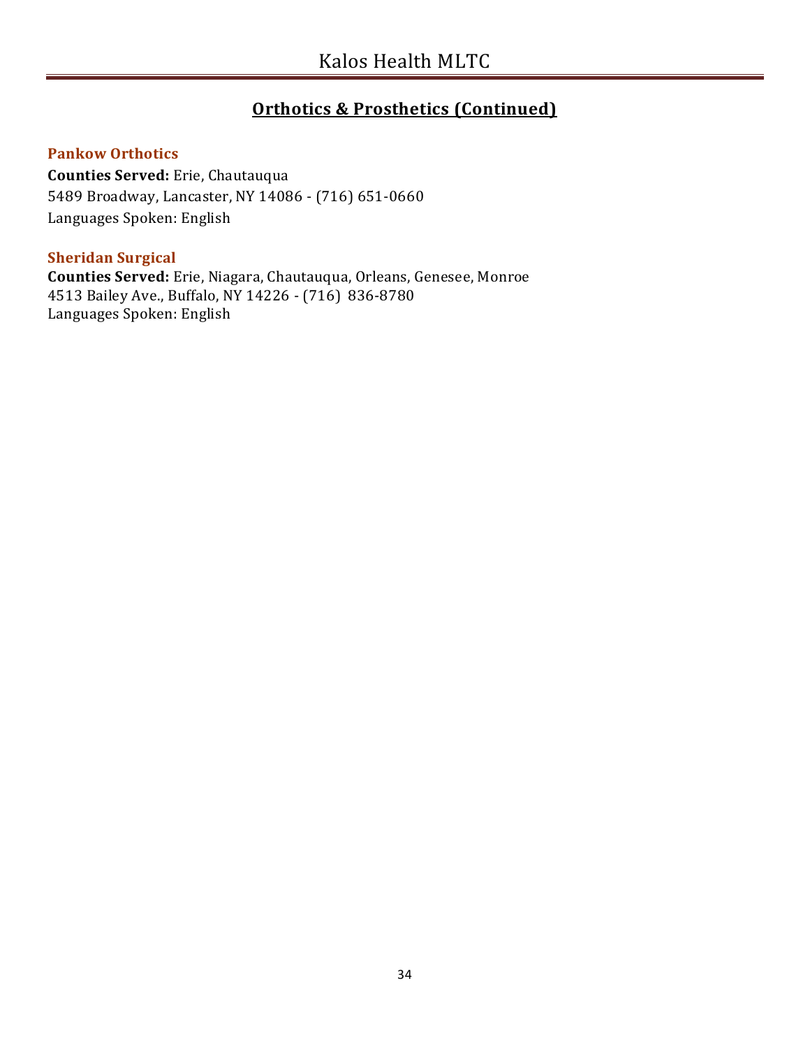## Orthotics & Prosthetics (Continued)

### Pankow Orthotics

**Counties Served:** Erie, Chautauqua
5489 Broadway, Lancaster, NY 14086 - (716) 651-0660
Languages Spoken: English

### Sheridan Surgical

**Counties Served:** Erie, Niagara, Chautauqua, Orleans, Genesee, Monroe
4513 Bailey Ave., Buffalo, NY 14226 - (716) 836-8780
Languages Spoken: English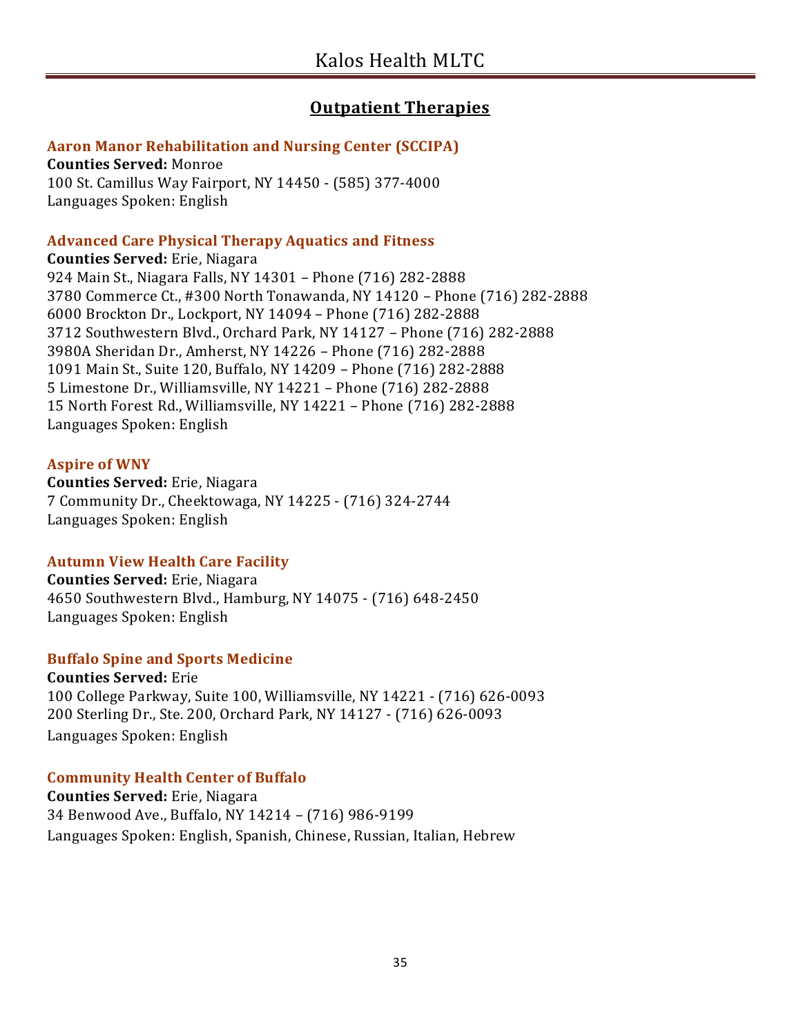## Outpatient Therapies

### Aaron Manor Rehabilitation and Nursing Center (SCCIPA)

**Counties Served:** Monroe
100 St. Camillus Way Fairport, NY 14450 - (585) 377-4000
Languages Spoken: English

### Advanced Care Physical Therapy Aquatics and Fitness

**Counties Served:** Erie, Niagara
924 Main St., Niagara Falls, NY 14301 – Phone (716) 282-2888
3780 Commerce Ct., #300 North Tonawanda, NY 14120 – Phone (716) 282-2888
6000 Brockton Dr., Lockport, NY 14094 – Phone (716) 282-2888
3712 Southwestern Blvd., Orchard Park, NY 14127 – Phone (716) 282-2888
3980A Sheridan Dr., Amherst, NY 14226 – Phone (716) 282-2888
1091 Main St., Suite 120, Buffalo, NY 14209 – Phone (716) 282-2888
5 Limestone Dr., Williamsville, NY 14221 – Phone (716) 282-2888
15 North Forest Rd., Williamsville, NY 14221 – Phone (716) 282-2888
Languages Spoken: English

### Aspire of WNY

**Counties Served:** Erie, Niagara
7 Community Dr., Cheektowaga, NY 14225 - (716) 324-2744
Languages Spoken: English

### Autumn View Health Care Facility

**Counties Served:** Erie, Niagara
4650 Southwestern Blvd., Hamburg, NY 14075 - (716) 648-2450
Languages Spoken: English

### Buffalo Spine and Sports Medicine

**Counties Served:** Erie
100 College Parkway, Suite 100, Williamsville, NY 14221 - (716) 626-0093
200 Sterling Dr., Ste. 200, Orchard Park, NY 14127 - (716) 626-0093
Languages Spoken: English

### Community Health Center of Buffalo

**Counties Served:** Erie, Niagara
34 Benwood Ave., Buffalo, NY 14214 – (716) 986-9199
Languages Spoken: English, Spanish, Chinese, Russian, Italian, Hebrew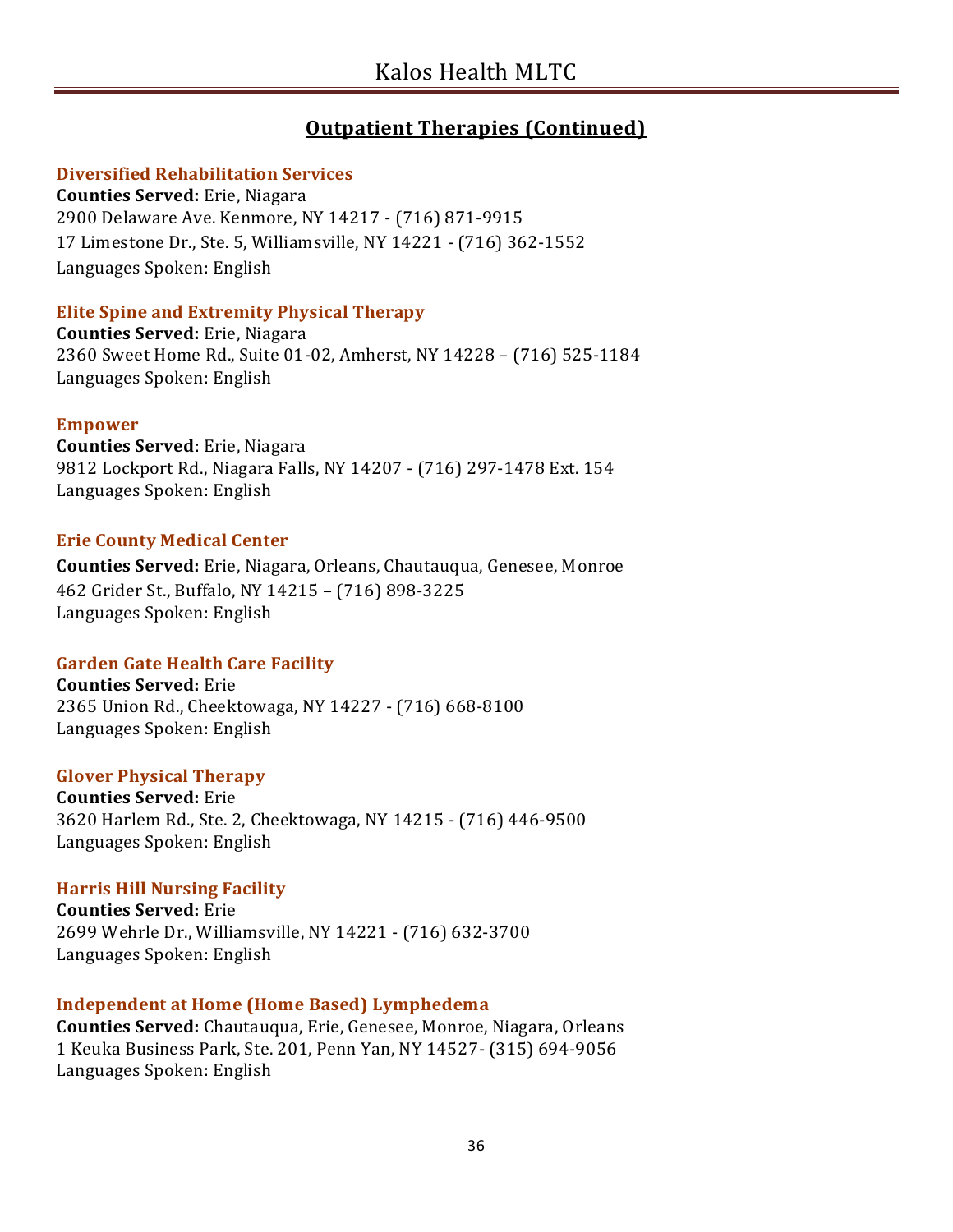## Outpatient Therapies (Continued)

### Diversified Rehabilitation Services

**Counties Served:** Erie, Niagara
2900 Delaware Ave. Kenmore, NY 14217 - (716) 871-9915
17 Limestone Dr., Ste. 5, Williamsville, NY 14221 - (716) 362-1552
Languages Spoken: English

### Elite Spine and Extremity Physical Therapy

**Counties Served:** Erie, Niagara
2360 Sweet Home Rd., Suite 01-02, Amherst, NY 14228 – (716) 525-1184
Languages Spoken: English

### Empower

**Counties Served**: Erie, Niagara
9812 Lockport Rd., Niagara Falls, NY 14207 - (716) 297-1478 Ext. 154
Languages Spoken: English

### Erie County Medical Center

**Counties Served:** Erie, Niagara, Orleans, Chautauqua, Genesee, Monroe
462 Grider St., Buffalo, NY 14215 – (716) 898-3225
Languages Spoken: English

### Garden Gate Health Care Facility

**Counties Served:** Erie
2365 Union Rd., Cheektowaga, NY 14227 - (716) 668-8100
Languages Spoken: English

### Glover Physical Therapy

**Counties Served:** Erie
3620 Harlem Rd., Ste. 2, Cheektowaga, NY 14215 - (716) 446-9500
Languages Spoken: English

### Harris Hill Nursing Facility

**Counties Served:** Erie
2699 Wehrle Dr., Williamsville, NY 14221 - (716) 632-3700
Languages Spoken: English

### Independent at Home (Home Based) Lymphedema

**Counties Served:** Chautauqua, Erie, Genesee, Monroe, Niagara, Orleans
1 Keuka Business Park, Ste. 201, Penn Yan, NY 14527- (315) 694-9056
Languages Spoken: English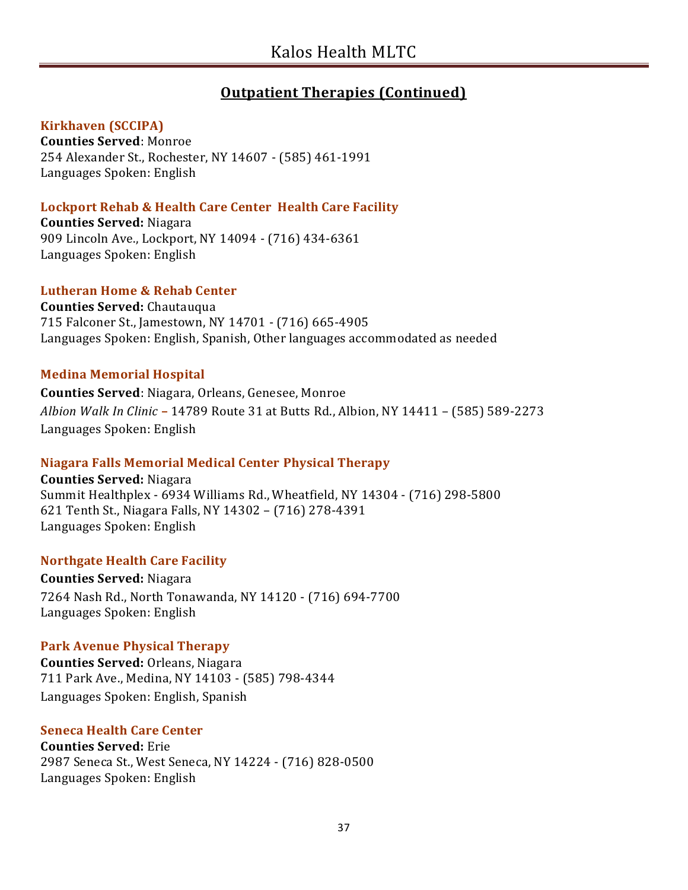## Outpatient Therapies (Continued)

### Kirkhaven (SCCIPA)

**Counties Served**: Monroe
254 Alexander St., Rochester, NY 14607 - (585) 461-1991
Languages Spoken: English

### Lockport Rehab & Health Care Center Health Care Facility

**Counties Served:** Niagara
909 Lincoln Ave., Lockport, NY 14094 - (716) 434-6361
Languages Spoken: English

### Lutheran Home & Rehab Center

**Counties Served:** Chautauqua
715 Falconer St., Jamestown, NY 14701 - (716) 665-4905
Languages Spoken: English, Spanish, Other languages accommodated as needed

### Medina Memorial Hospital

**Counties Served**: Niagara, Orleans, Genesee, Monroe
*Albion Walk In Clinic* – 14789 Route 31 at Butts Rd., Albion, NY 14411 – (585) 589-2273
Languages Spoken: English

### Niagara Falls Memorial Medical Center Physical Therapy

**Counties Served:** Niagara
Summit Healthplex - 6934 Williams Rd., Wheatfield, NY 14304 - (716) 298-5800
621 Tenth St., Niagara Falls, NY 14302 – (716) 278-4391
Languages Spoken: English

### Northgate Health Care Facility

**Counties Served:** Niagara
7264 Nash Rd., North Tonawanda, NY 14120 - (716) 694-7700
Languages Spoken: English

### Park Avenue Physical Therapy

**Counties Served:** Orleans, Niagara
711 Park Ave., Medina, NY 14103 - (585) 798-4344
Languages Spoken: English, Spanish

### Seneca Health Care Center

**Counties Served:** Erie
2987 Seneca St., West Seneca, NY 14224 - (716) 828-0500
Languages Spoken: English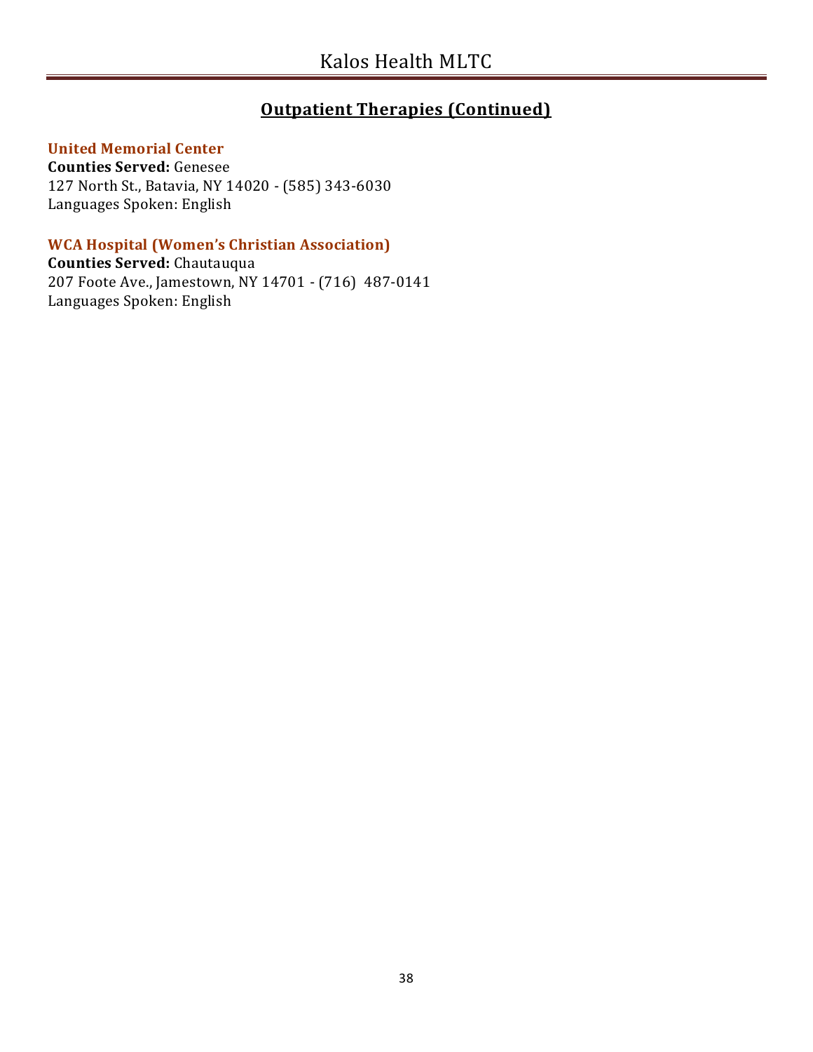## Outpatient Therapies (Continued)

### United Memorial Center

**Counties Served:** Genesee
127 North St., Batavia, NY 14020 - (585) 343-6030
Languages Spoken: English

### WCA Hospital (Women's Christian Association)

**Counties Served:** Chautauqua
207 Foote Ave., Jamestown, NY 14701 - (716) 487-0141
Languages Spoken: English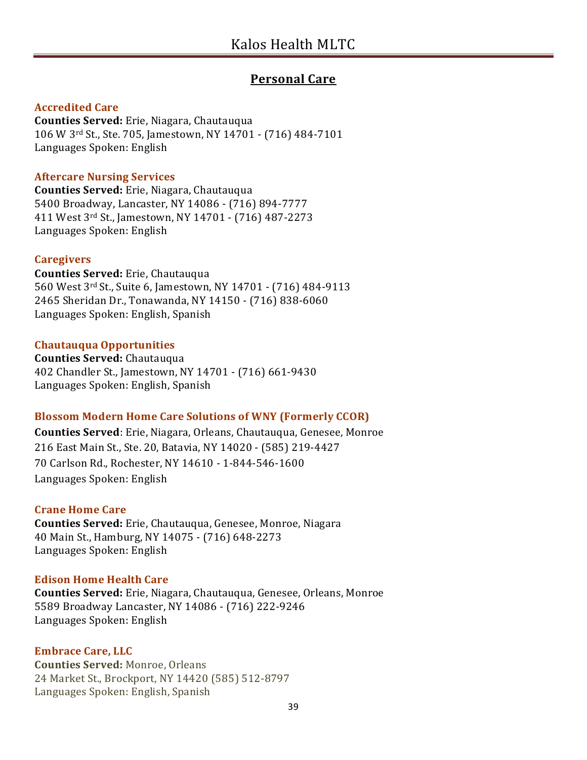## Personal Care

### Accredited Care
**Counties Served:** Erie, Niagara, Chautauqua
106 W 3rd St., Ste. 705, Jamestown, NY 14701 - (716) 484-7101
Languages Spoken: English

### Aftercare Nursing Services
**Counties Served:** Erie, Niagara, Chautauqua
5400 Broadway, Lancaster, NY 14086 - (716) 894-7777
411 West 3rd St., Jamestown, NY 14701 - (716) 487-2273
Languages Spoken: English

### Caregivers
**Counties Served:** Erie, Chautauqua
560 West 3rd St., Suite 6, Jamestown, NY 14701 - (716) 484-9113
2465 Sheridan Dr., Tonawanda, NY 14150 - (716) 838-6060
Languages Spoken: English, Spanish

### Chautauqua Opportunities
**Counties Served:** Chautauqua
402 Chandler St., Jamestown, NY 14701 - (716) 661-9430
Languages Spoken: English, Spanish

### Blossom Modern Home Care Solutions of WNY (Formerly CCOR)
**Counties Served**: Erie, Niagara, Orleans, Chautauqua, Genesee, Monroe
216 East Main St., Ste. 20, Batavia, NY 14020 - (585) 219-4427
70 Carlson Rd., Rochester, NY 14610 - 1-844-546-1600
Languages Spoken: English

### Crane Home Care
**Counties Served:** Erie, Chautauqua, Genesee, Monroe, Niagara
40 Main St., Hamburg, NY 14075 - (716) 648-2273
Languages Spoken: English

### Edison Home Health Care
**Counties Served:** Erie, Niagara, Chautauqua, Genesee, Orleans, Monroe
5589 Broadway Lancaster, NY 14086 - (716) 222-9246
Languages Spoken: English

### Embrace Care, LLC
**Counties Served:** Monroe, Orleans
24 Market St., Brockport, NY 14420 (585) 512-8797
Languages Spoken: English, Spanish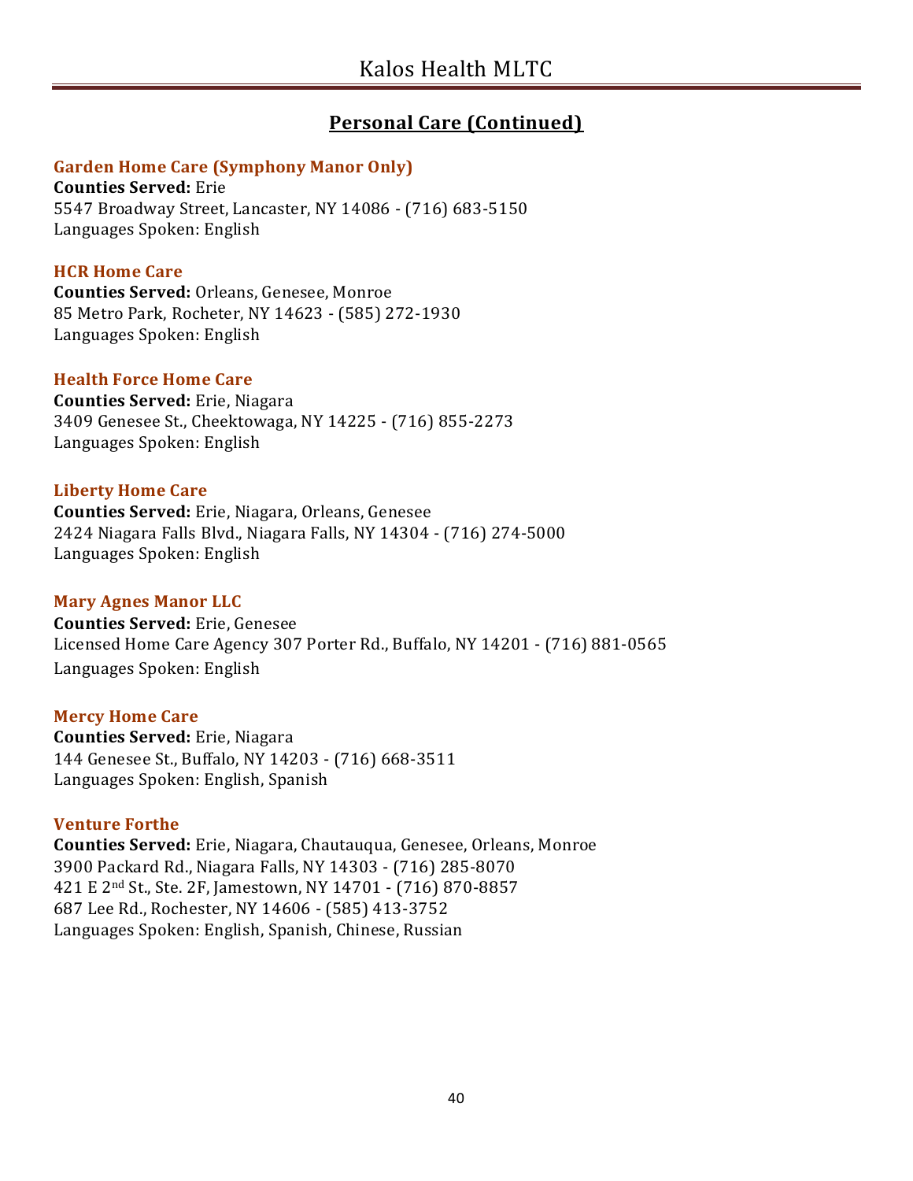## Personal Care (Continued)

### Garden Home Care (Symphony Manor Only)

**Counties Served:** Erie
5547 Broadway Street, Lancaster, NY 14086 - (716) 683-5150
Languages Spoken: English

### HCR Home Care

**Counties Served:** Orleans, Genesee, Monroe
85 Metro Park, Rocheter, NY 14623 - (585) 272-1930
Languages Spoken: English

### Health Force Home Care

**Counties Served:** Erie, Niagara
3409 Genesee St., Cheektowaga, NY 14225 - (716) 855-2273
Languages Spoken: English

### Liberty Home Care

**Counties Served:** Erie, Niagara, Orleans, Genesee
2424 Niagara Falls Blvd., Niagara Falls, NY 14304 - (716) 274-5000
Languages Spoken: English

### Mary Agnes Manor LLC

**Counties Served:** Erie, Genesee
Licensed Home Care Agency 307 Porter Rd., Buffalo, NY 14201 - (716) 881-0565
Languages Spoken: English

### Mercy Home Care

**Counties Served:** Erie, Niagara
144 Genesee St., Buffalo, NY 14203 - (716) 668-3511
Languages Spoken: English, Spanish

### Venture Forthe

**Counties Served:** Erie, Niagara, Chautauqua, Genesee, Orleans, Monroe
3900 Packard Rd., Niagara Falls, NY 14303 - (716) 285-8070
421 E 2nd St., Ste. 2F, Jamestown, NY 14701 - (716) 870-8857
687 Lee Rd., Rochester, NY 14606 - (585) 413-3752
Languages Spoken: English, Spanish, Chinese, Russian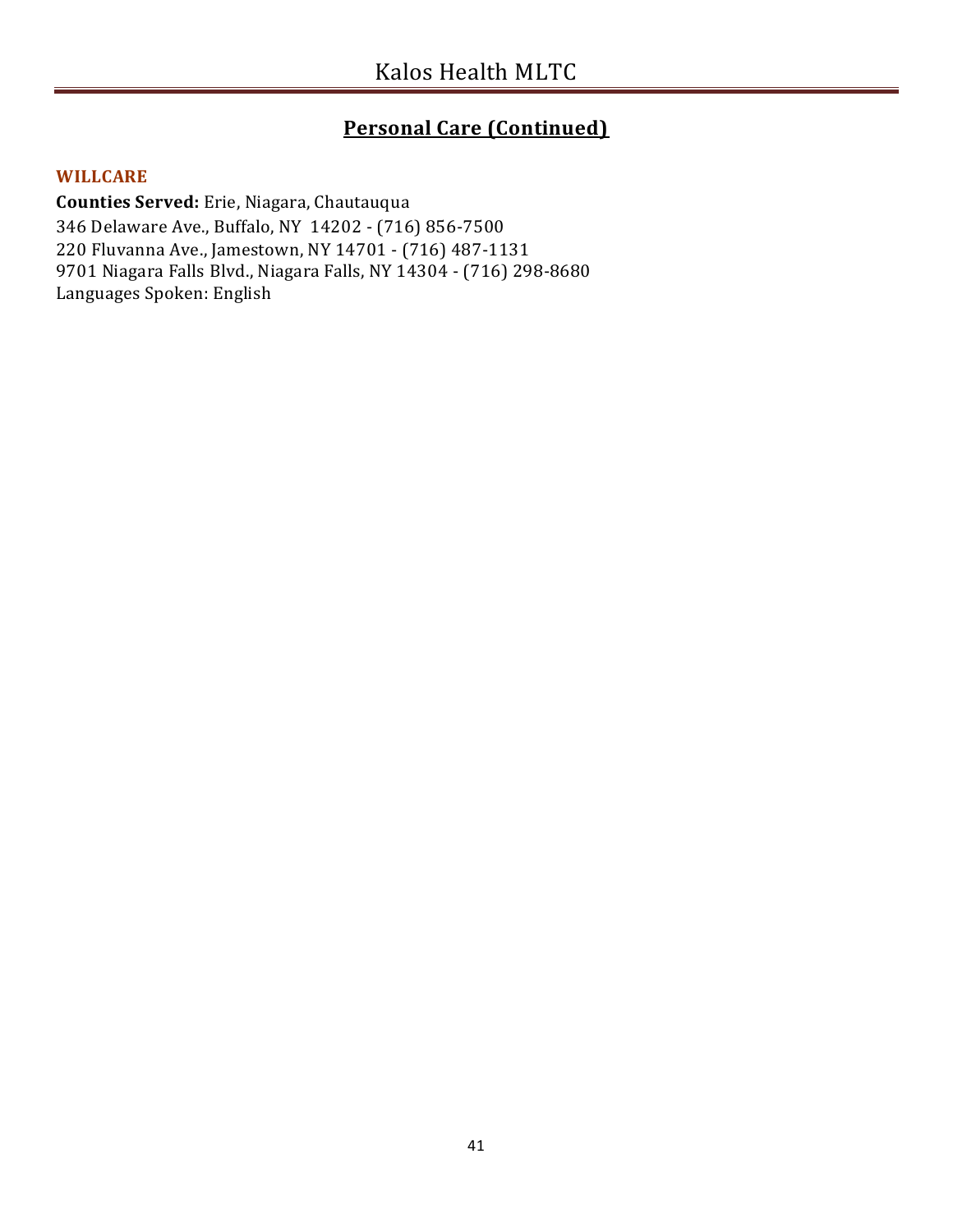## Personal Care (Continued)

### WILLCARE

**Counties Served:** Erie, Niagara, Chautauqua
346 Delaware Ave., Buffalo, NY 14202 - (716) 856-7500
220 Fluvanna Ave., Jamestown, NY 14701 - (716) 487-1131
9701 Niagara Falls Blvd., Niagara Falls, NY 14304 - (716) 298-8680
Languages Spoken: English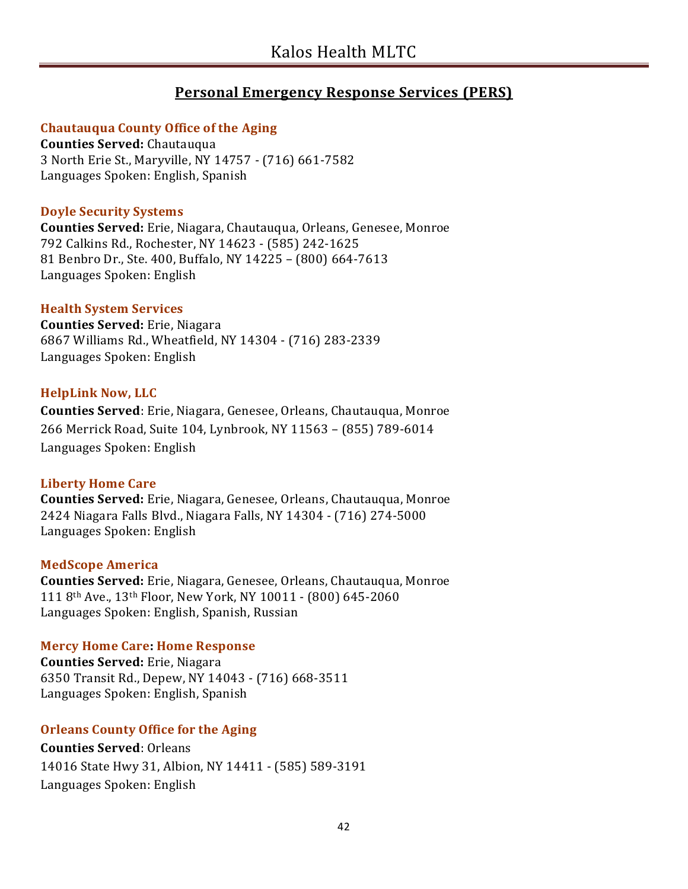## Personal Emergency Response Services (PERS)

### Chautauqua County Office of the Aging
**Counties Served:** Chautauqua
3 North Erie St., Maryville, NY 14757 - (716) 661-7582
Languages Spoken: English, Spanish

### Doyle Security Systems
**Counties Served:** Erie, Niagara, Chautauqua, Orleans, Genesee, Monroe
792 Calkins Rd., Rochester, NY 14623 - (585) 242-1625
81 Benbro Dr., Ste. 400, Buffalo, NY 14225 – (800) 664-7613
Languages Spoken: English

### Health System Services
**Counties Served:** Erie, Niagara
6867 Williams Rd., Wheatfield, NY 14304 - (716) 283-2339
Languages Spoken: English

### HelpLink Now, LLC
**Counties Served**: Erie, Niagara, Genesee, Orleans, Chautauqua, Monroe
266 Merrick Road, Suite 104, Lynbrook, NY 11563 – (855) 789-6014
Languages Spoken: English

### Liberty Home Care
**Counties Served:** Erie, Niagara, Genesee, Orleans, Chautauqua, Monroe
2424 Niagara Falls Blvd., Niagara Falls, NY 14304 - (716) 274-5000
Languages Spoken: English

### MedScope America
**Counties Served:** Erie, Niagara, Genesee, Orleans, Chautauqua, Monroe
111 8th Ave., 13th Floor, New York, NY 10011 - (800) 645-2060
Languages Spoken: English, Spanish, Russian

### Mercy Home Care: Home Response
**Counties Served:** Erie, Niagara
6350 Transit Rd., Depew, NY 14043 - (716) 668-3511
Languages Spoken: English, Spanish

### Orleans County Office for the Aging
**Counties Served**: Orleans
14016 State Hwy 31, Albion, NY 14411 - (585) 589-3191
Languages Spoken: English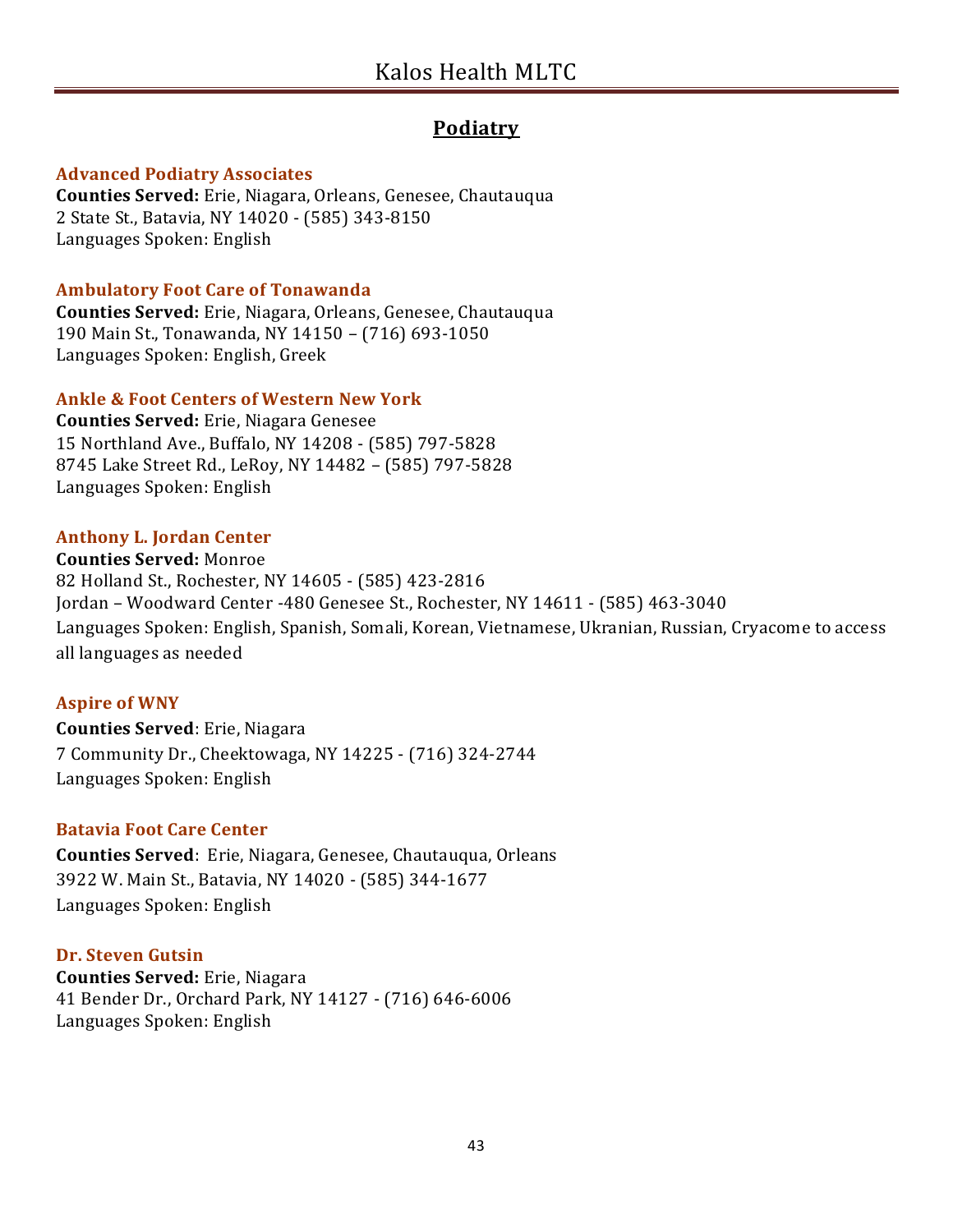## Podiatry

**Advanced Podiatry Associates**
**Counties Served:** Erie, Niagara, Orleans, Genesee, Chautauqua
2 State St., Batavia, NY 14020 - (585) 343-8150
Languages Spoken: English

**Ambulatory Foot Care of Tonawanda**
**Counties Served:** Erie, Niagara, Orleans, Genesee, Chautauqua
190 Main St., Tonawanda, NY 14150 – (716) 693-1050
Languages Spoken: English, Greek

**Ankle & Foot Centers of Western New York**
**Counties Served:** Erie, Niagara Genesee
15 Northland Ave., Buffalo, NY 14208 - (585) 797-5828
8745 Lake Street Rd., LeRoy, NY 14482 – (585) 797-5828
Languages Spoken: English

**Anthony L. Jordan Center**
**Counties Served:** Monroe
82 Holland St., Rochester, NY 14605 - (585) 423-2816
Jordan – Woodward Center -480 Genesee St., Rochester, NY 14611 - (585) 463-3040
Languages Spoken: English, Spanish, Somali, Korean, Vietnamese, Ukranian, Russian, Cryacome to access all languages as needed

**Aspire of WNY**
**Counties Served**: Erie, Niagara
7 Community Dr., Cheektowaga, NY 14225 - (716) 324-2744
Languages Spoken: English

**Batavia Foot Care Center**
**Counties Served**: Erie, Niagara, Genesee, Chautauqua, Orleans
3922 W. Main St., Batavia, NY 14020 - (585) 344-1677
Languages Spoken: English

**Dr. Steven Gutsin**
**Counties Served:** Erie, Niagara
41 Bender Dr., Orchard Park, NY 14127 - (716) 646-6006
Languages Spoken: English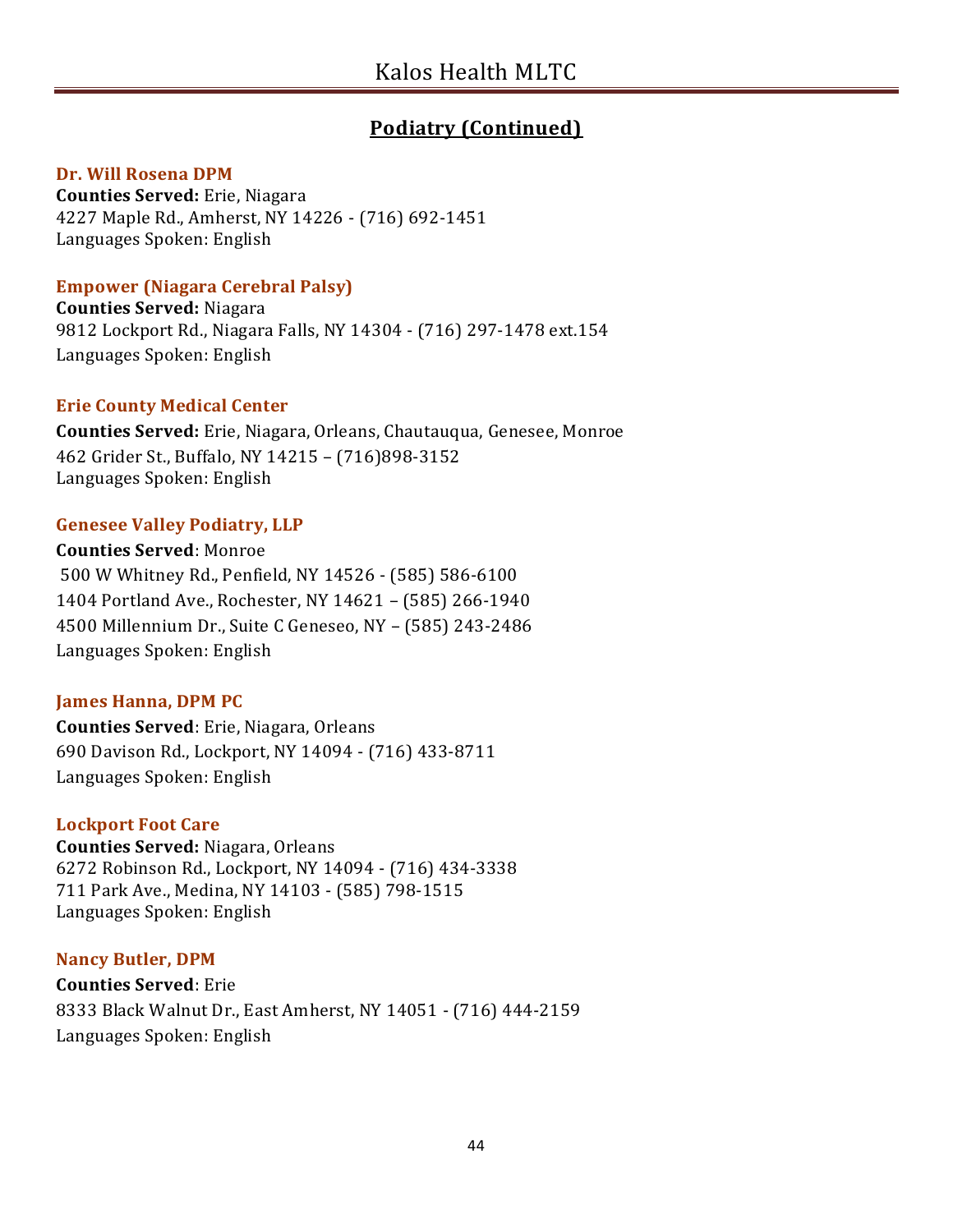## Podiatry (Continued)

### Dr. Will Rosena DPM

**Counties Served:** Erie, Niagara
4227 Maple Rd., Amherst, NY 14226 - (716) 692-1451
Languages Spoken: English

### Empower (Niagara Cerebral Palsy)

**Counties Served:** Niagara
9812 Lockport Rd., Niagara Falls, NY 14304 - (716) 297-1478 ext.154
Languages Spoken: English

### Erie County Medical Center

**Counties Served:** Erie, Niagara, Orleans, Chautauqua, Genesee, Monroe
462 Grider St., Buffalo, NY 14215 – (716)898-3152
Languages Spoken: English

### Genesee Valley Podiatry, LLP

**Counties Served**: Monroe
500 W Whitney Rd., Penfield, NY 14526 - (585) 586-6100
1404 Portland Ave., Rochester, NY 14621 – (585) 266-1940
4500 Millennium Dr., Suite C Geneseo, NY – (585) 243-2486
Languages Spoken: English

### James Hanna, DPM PC

**Counties Served**: Erie, Niagara, Orleans
690 Davison Rd., Lockport, NY 14094 - (716) 433-8711
Languages Spoken: English

### Lockport Foot Care

**Counties Served:** Niagara, Orleans
6272 Robinson Rd., Lockport, NY 14094 - (716) 434-3338
711 Park Ave., Medina, NY 14103 - (585) 798-1515
Languages Spoken: English

### Nancy Butler, DPM

**Counties Served**: Erie
8333 Black Walnut Dr., East Amherst, NY 14051 - (716) 444-2159
Languages Spoken: English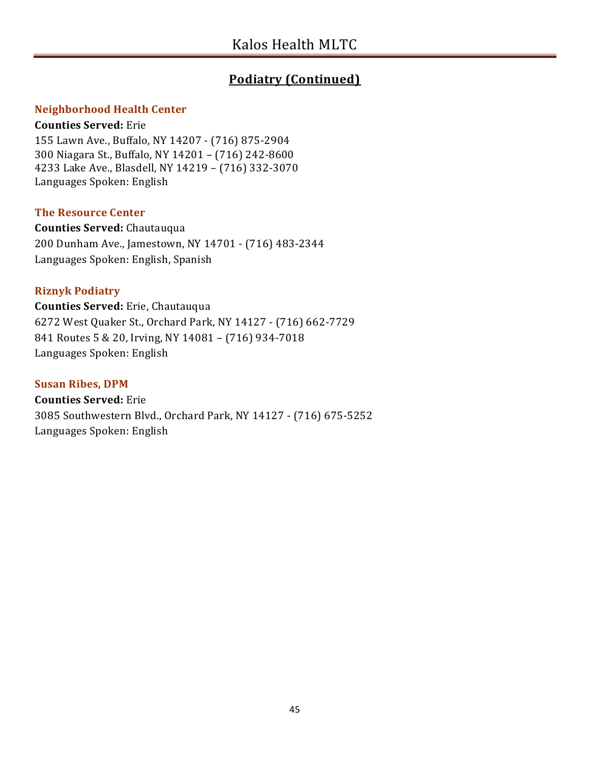## Podiatry (Continued)

### Neighborhood Health Center

**Counties Served:** Erie
155 Lawn Ave., Buffalo, NY 14207 - (716) 875-2904
300 Niagara St., Buffalo, NY 14201 – (716) 242-8600
4233 Lake Ave., Blasdell, NY 14219 – (716) 332-3070
Languages Spoken: English

### The Resource Center

**Counties Served:** Chautauqua
200 Dunham Ave., Jamestown, NY 14701 - (716) 483-2344
Languages Spoken: English, Spanish

### Riznyk Podiatry

**Counties Served:** Erie, Chautauqua
6272 West Quaker St., Orchard Park, NY 14127 - (716) 662-7729
841 Routes 5 & 20, Irving, NY 14081 – (716) 934-7018
Languages Spoken: English

### Susan Ribes, DPM

**Counties Served:** Erie
3085 Southwestern Blvd., Orchard Park, NY 14127 - (716) 675-5252
Languages Spoken: English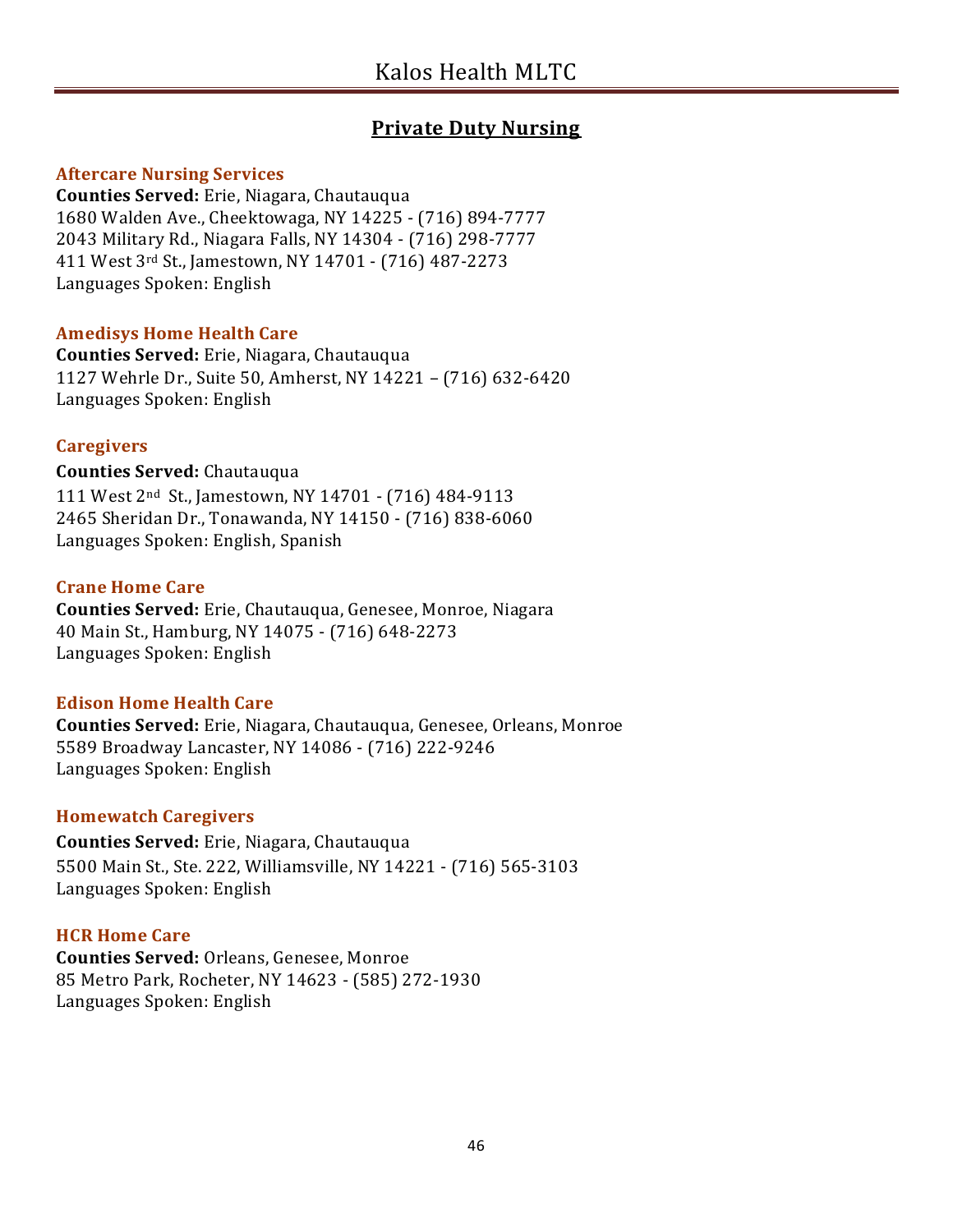## Private Duty Nursing

### Aftercare Nursing Services

**Counties Served:** Erie, Niagara, Chautauqua
1680 Walden Ave., Cheektowaga, NY 14225 - (716) 894-7777
2043 Military Rd., Niagara Falls, NY 14304 - (716) 298-7777
411 West 3rd St., Jamestown, NY 14701 - (716) 487-2273
Languages Spoken: English

### Amedisys Home Health Care

**Counties Served:** Erie, Niagara, Chautauqua
1127 Wehrle Dr., Suite 50, Amherst, NY 14221 – (716) 632-6420
Languages Spoken: English

### Caregivers

**Counties Served:** Chautauqua
111 West 2nd St., Jamestown, NY 14701 - (716) 484-9113
2465 Sheridan Dr., Tonawanda, NY 14150 - (716) 838-6060
Languages Spoken: English, Spanish

### Crane Home Care

**Counties Served:** Erie, Chautauqua, Genesee, Monroe, Niagara
40 Main St., Hamburg, NY 14075 - (716) 648-2273
Languages Spoken: English

### Edison Home Health Care

**Counties Served:** Erie, Niagara, Chautauqua, Genesee, Orleans, Monroe
5589 Broadway Lancaster, NY 14086 - (716) 222-9246
Languages Spoken: English

### Homewatch Caregivers

**Counties Served:** Erie, Niagara, Chautauqua
5500 Main St., Ste. 222, Williamsville, NY 14221 - (716) 565-3103
Languages Spoken: English

### HCR Home Care

**Counties Served:** Orleans, Genesee, Monroe
85 Metro Park, Rocheter, NY 14623 - (585) 272-1930
Languages Spoken: English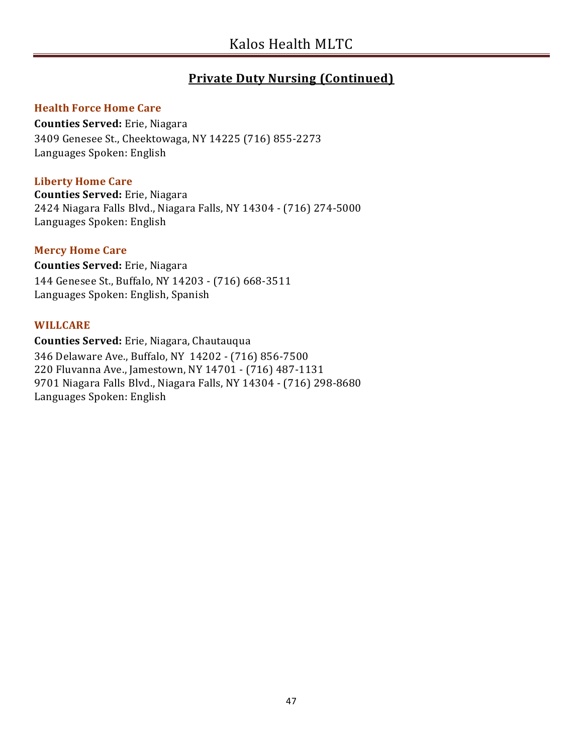## Private Duty Nursing (Continued)

### Health Force Home Care

**Counties Served:** Erie, Niagara
3409 Genesee St., Cheektowaga, NY 14225 (716) 855-2273
Languages Spoken: English

### Liberty Home Care

**Counties Served:** Erie, Niagara
2424 Niagara Falls Blvd., Niagara Falls, NY 14304 - (716) 274-5000
Languages Spoken: English

### Mercy Home Care

**Counties Served:** Erie, Niagara
144 Genesee St., Buffalo, NY 14203 - (716) 668-3511
Languages Spoken: English, Spanish

### WILLCARE

**Counties Served:** Erie, Niagara, Chautauqua
346 Delaware Ave., Buffalo, NY 14202 - (716) 856-7500
220 Fluvanna Ave., Jamestown, NY 14701 - (716) 487-1131
9701 Niagara Falls Blvd., Niagara Falls, NY 14304 - (716) 298-8680
Languages Spoken: English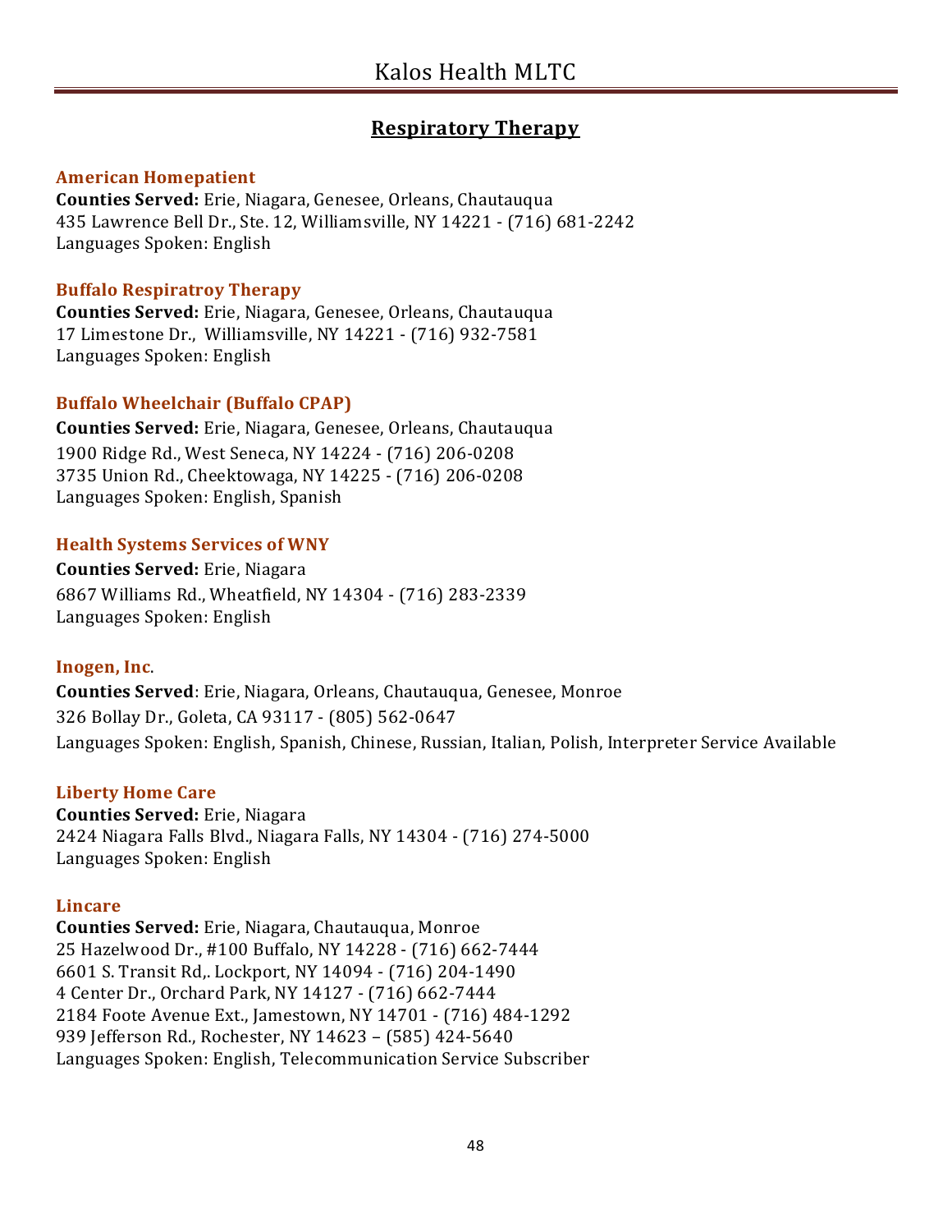## Respiratory Therapy

### American Homepatient

**Counties Served:** Erie, Niagara, Genesee, Orleans, Chautauqua
435 Lawrence Bell Dr., Ste. 12, Williamsville, NY 14221 - (716) 681-2242
Languages Spoken: English

### Buffalo Respiratroy Therapy

**Counties Served:** Erie, Niagara, Genesee, Orleans, Chautauqua
17 Limestone Dr., Williamsville, NY 14221 - (716) 932-7581
Languages Spoken: English

### Buffalo Wheelchair (Buffalo CPAP)

**Counties Served:** Erie, Niagara, Genesee, Orleans, Chautauqua
1900 Ridge Rd., West Seneca, NY 14224 - (716) 206-0208
3735 Union Rd., Cheektowaga, NY 14225 - (716) 206-0208
Languages Spoken: English, Spanish

### Health Systems Services of WNY

**Counties Served:** Erie, Niagara
6867 Williams Rd., Wheatfield, NY 14304 - (716) 283-2339
Languages Spoken: English

### Inogen, Inc.

**Counties Served**: Erie, Niagara, Orleans, Chautauqua, Genesee, Monroe
326 Bollay Dr., Goleta, CA 93117 - (805) 562-0647
Languages Spoken: English, Spanish, Chinese, Russian, Italian, Polish, Interpreter Service Available

### Liberty Home Care

**Counties Served:** Erie, Niagara
2424 Niagara Falls Blvd., Niagara Falls, NY 14304 - (716) 274-5000
Languages Spoken: English

### Lincare

**Counties Served:** Erie, Niagara, Chautauqua, Monroe
25 Hazelwood Dr., #100 Buffalo, NY 14228 - (716) 662-7444
6601 S. Transit Rd,. Lockport, NY 14094 - (716) 204-1490
4 Center Dr., Orchard Park, NY 14127 - (716) 662-7444
2184 Foote Avenue Ext., Jamestown, NY 14701 - (716) 484-1292
939 Jefferson Rd., Rochester, NY 14623 – (585) 424-5640
Languages Spoken: English, Telecommunication Service Subscriber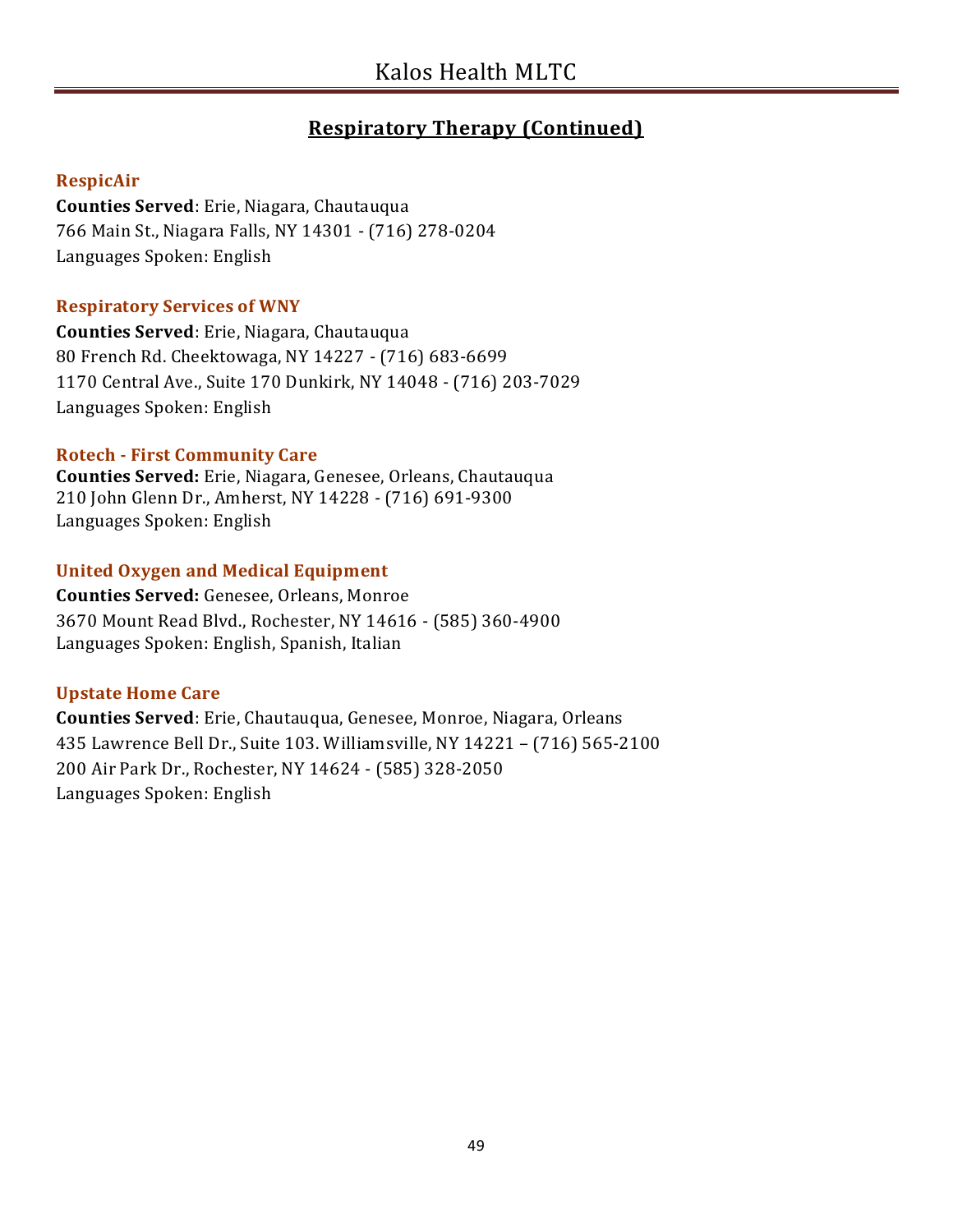## Respiratory Therapy (Continued)

### RespicAir

**Counties Served**: Erie, Niagara, Chautauqua
766 Main St., Niagara Falls, NY 14301 - (716) 278-0204
Languages Spoken: English

### Respiratory Services of WNY

**Counties Served**: Erie, Niagara, Chautauqua
80 French Rd. Cheektowaga, NY 14227 - (716) 683-6699
1170 Central Ave., Suite 170 Dunkirk, NY 14048 - (716) 203-7029
Languages Spoken: English

### Rotech - First Community Care

**Counties Served:** Erie, Niagara, Genesee, Orleans, Chautauqua
210 John Glenn Dr., Amherst, NY 14228 - (716) 691-9300
Languages Spoken: English

### United Oxygen and Medical Equipment

**Counties Served:** Genesee, Orleans, Monroe
3670 Mount Read Blvd., Rochester, NY 14616 - (585) 360-4900
Languages Spoken: English, Spanish, Italian

### Upstate Home Care

**Counties Served**: Erie, Chautauqua, Genesee, Monroe, Niagara, Orleans
435 Lawrence Bell Dr., Suite 103. Williamsville, NY 14221 – (716) 565-2100
200 Air Park Dr., Rochester, NY 14624 - (585) 328-2050
Languages Spoken: English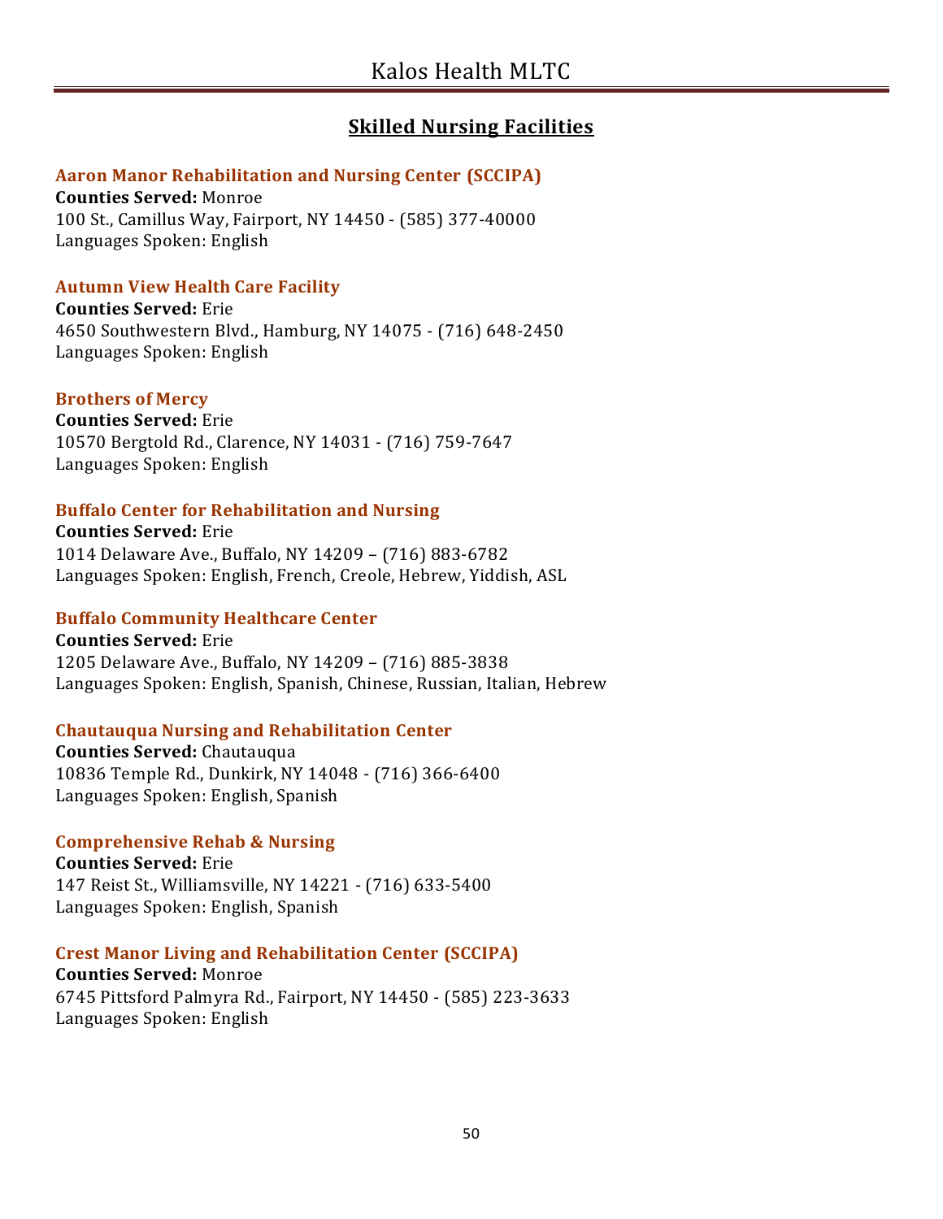## Skilled Nursing Facilities

### Aaron Manor Rehabilitation and Nursing Center (SCCIPA)

**Counties Served:** Monroe
100 St., Camillus Way, Fairport, NY 14450 - (585) 377-40000
Languages Spoken: English

### Autumn View Health Care Facility

**Counties Served:** Erie
4650 Southwestern Blvd., Hamburg, NY 14075 - (716) 648-2450
Languages Spoken: English

### Brothers of Mercy

**Counties Served:** Erie
10570 Bergtold Rd., Clarence, NY 14031 - (716) 759-7647
Languages Spoken: English

### Buffalo Center for Rehabilitation and Nursing

**Counties Served:** Erie
1014 Delaware Ave., Buffalo, NY 14209 – (716) 883-6782
Languages Spoken: English, French, Creole, Hebrew, Yiddish, ASL

### Buffalo Community Healthcare Center

**Counties Served:** Erie
1205 Delaware Ave., Buffalo, NY 14209 – (716) 885-3838
Languages Spoken: English, Spanish, Chinese, Russian, Italian, Hebrew

### Chautauqua Nursing and Rehabilitation Center

**Counties Served:** Chautauqua
10836 Temple Rd., Dunkirk, NY 14048 - (716) 366-6400
Languages Spoken: English, Spanish

### Comprehensive Rehab & Nursing

**Counties Served:** Erie
147 Reist St., Williamsville, NY 14221 - (716) 633-5400
Languages Spoken: English, Spanish

### Crest Manor Living and Rehabilitation Center (SCCIPA)

**Counties Served:** Monroe
6745 Pittsford Palmyra Rd., Fairport, NY 14450 - (585) 223-3633
Languages Spoken: English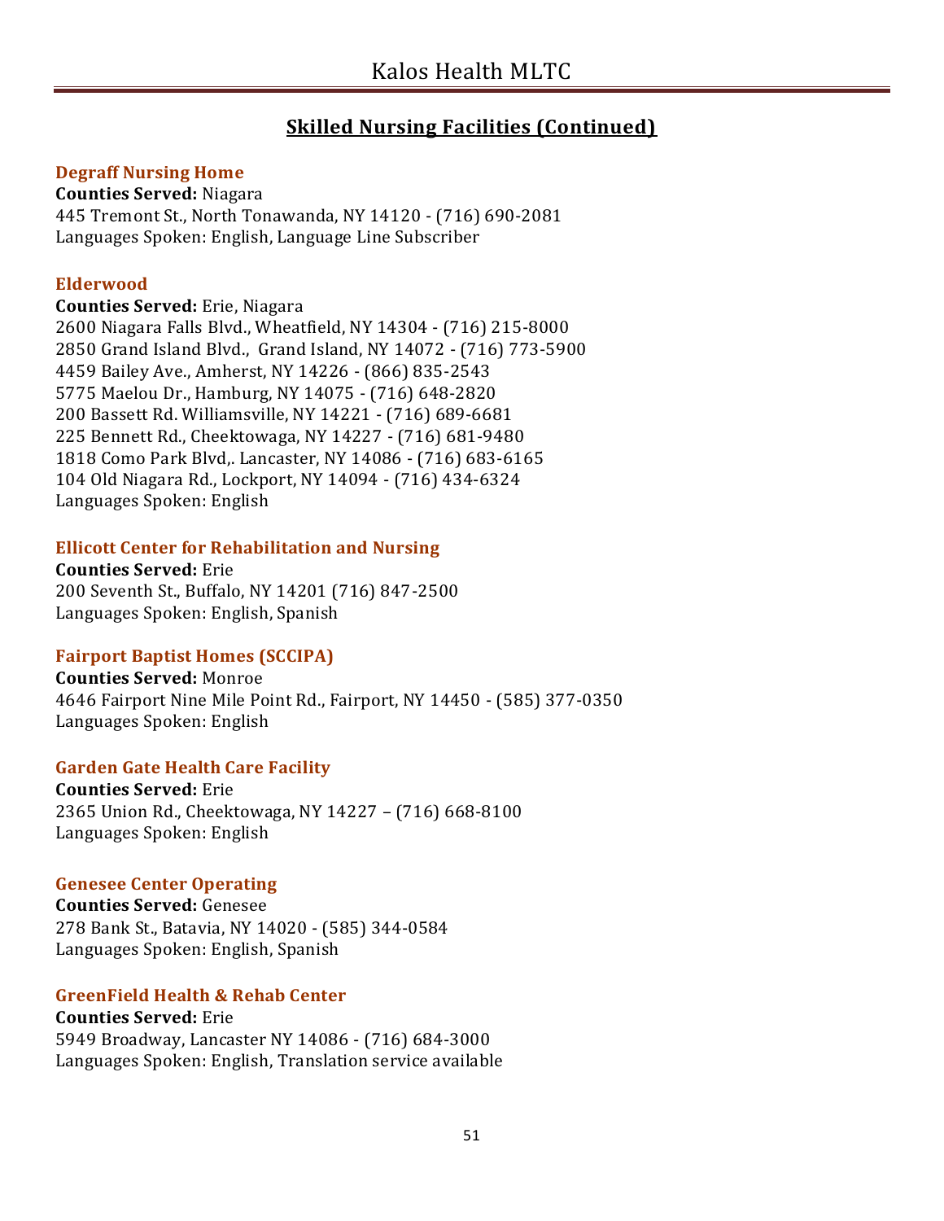## Skilled Nursing Facilities (Continued)

### Degraff Nursing Home

**Counties Served:** Niagara
445 Tremont St., North Tonawanda, NY 14120 - (716) 690-2081
Languages Spoken: English, Language Line Subscriber

### Elderwood

**Counties Served:** Erie, Niagara
2600 Niagara Falls Blvd., Wheatfield, NY 14304 - (716) 215-8000
2850 Grand Island Blvd., Grand Island, NY 14072 - (716) 773-5900
4459 Bailey Ave., Amherst, NY 14226 - (866) 835-2543
5775 Maelou Dr., Hamburg, NY 14075 - (716) 648-2820
200 Bassett Rd. Williamsville, NY 14221 - (716) 689-6681
225 Bennett Rd., Cheektowaga, NY 14227 - (716) 681-9480
1818 Como Park Blvd,. Lancaster, NY 14086 - (716) 683-6165
104 Old Niagara Rd., Lockport, NY 14094 - (716) 434-6324
Languages Spoken: English

### Ellicott Center for Rehabilitation and Nursing

**Counties Served:** Erie
200 Seventh St., Buffalo, NY 14201 (716) 847-2500
Languages Spoken: English, Spanish

### Fairport Baptist Homes (SCCIPA)

**Counties Served:** Monroe
4646 Fairport Nine Mile Point Rd., Fairport, NY 14450 - (585) 377-0350
Languages Spoken: English

### Garden Gate Health Care Facility

**Counties Served:** Erie
2365 Union Rd., Cheektowaga, NY 14227 – (716) 668-8100
Languages Spoken: English

### Genesee Center Operating

**Counties Served:** Genesee
278 Bank St., Batavia, NY 14020 - (585) 344-0584
Languages Spoken: English, Spanish

### GreenField Health & Rehab Center

**Counties Served:** Erie
5949 Broadway, Lancaster NY 14086 - (716) 684-3000
Languages Spoken: English, Translation service available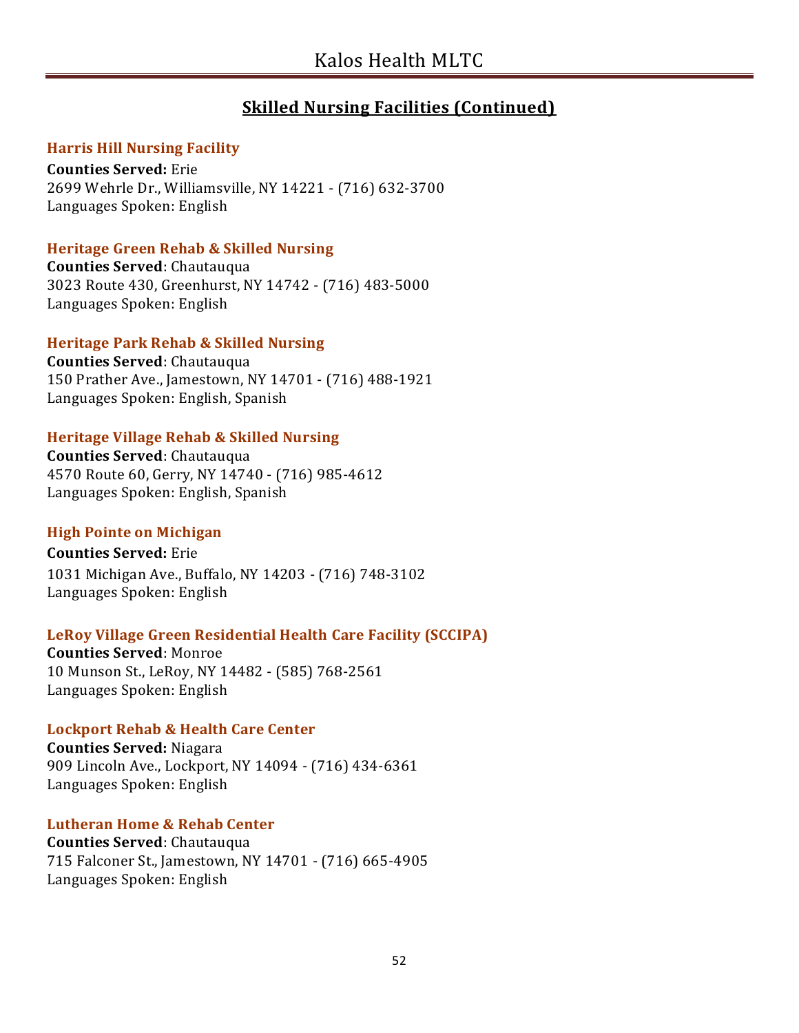## Skilled Nursing Facilities (Continued)

### Harris Hill Nursing Facility

**Counties Served:** Erie
2699 Wehrle Dr., Williamsville, NY 14221 - (716) 632-3700
Languages Spoken: English

### Heritage Green Rehab & Skilled Nursing

**Counties Served**: Chautauqua
3023 Route 430, Greenhurst, NY 14742 - (716) 483-5000
Languages Spoken: English

### Heritage Park Rehab & Skilled Nursing

**Counties Served**: Chautauqua
150 Prather Ave., Jamestown, NY 14701 - (716) 488-1921
Languages Spoken: English, Spanish

### Heritage Village Rehab & Skilled Nursing

**Counties Served**: Chautauqua
4570 Route 60, Gerry, NY 14740 - (716) 985-4612
Languages Spoken: English, Spanish

### High Pointe on Michigan

**Counties Served:** Erie
1031 Michigan Ave., Buffalo, NY 14203 - (716) 748-3102
Languages Spoken: English

### LeRoy Village Green Residential Health Care Facility (SCCIPA)

**Counties Served**: Monroe
10 Munson St., LeRoy, NY 14482 - (585) 768-2561
Languages Spoken: English

### Lockport Rehab & Health Care Center

**Counties Served:** Niagara
909 Lincoln Ave., Lockport, NY 14094 - (716) 434-6361
Languages Spoken: English

### Lutheran Home & Rehab Center

**Counties Served**: Chautauqua
715 Falconer St., Jamestown, NY 14701 - (716) 665-4905
Languages Spoken: English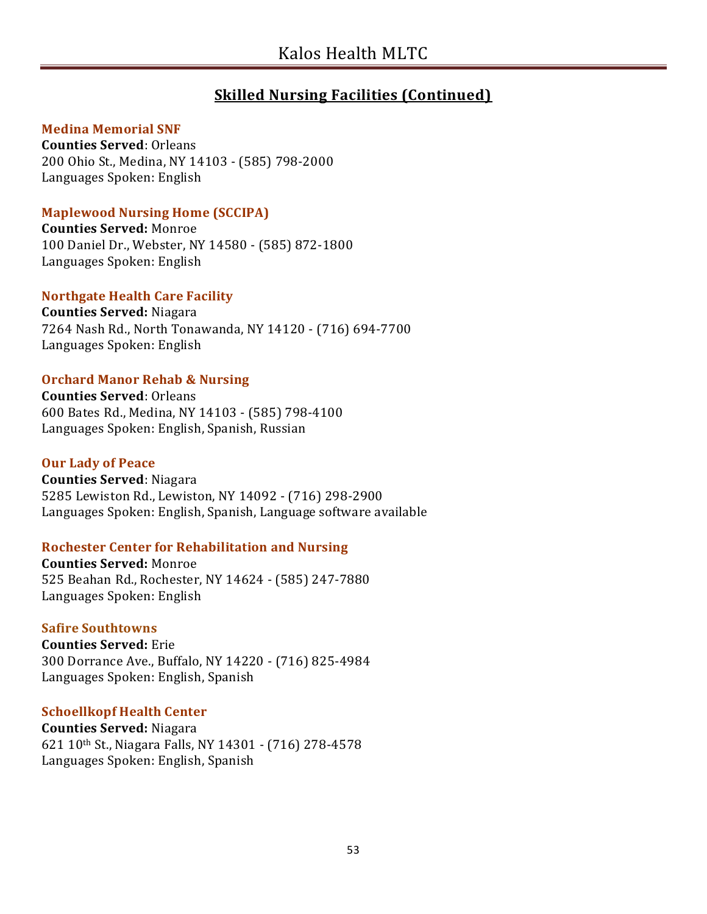## Skilled Nursing Facilities (Continued)

### Medina Memorial SNF
**Counties Served**: Orleans
200 Ohio St., Medina, NY 14103 - (585) 798-2000
Languages Spoken: English

### Maplewood Nursing Home (SCCIPA)
**Counties Served:** Monroe
100 Daniel Dr., Webster, NY 14580 - (585) 872-1800
Languages Spoken: English

### Northgate Health Care Facility
**Counties Served:** Niagara
7264 Nash Rd., North Tonawanda, NY 14120 - (716) 694-7700
Languages Spoken: English

### Orchard Manor Rehab & Nursing
**Counties Served**: Orleans
600 Bates Rd., Medina, NY 14103 - (585) 798-4100
Languages Spoken: English, Spanish, Russian

### Our Lady of Peace
**Counties Served**: Niagara
5285 Lewiston Rd., Lewiston, NY 14092 - (716) 298-2900
Languages Spoken: English, Spanish, Language software available

### Rochester Center for Rehabilitation and Nursing
**Counties Served:** Monroe
525 Beahan Rd., Rochester, NY 14624 - (585) 247-7880
Languages Spoken: English

### Safire Southtowns
**Counties Served:** Erie
300 Dorrance Ave., Buffalo, NY 14220 - (716) 825-4984
Languages Spoken: English, Spanish

### Schoellkopf Health Center
**Counties Served:** Niagara
621 10th St., Niagara Falls, NY 14301 - (716) 278-4578
Languages Spoken: English, Spanish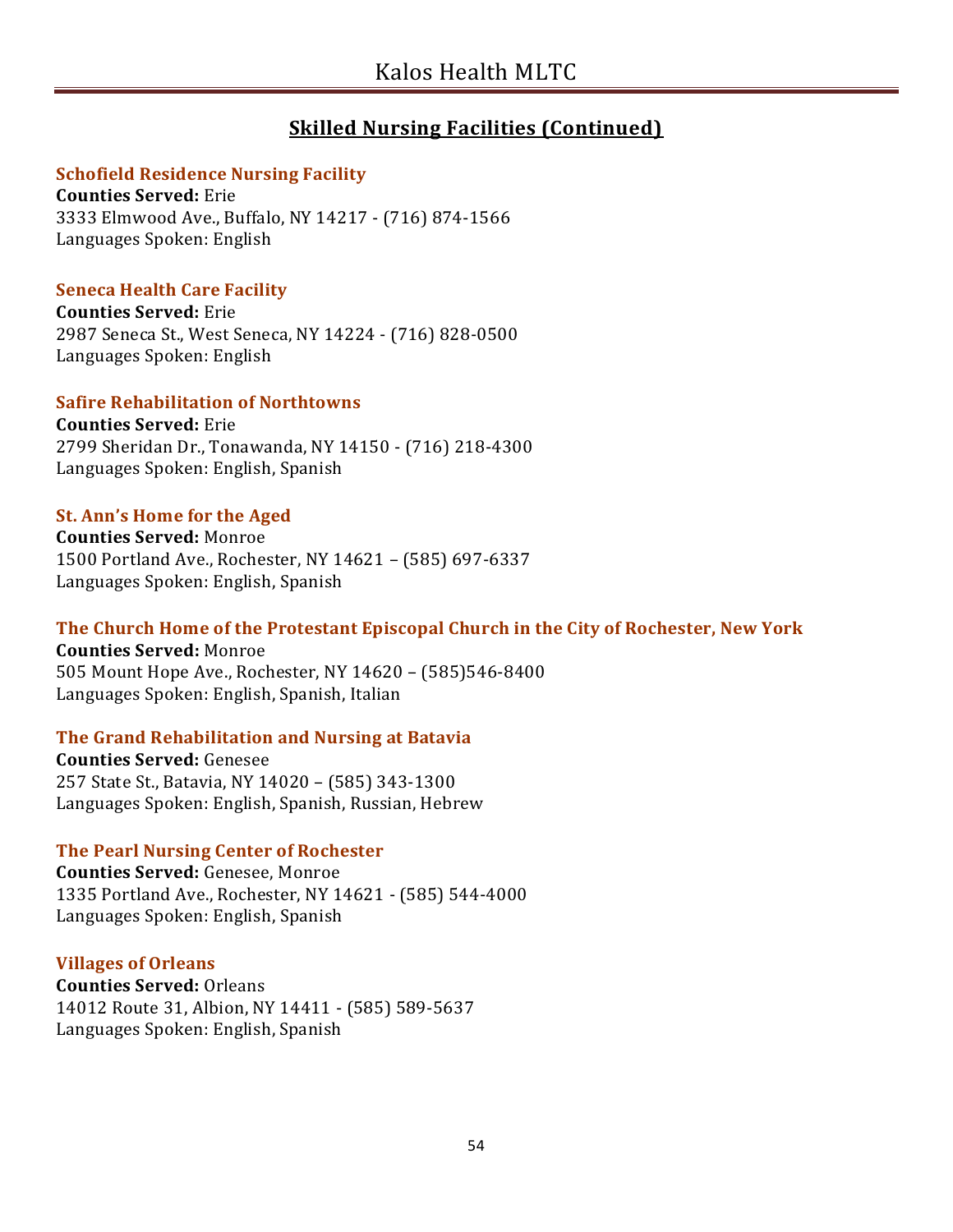## Skilled Nursing Facilities (Continued)

### Schofield Residence Nursing Facility
**Counties Served:** Erie
3333 Elmwood Ave., Buffalo, NY 14217 - (716) 874-1566
Languages Spoken: English

### Seneca Health Care Facility
**Counties Served:** Erie
2987 Seneca St., West Seneca, NY 14224 - (716) 828-0500
Languages Spoken: English

### Safire Rehabilitation of Northtowns
**Counties Served:** Erie
2799 Sheridan Dr., Tonawanda, NY 14150 - (716) 218-4300
Languages Spoken: English, Spanish

### St. Ann's Home for the Aged
**Counties Served:** Monroe
1500 Portland Ave., Rochester, NY 14621 – (585) 697-6337
Languages Spoken: English, Spanish

### The Church Home of the Protestant Episcopal Church in the City of Rochester, New York
**Counties Served:** Monroe
505 Mount Hope Ave., Rochester, NY 14620 – (585)546-8400
Languages Spoken: English, Spanish, Italian

### The Grand Rehabilitation and Nursing at Batavia
**Counties Served:** Genesee
257 State St., Batavia, NY 14020 – (585) 343-1300
Languages Spoken: English, Spanish, Russian, Hebrew

### The Pearl Nursing Center of Rochester
**Counties Served:** Genesee, Monroe
1335 Portland Ave., Rochester, NY 14621 - (585) 544-4000
Languages Spoken: English, Spanish

### Villages of Orleans
**Counties Served:** Orleans
14012 Route 31, Albion, NY 14411 - (585) 589-5637
Languages Spoken: English, Spanish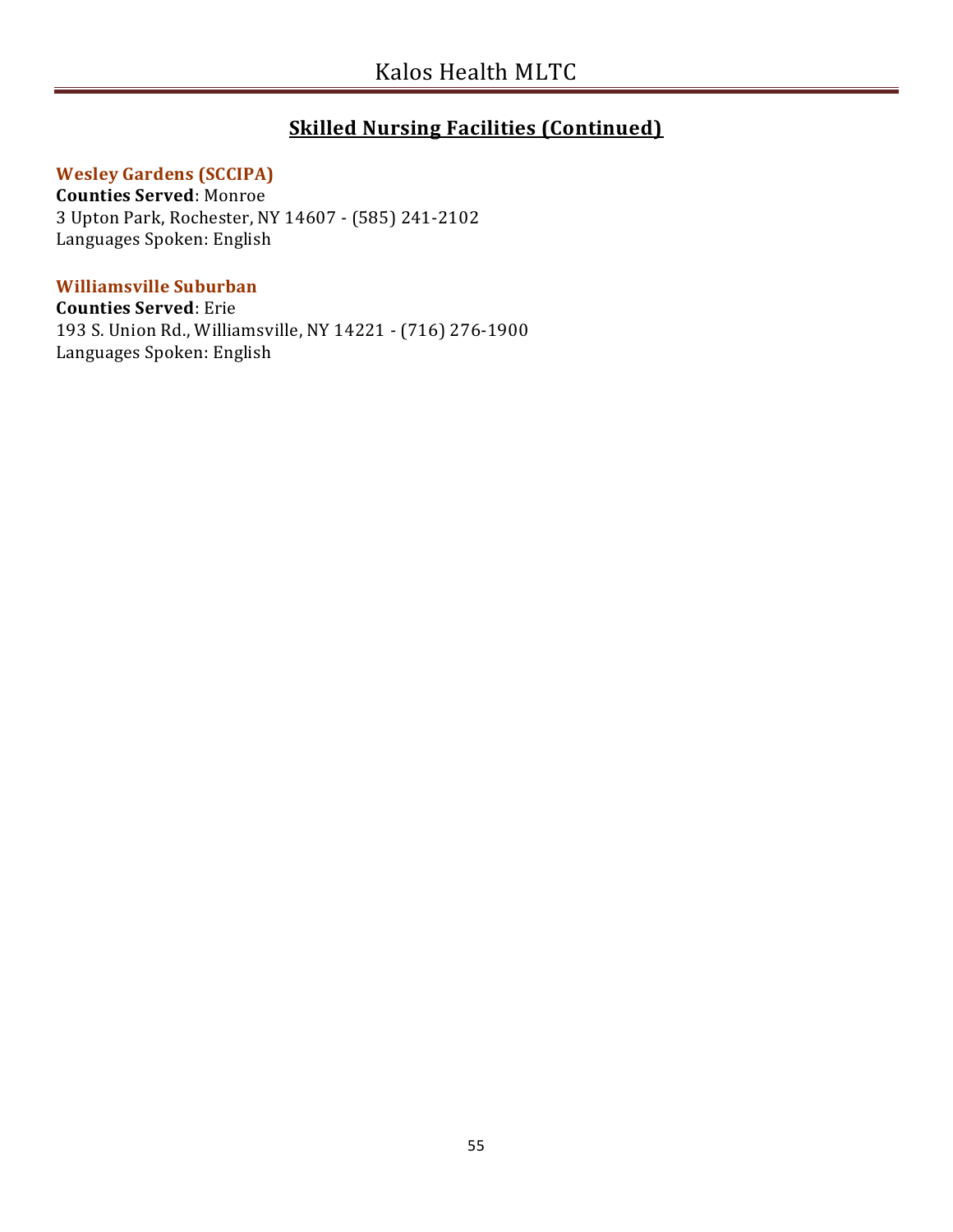## Skilled Nursing Facilities (Continued)

### Wesley Gardens (SCCIPA)

**Counties Served**: Monroe
3 Upton Park, Rochester, NY 14607 - (585) 241-2102
Languages Spoken: English

### Williamsville Suburban

**Counties Served**: Erie
193 S. Union Rd., Williamsville, NY 14221 - (716) 276-1900
Languages Spoken: English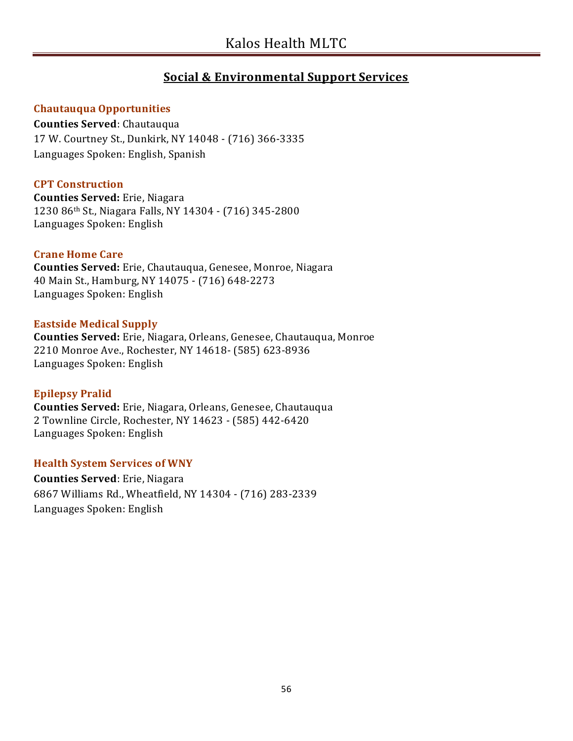## Social & Environmental Support Services

### Chautauqua Opportunities

**Counties Served**: Chautauqua
17 W. Courtney St., Dunkirk, NY 14048 - (716) 366-3335
Languages Spoken: English, Spanish

### CPT Construction

**Counties Served:** Erie, Niagara
1230 86th St., Niagara Falls, NY 14304 - (716) 345-2800
Languages Spoken: English

### Crane Home Care

**Counties Served:** Erie, Chautauqua, Genesee, Monroe, Niagara
40 Main St., Hamburg, NY 14075 - (716) 648-2273
Languages Spoken: English

### Eastside Medical Supply

**Counties Served:** Erie, Niagara, Orleans, Genesee, Chautauqua, Monroe
2210 Monroe Ave., Rochester, NY 14618- (585) 623-8936
Languages Spoken: English

### Epilepsy Pralid

**Counties Served:** Erie, Niagara, Orleans, Genesee, Chautauqua
2 Townline Circle, Rochester, NY 14623 - (585) 442-6420
Languages Spoken: English

### Health System Services of WNY

**Counties Served**: Erie, Niagara
6867 Williams Rd., Wheatfield, NY 14304 - (716) 283-2339
Languages Spoken: English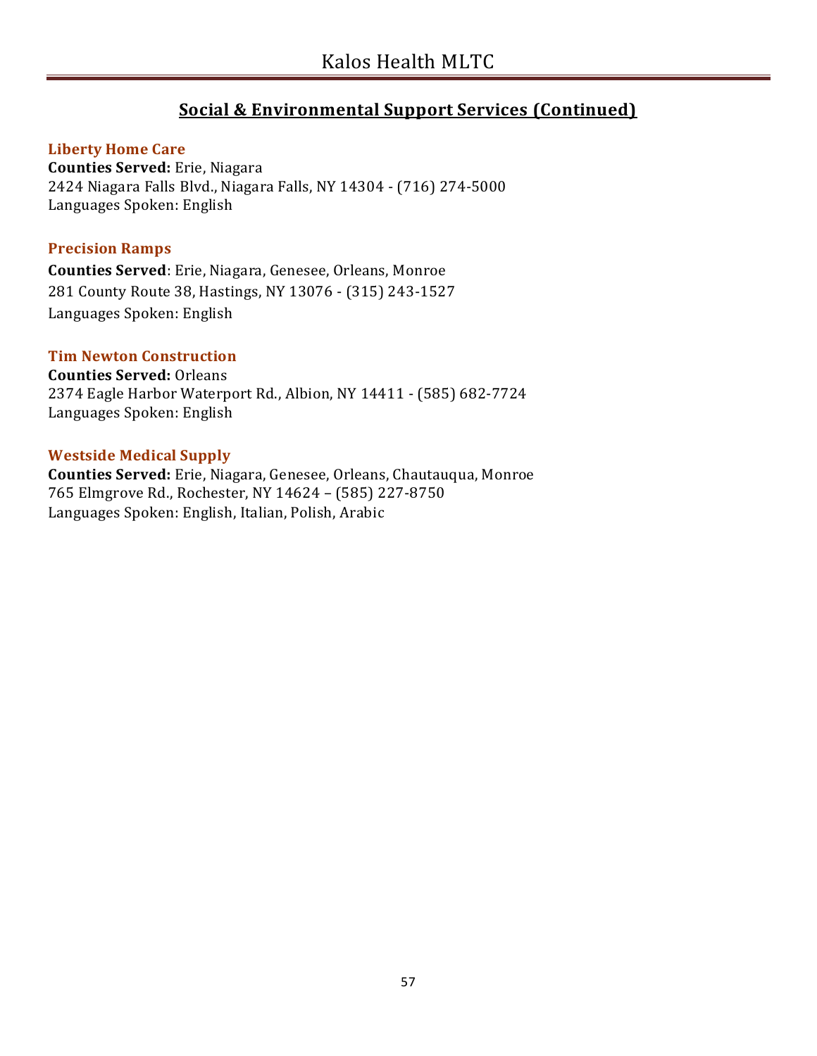## Social & Environmental Support Services (Continued)

### Liberty Home Care
**Counties Served:** Erie, Niagara
2424 Niagara Falls Blvd., Niagara Falls, NY 14304 - (716) 274-5000
Languages Spoken: English

### Precision Ramps
**Counties Served**: Erie, Niagara, Genesee, Orleans, Monroe
281 County Route 38, Hastings, NY 13076 - (315) 243-1527
Languages Spoken: English

### Tim Newton Construction
**Counties Served:** Orleans
2374 Eagle Harbor Waterport Rd., Albion, NY 14411 - (585) 682-7724
Languages Spoken: English

### Westside Medical Supply
**Counties Served:** Erie, Niagara, Genesee, Orleans, Chautauqua, Monroe
765 Elmgrove Rd., Rochester, NY 14624 – (585) 227-8750
Languages Spoken: English, Italian, Polish, Arabic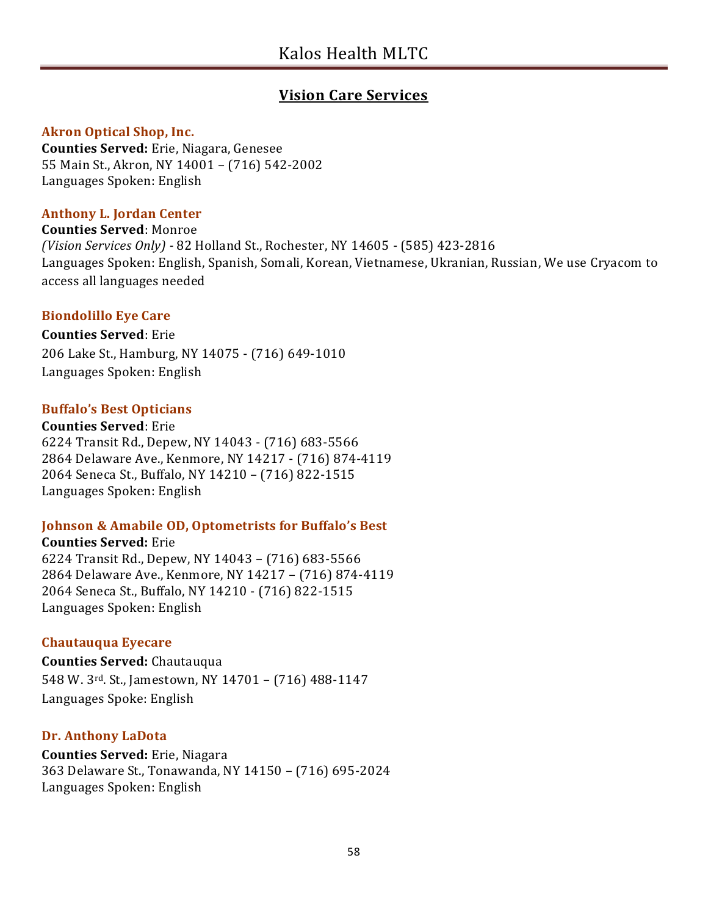# Vision Care Services

### Akron Optical Shop, Inc.

**Counties Served:** Erie, Niagara, Genesee
55 Main St., Akron, NY 14001 – (716) 542-2002
Languages Spoken: English

### Anthony L. Jordan Center

**Counties Served**: Monroe
*(Vision Services Only)* - 82 Holland St., Rochester, NY 14605 - (585) 423-2816
Languages Spoken: English, Spanish, Somali, Korean, Vietnamese, Ukranian, Russian, We use Cryacom to access all languages needed

### Biondolillo Eye Care

**Counties Served**: Erie
206 Lake St., Hamburg, NY 14075 - (716) 649-1010
Languages Spoken: English

### Buffalo's Best Opticians

**Counties Served**: Erie
6224 Transit Rd., Depew, NY 14043 - (716) 683-5566
2864 Delaware Ave., Kenmore, NY 14217 - (716) 874-4119
2064 Seneca St., Buffalo, NY 14210 – (716) 822-1515
Languages Spoken: English

### Johnson & Amabile OD, Optometrists for Buffalo's Best

**Counties Served:** Erie
6224 Transit Rd., Depew, NY 14043 – (716) 683-5566
2864 Delaware Ave., Kenmore, NY 14217 – (716) 874-4119
2064 Seneca St., Buffalo, NY 14210 - (716) 822-1515
Languages Spoken: English

### Chautauqua Eyecare

**Counties Served:** Chautauqua
548 W. 3rd. St., Jamestown, NY 14701 – (716) 488-1147
Languages Spoke: English

### Dr. Anthony LaDota

**Counties Served:** Erie, Niagara
363 Delaware St., Tonawanda, NY 14150 – (716) 695-2024
Languages Spoken: English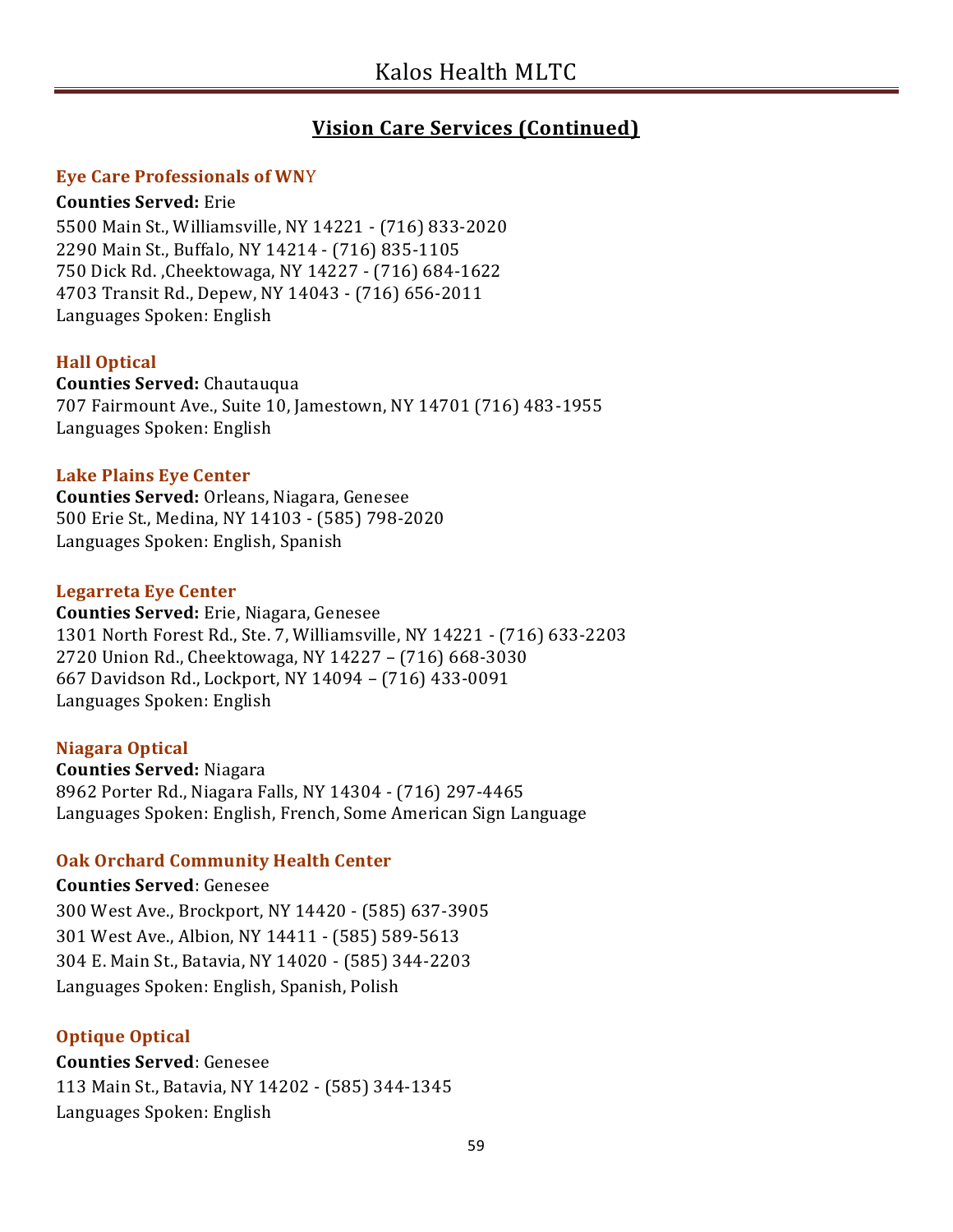## Vision Care Services (Continued)

### Eye Care Professionals of WNY

**Counties Served:** Erie
5500 Main St., Williamsville, NY 14221 - (716) 833-2020
2290 Main St., Buffalo, NY 14214 - (716) 835-1105
750 Dick Rd. ,Cheektowaga, NY 14227 - (716) 684-1622
4703 Transit Rd., Depew, NY 14043 - (716) 656-2011
Languages Spoken: English

### Hall Optical

**Counties Served:** Chautauqua
707 Fairmount Ave., Suite 10, Jamestown, NY 14701 (716) 483-1955
Languages Spoken: English

### Lake Plains Eye Center

**Counties Served:** Orleans, Niagara, Genesee
500 Erie St., Medina, NY 14103 - (585) 798-2020
Languages Spoken: English, Spanish

### Legarreta Eye Center

**Counties Served:** Erie, Niagara, Genesee
1301 North Forest Rd., Ste. 7, Williamsville, NY 14221 - (716) 633-2203
2720 Union Rd., Cheektowaga, NY 14227 – (716) 668-3030
667 Davidson Rd., Lockport, NY 14094 – (716) 433-0091
Languages Spoken: English

### Niagara Optical

**Counties Served:** Niagara
8962 Porter Rd., Niagara Falls, NY 14304 - (716) 297-4465
Languages Spoken: English, French, Some American Sign Language

### Oak Orchard Community Health Center

**Counties Served**: Genesee
300 West Ave., Brockport, NY 14420 - (585) 637-3905
301 West Ave., Albion, NY 14411 - (585) 589-5613
304 E. Main St., Batavia, NY 14020 - (585) 344-2203
Languages Spoken: English, Spanish, Polish

### Optique Optical

**Counties Served**: Genesee
113 Main St., Batavia, NY 14202 - (585) 344-1345
Languages Spoken: English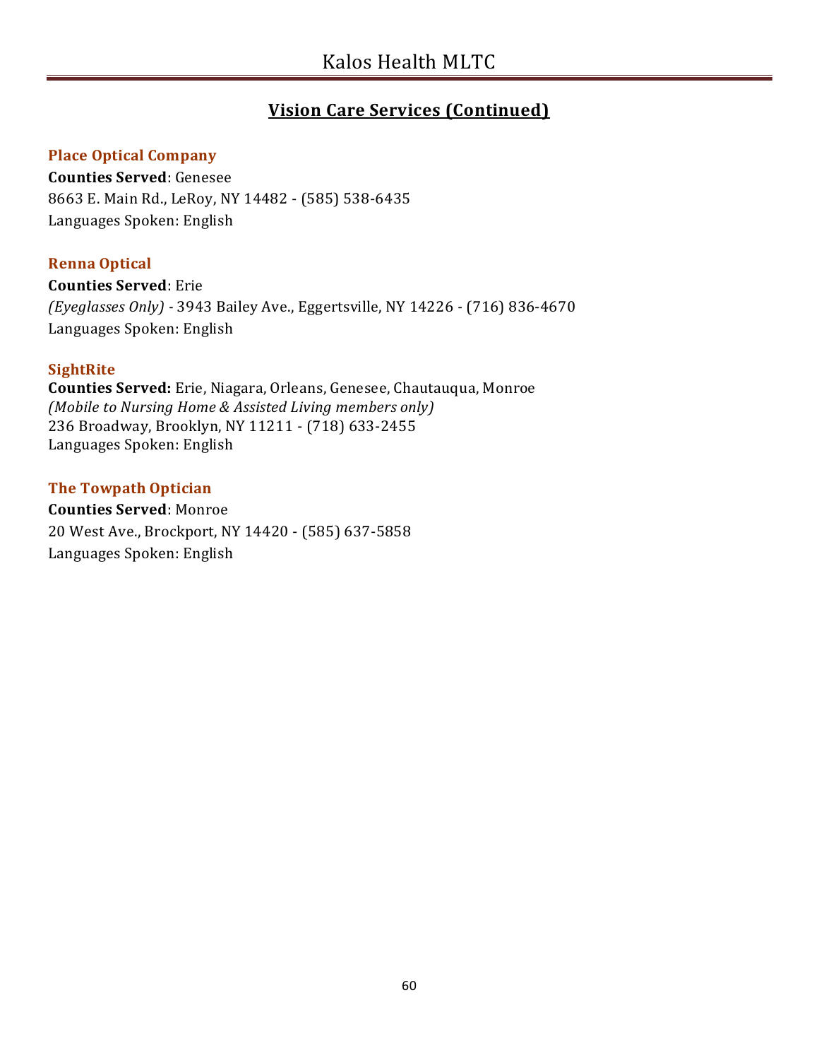## Vision Care Services (Continued)

### Place Optical Company

**Counties Served**: Genesee
8663 E. Main Rd., LeRoy, NY 14482 - (585) 538-6435
Languages Spoken: English

### Renna Optical

**Counties Served**: Erie
*(Eyeglasses Only)* - 3943 Bailey Ave., Eggertsville, NY 14226 - (716) 836-4670
Languages Spoken: English

### SightRite

**Counties Served:** Erie, Niagara, Orleans, Genesee, Chautauqua, Monroe
*(Mobile to Nursing Home & Assisted Living members only)*
236 Broadway, Brooklyn, NY 11211 - (718) 633-2455
Languages Spoken: English

### The Towpath Optician

**Counties Served**: Monroe
20 West Ave., Brockport, NY 14420 - (585) 637-5858
Languages Spoken: English